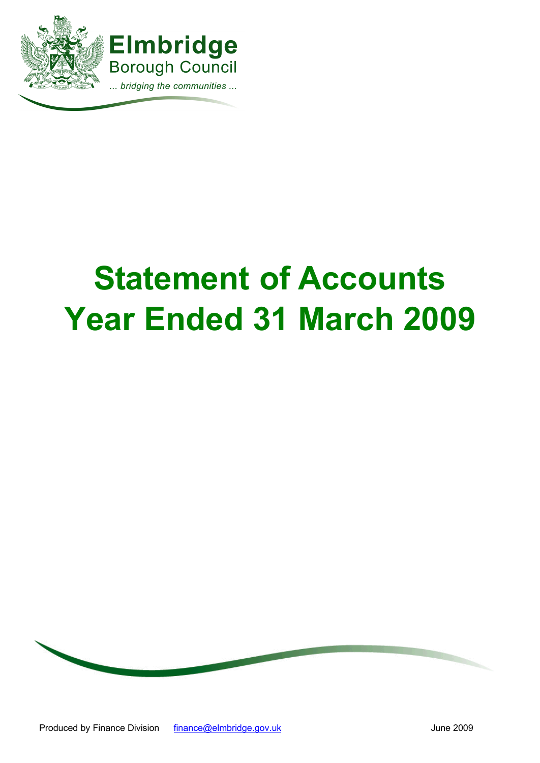Elmbridge
Borough Council
*... bridging the communities ...*

# Statement of Accounts Year Ended 31 March 2009

Produced by Finance Division    finance@elmbridge.gov.uk    June 2009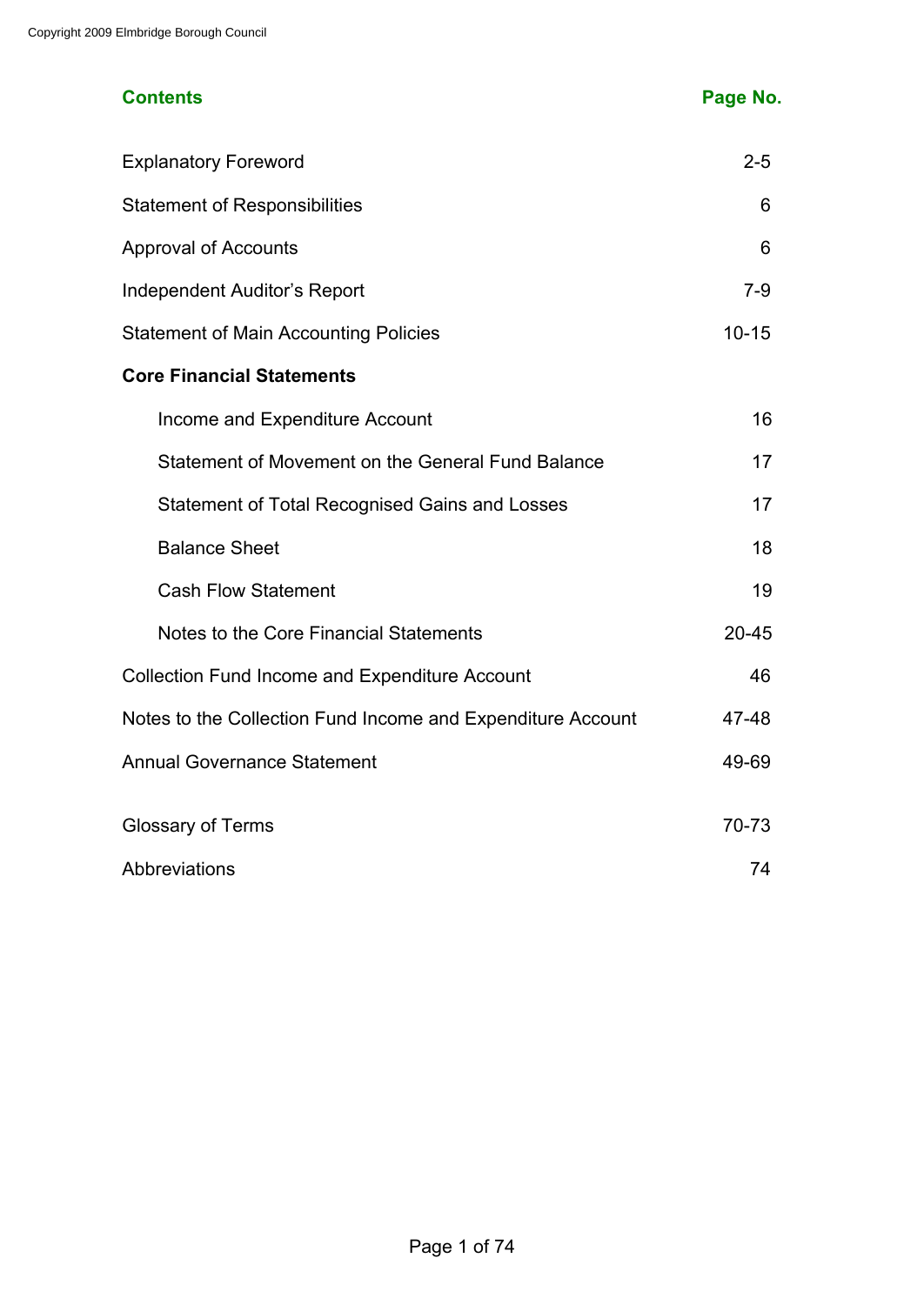| Contents | Page No. |
| --- | --- |
| Explanatory Foreword | 2-5 |
| Statement of Responsibilities | 6 |
| Approval of Accounts | 6 |
| Independent Auditor's Report | 7-9 |
| Statement of Main Accounting Policies | 10-15 |
| **Core Financial Statements** | |
| Income and Expenditure Account | 16 |
| Statement of Movement on the General Fund Balance | 17 |
| Statement of Total Recognised Gains and Losses | 17 |
| Balance Sheet | 18 |
| Cash Flow Statement | 19 |
| Notes to the Core Financial Statements | 20-45 |
| Collection Fund Income and Expenditure Account | 46 |
| Notes to the Collection Fund Income and Expenditure Account | 47-48 |
| Annual Governance Statement | 49-69 |
| Glossary of Terms | 70-73 |
| Abbreviations | 74 |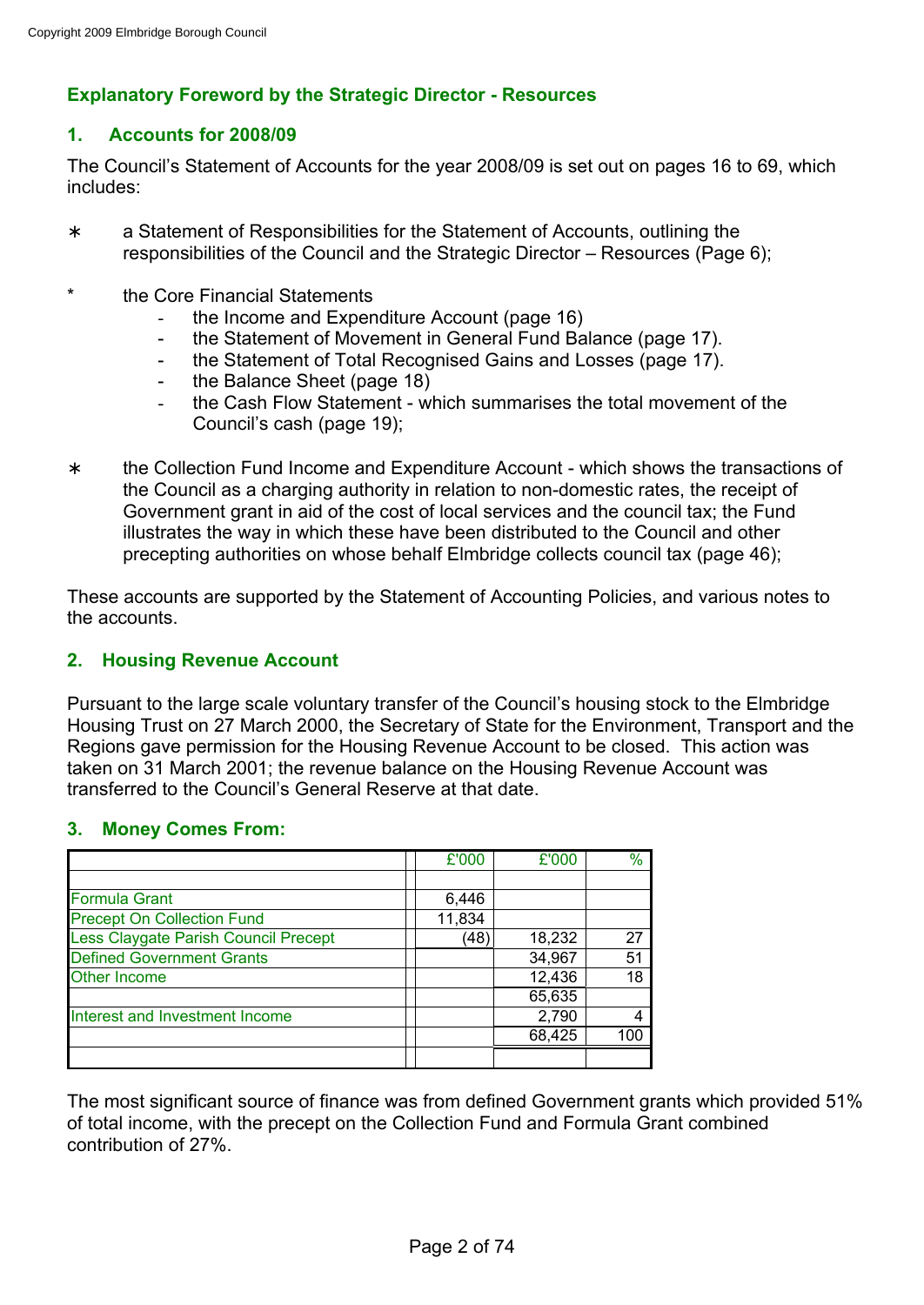Copyright 2009 Elmbridge Borough Council

## Explanatory Foreword by the Strategic Director - Resources

### 1. Accounts for 2008/09

The Council's Statement of Accounts for the year 2008/09 is set out on pages 16 to 69, which includes:

- a Statement of Responsibilities for the Statement of Accounts, outlining the responsibilities of the Council and the Strategic Director – Resources (Page 6);
- the Core Financial Statements
  - the Income and Expenditure Account (page 16)
  - the Statement of Movement in General Fund Balance (page 17).
  - the Statement of Total Recognised Gains and Losses (page 17).
  - the Balance Sheet (page 18)
  - the Cash Flow Statement - which summarises the total movement of the Council's cash (page 19);
- the Collection Fund Income and Expenditure Account - which shows the transactions of the Council as a charging authority in relation to non-domestic rates, the receipt of Government grant in aid of the cost of local services and the council tax; the Fund illustrates the way in which these have been distributed to the Council and other precepting authorities on whose behalf Elmbridge collects council tax (page 46);

These accounts are supported by the Statement of Accounting Policies, and various notes to the accounts.

### 2. Housing Revenue Account

Pursuant to the large scale voluntary transfer of the Council's housing stock to the Elmbridge Housing Trust on 27 March 2000, the Secretary of State for the Environment, Transport and the Regions gave permission for the Housing Revenue Account to be closed. This action was taken on 31 March 2001; the revenue balance on the Housing Revenue Account was transferred to the Council's General Reserve at that date.

### 3. Money Comes From:

| | £'000 | £'000 | % |
|---|---|---|---|
| Formula Grant | 6,446 | | |
| Precept On Collection Fund | 11,834 | | |
| Less Claygate Parish Council Precept | (48) | 18,232 | 27 |
| Defined Government Grants | | 34,967 | 51 |
| Other Income | | 12,436 | 18 |
| | | 65,635 | |
| Interest and Investment Income | | 2,790 | 4 |
| | | 68,425 | 100 |

The most significant source of finance was from defined Government grants which provided 51% of total income, with the precept on the Collection Fund and Formula Grant combined contribution of 27%.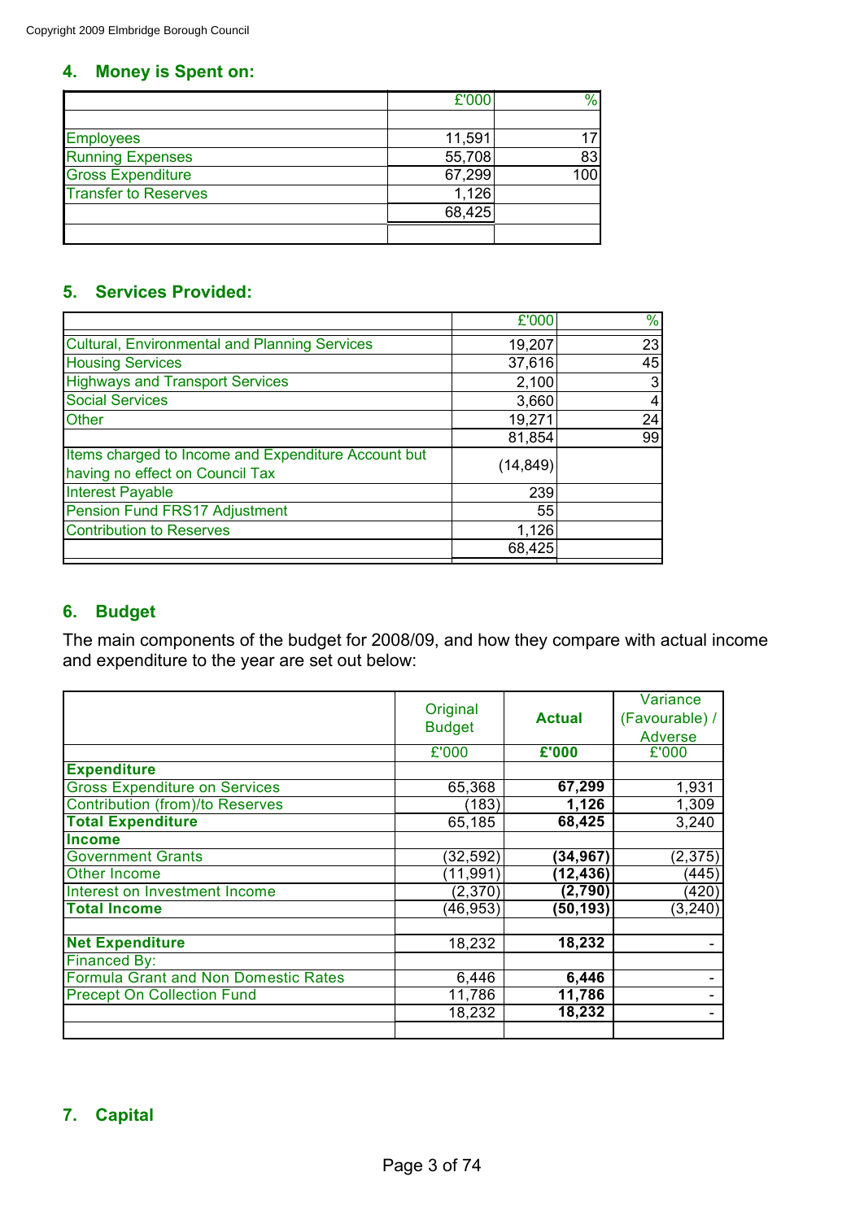Copyright 2009 Elmbridge Borough Council

## 4. Money is Spent on:

| | £'000 | % |
|---|---:|---:|
| | | |
| Employees | 11,591 | 17 |
| Running Expenses | 55,708 | 83 |
| Gross Expenditure | 67,299 | 100 |
| Transfer to Reserves | 1,126 | |
| | 68,425 | |

## 5. Services Provided:

| | £'000 | % |
|---|---:|---:|
| Cultural, Environmental and Planning Services | 19,207 | 23 |
| Housing Services | 37,616 | 45 |
| Highways and Transport Services | 2,100 | 3 |
| Social Services | 3,660 | 4 |
| Other | 19,271 | 24 |
| | 81,854 | 99 |
| Items charged to Income and Expenditure Account but having no effect on Council Tax | (14,849) | |
| Interest Payable | 239 | |
| Pension Fund FRS17 Adjustment | 55 | |
| Contribution to Reserves | 1,126 | |
| | 68,425 | |

## 6. Budget

The main components of the budget for 2008/09, and how they compare with actual income and expenditure to the year are set out below:

| | Original Budget | **Actual** | Variance (Favourable) / Adverse |
|---|---:|---:|---:|
| | £'000 | **£'000** | £'000 |
| **Expenditure** | | | |
| Gross Expenditure on Services | 65,368 | **67,299** | 1,931 |
| Contribution (from)/to Reserves | (183) | **1,126** | 1,309 |
| **Total Expenditure** | 65,185 | **68,425** | 3,240 |
| **Income** | | | |
| Government Grants | (32,592) | **(34,967)** | (2,375) |
| Other Income | (11,991) | **(12,436)** | (445) |
| Interest on Investment Income | (2,370) | **(2,790)** | (420) |
| **Total Income** | (46,953) | **(50,193)** | (3,240) |
| | | | |
| **Net Expenditure** | 18,232 | **18,232** | - |
| Financed By: | | | |
| Formula Grant and Non Domestic Rates | 6,446 | **6,446** | - |
| Precept On Collection Fund | 11,786 | **11,786** | - |
| | 18,232 | **18,232** | - |

## 7. Capital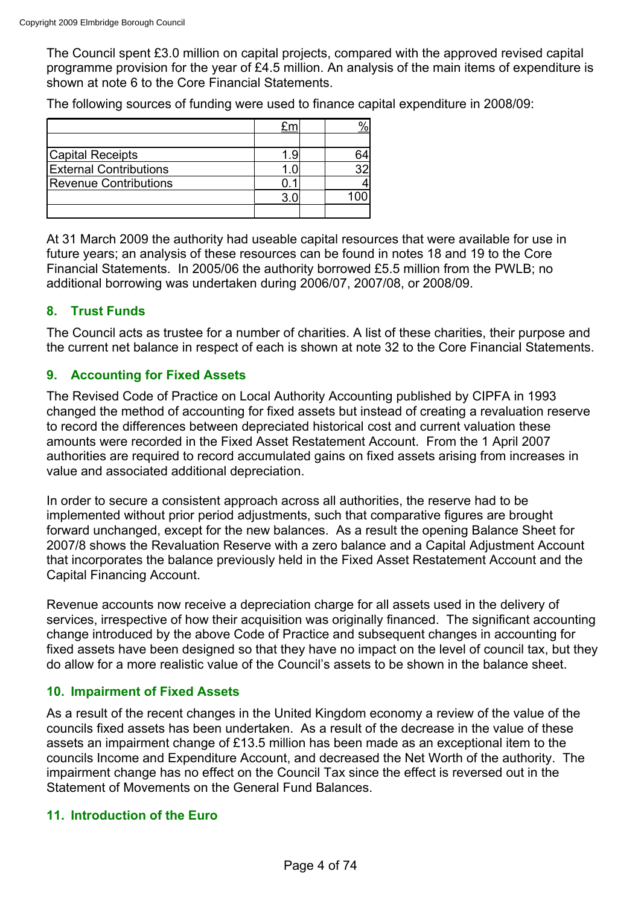The Council spent £3.0 million on capital projects, compared with the approved revised capital programme provision for the year of £4.5 million. An analysis of the main items of expenditure is shown at note 6 to the Core Financial Statements.

The following sources of funding were used to finance capital expenditure in 2008/09:

| | £m | | % |
|---|---|---|---|
| Capital Receipts | 1.9 | | 64 |
| External Contributions | 1.0 | | 32 |
| Revenue Contributions | 0.1 | | 4 |
| | 3.0 | | 100 |

At 31 March 2009 the authority had useable capital resources that were available for use in future years; an analysis of these resources can be found in notes 18 and 19 to the Core Financial Statements. In 2005/06 the authority borrowed £5.5 million from the PWLB; no additional borrowing was undertaken during 2006/07, 2007/08, or 2008/09.

## 8. Trust Funds

The Council acts as trustee for a number of charities. A list of these charities, their purpose and the current net balance in respect of each is shown at note 32 to the Core Financial Statements.

## 9. Accounting for Fixed Assets

The Revised Code of Practice on Local Authority Accounting published by CIPFA in 1993 changed the method of accounting for fixed assets but instead of creating a revaluation reserve to record the differences between depreciated historical cost and current valuation these amounts were recorded in the Fixed Asset Restatement Account. From the 1 April 2007 authorities are required to record accumulated gains on fixed assets arising from increases in value and associated additional depreciation.

In order to secure a consistent approach across all authorities, the reserve had to be implemented without prior period adjustments, such that comparative figures are brought forward unchanged, except for the new balances. As a result the opening Balance Sheet for 2007/8 shows the Revaluation Reserve with a zero balance and a Capital Adjustment Account that incorporates the balance previously held in the Fixed Asset Restatement Account and the Capital Financing Account.

Revenue accounts now receive a depreciation charge for all assets used in the delivery of services, irrespective of how their acquisition was originally financed. The significant accounting change introduced by the above Code of Practice and subsequent changes in accounting for fixed assets have been designed so that they have no impact on the level of council tax, but they do allow for a more realistic value of the Council's assets to be shown in the balance sheet.

## 10. Impairment of Fixed Assets

As a result of the recent changes in the United Kingdom economy a review of the value of the councils fixed assets has been undertaken. As a result of the decrease in the value of these assets an impairment change of £13.5 million has been made as an exceptional item to the councils Income and Expenditure Account, and decreased the Net Worth of the authority. The impairment change has no effect on the Council Tax since the effect is reversed out in the Statement of Movements on the General Fund Balances.

## 11. Introduction of the Euro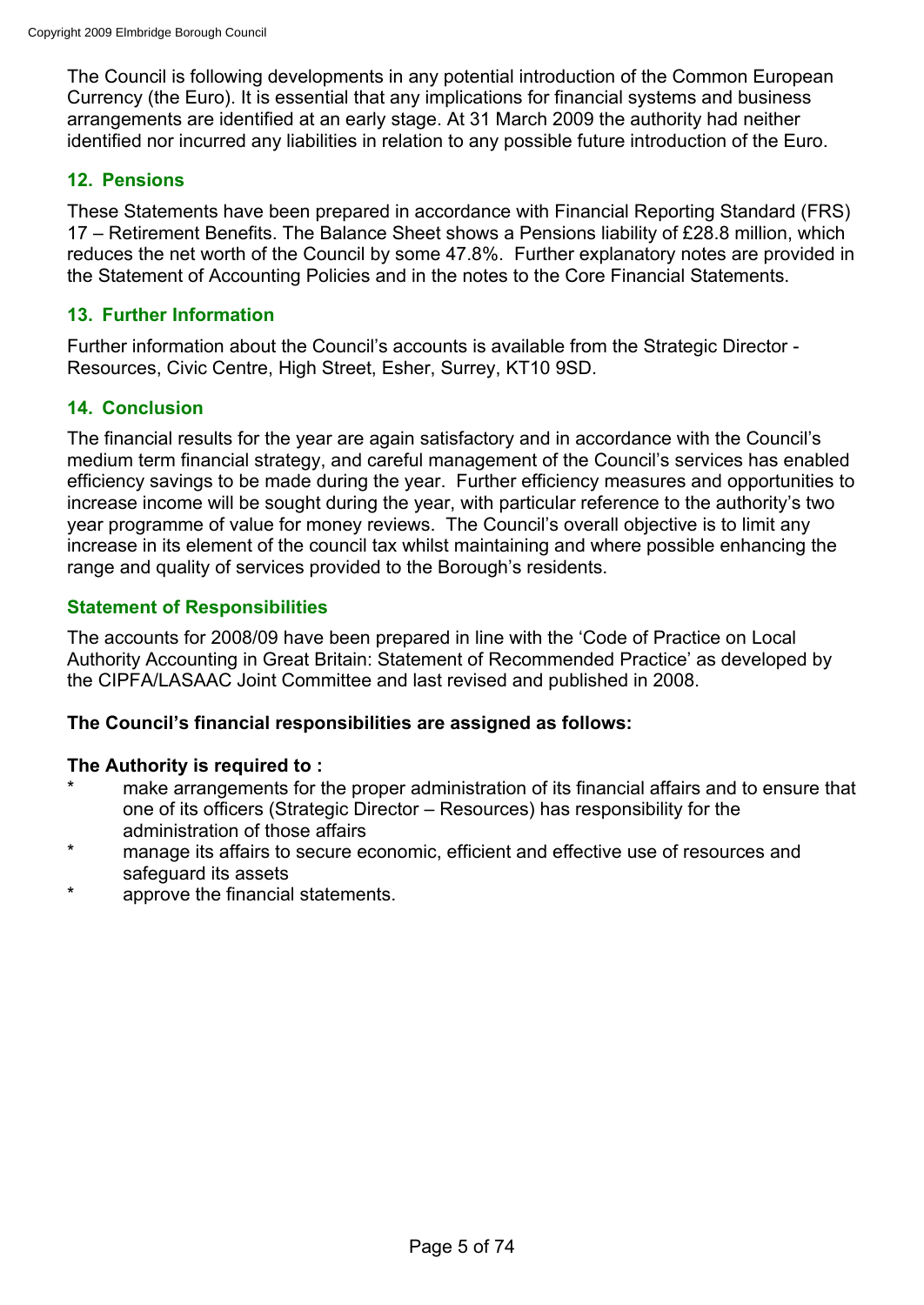The Council is following developments in any potential introduction of the Common European Currency (the Euro). It is essential that any implications for financial systems and business arrangements are identified at an early stage. At 31 March 2009 the authority had neither identified nor incurred any liabilities in relation to any possible future introduction of the Euro.

## 12. Pensions

These Statements have been prepared in accordance with Financial Reporting Standard (FRS) 17 – Retirement Benefits. The Balance Sheet shows a Pensions liability of £28.8 million, which reduces the net worth of the Council by some 47.8%. Further explanatory notes are provided in the Statement of Accounting Policies and in the notes to the Core Financial Statements.

## 13. Further Information

Further information about the Council's accounts is available from the Strategic Director - Resources, Civic Centre, High Street, Esher, Surrey, KT10 9SD.

## 14. Conclusion

The financial results for the year are again satisfactory and in accordance with the Council's medium term financial strategy, and careful management of the Council's services has enabled efficiency savings to be made during the year. Further efficiency measures and opportunities to increase income will be sought during the year, with particular reference to the authority's two year programme of value for money reviews. The Council's overall objective is to limit any increase in its element of the council tax whilst maintaining and where possible enhancing the range and quality of services provided to the Borough's residents.

## Statement of Responsibilities

The accounts for 2008/09 have been prepared in line with the 'Code of Practice on Local Authority Accounting in Great Britain: Statement of Recommended Practice' as developed by the CIPFA/LASAAC Joint Committee and last revised and published in 2008.

**The Council's financial responsibilities are assigned as follows:**

**The Authority is required to :**

* make arrangements for the proper administration of its financial affairs and to ensure that one of its officers (Strategic Director – Resources) has responsibility for the administration of those affairs
* manage its affairs to secure economic, efficient and effective use of resources and safeguard its assets
* approve the financial statements.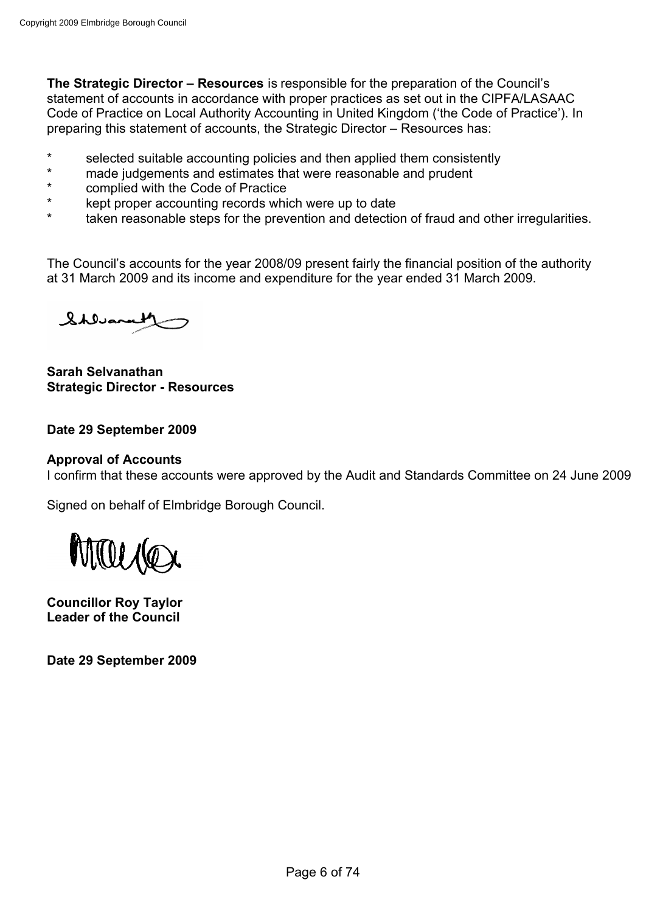**The Strategic Director – Resources** is responsible for the preparation of the Council's statement of accounts in accordance with proper practices as set out in the CIPFA/LASAAC Code of Practice on Local Authority Accounting in United Kingdom ('the Code of Practice'). In preparing this statement of accounts, the Strategic Director – Resources has:

- selected suitable accounting policies and then applied them consistently
- made judgements and estimates that were reasonable and prudent
- complied with the Code of Practice
- kept proper accounting records which were up to date
- taken reasonable steps for the prevention and detection of fraud and other irregularities.

The Council's accounts for the year 2008/09 present fairly the financial position of the authority at 31 March 2009 and its income and expenditure for the year ended 31 March 2009.

**Sarah Selvanathan**
**Strategic Director - Resources**

**Date 29 September 2009**

**Approval of Accounts**
I confirm that these accounts were approved by the Audit and Standards Committee on 24 June 2009

Signed on behalf of Elmbridge Borough Council.

**Councillor Roy Taylor**
**Leader of the Council**

**Date 29 September 2009**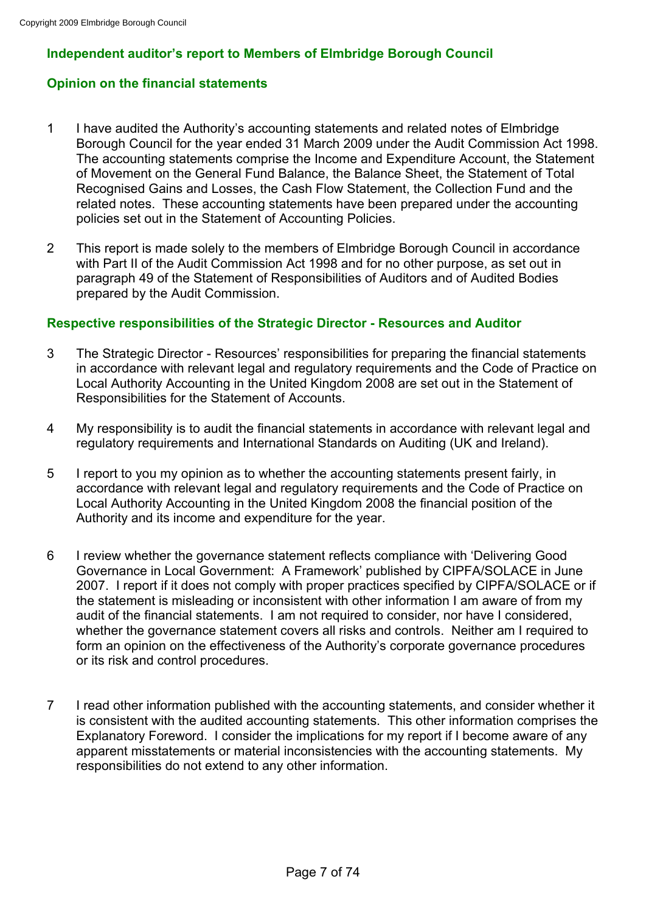## Independent auditor's report to Members of Elmbridge Borough Council

### Opinion on the financial statements

1. I have audited the Authority's accounting statements and related notes of Elmbridge Borough Council for the year ended 31 March 2009 under the Audit Commission Act 1998. The accounting statements comprise the Income and Expenditure Account, the Statement of Movement on the General Fund Balance, the Balance Sheet, the Statement of Total Recognised Gains and Losses, the Cash Flow Statement, the Collection Fund and the related notes. These accounting statements have been prepared under the accounting policies set out in the Statement of Accounting Policies.

2. This report is made solely to the members of Elmbridge Borough Council in accordance with Part II of the Audit Commission Act 1998 and for no other purpose, as set out in paragraph 49 of the Statement of Responsibilities of Auditors and of Audited Bodies prepared by the Audit Commission.

### Respective responsibilities of the Strategic Director - Resources and Auditor

3. The Strategic Director - Resources' responsibilities for preparing the financial statements in accordance with relevant legal and regulatory requirements and the Code of Practice on Local Authority Accounting in the United Kingdom 2008 are set out in the Statement of Responsibilities for the Statement of Accounts.

4. My responsibility is to audit the financial statements in accordance with relevant legal and regulatory requirements and International Standards on Auditing (UK and Ireland).

5. I report to you my opinion as to whether the accounting statements present fairly, in accordance with relevant legal and regulatory requirements and the Code of Practice on Local Authority Accounting in the United Kingdom 2008 the financial position of the Authority and its income and expenditure for the year.

6. I review whether the governance statement reflects compliance with 'Delivering Good Governance in Local Government: A Framework' published by CIPFA/SOLACE in June 2007. I report if it does not comply with proper practices specified by CIPFA/SOLACE or if the statement is misleading or inconsistent with other information I am aware of from my audit of the financial statements. I am not required to consider, nor have I considered, whether the governance statement covers all risks and controls. Neither am I required to form an opinion on the effectiveness of the Authority's corporate governance procedures or its risk and control procedures.

7. I read other information published with the accounting statements, and consider whether it is consistent with the audited accounting statements. This other information comprises the Explanatory Foreword. I consider the implications for my report if I become aware of any apparent misstatements or material inconsistencies with the accounting statements. My responsibilities do not extend to any other information.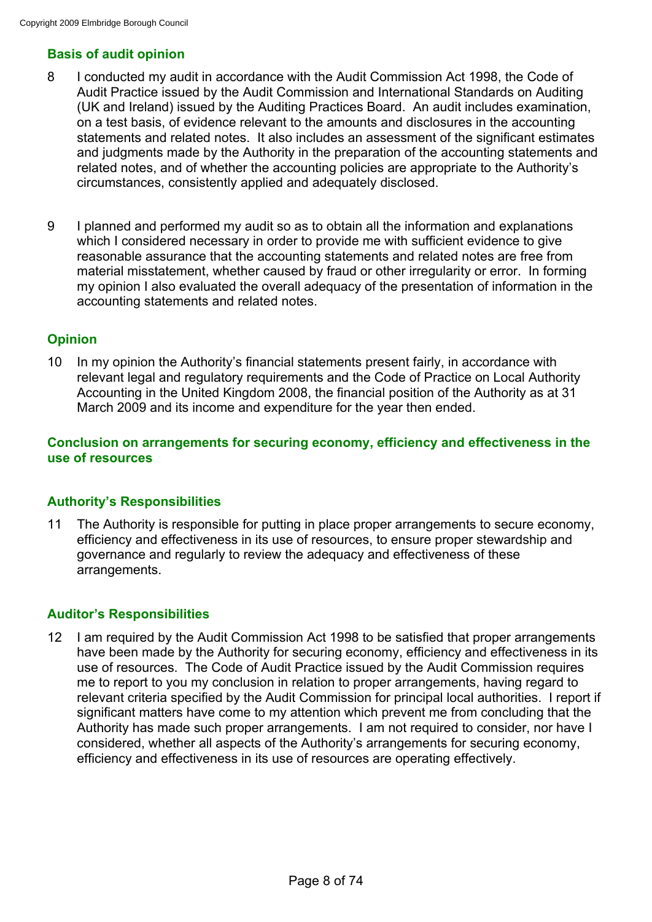## Basis of audit opinion

8 I conducted my audit in accordance with the Audit Commission Act 1998, the Code of Audit Practice issued by the Audit Commission and International Standards on Auditing (UK and Ireland) issued by the Auditing Practices Board. An audit includes examination, on a test basis, of evidence relevant to the amounts and disclosures in the accounting statements and related notes. It also includes an assessment of the significant estimates and judgments made by the Authority in the preparation of the accounting statements and related notes, and of whether the accounting policies are appropriate to the Authority's circumstances, consistently applied and adequately disclosed.

9 I planned and performed my audit so as to obtain all the information and explanations which I considered necessary in order to provide me with sufficient evidence to give reasonable assurance that the accounting statements and related notes are free from material misstatement, whether caused by fraud or other irregularity or error. In forming my opinion I also evaluated the overall adequacy of the presentation of information in the accounting statements and related notes.

## Opinion

10 In my opinion the Authority's financial statements present fairly, in accordance with relevant legal and regulatory requirements and the Code of Practice on Local Authority Accounting in the United Kingdom 2008, the financial position of the Authority as at 31 March 2009 and its income and expenditure for the year then ended.

## Conclusion on arrangements for securing economy, efficiency and effectiveness in the use of resources

## Authority's Responsibilities

11 The Authority is responsible for putting in place proper arrangements to secure economy, efficiency and effectiveness in its use of resources, to ensure proper stewardship and governance and regularly to review the adequacy and effectiveness of these arrangements.

## Auditor's Responsibilities

12 I am required by the Audit Commission Act 1998 to be satisfied that proper arrangements have been made by the Authority for securing economy, efficiency and effectiveness in its use of resources. The Code of Audit Practice issued by the Audit Commission requires me to report to you my conclusion in relation to proper arrangements, having regard to relevant criteria specified by the Audit Commission for principal local authorities. I report if significant matters have come to my attention which prevent me from concluding that the Authority has made such proper arrangements. I am not required to consider, nor have I considered, whether all aspects of the Authority's arrangements for securing economy, efficiency and effectiveness in its use of resources are operating effectively.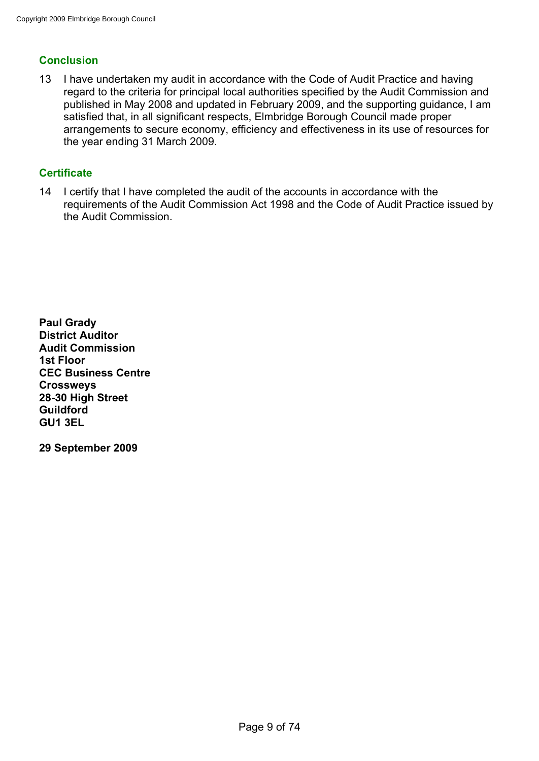## Conclusion

13 I have undertaken my audit in accordance with the Code of Audit Practice and having regard to the criteria for principal local authorities specified by the Audit Commission and published in May 2008 and updated in February 2009, and the supporting guidance, I am satisfied that, in all significant respects, Elmbridge Borough Council made proper arrangements to secure economy, efficiency and effectiveness in its use of resources for the year ending 31 March 2009.

## Certificate

14 I certify that I have completed the audit of the accounts in accordance with the requirements of the Audit Commission Act 1998 and the Code of Audit Practice issued by the Audit Commission.

**Paul Grady**
**District Auditor**
**Audit Commission**
**1st Floor**
**CEC Business Centre**
**Crossweys**
**28-30 High Street**
**Guildford**
**GU1 3EL**

**29 September 2009**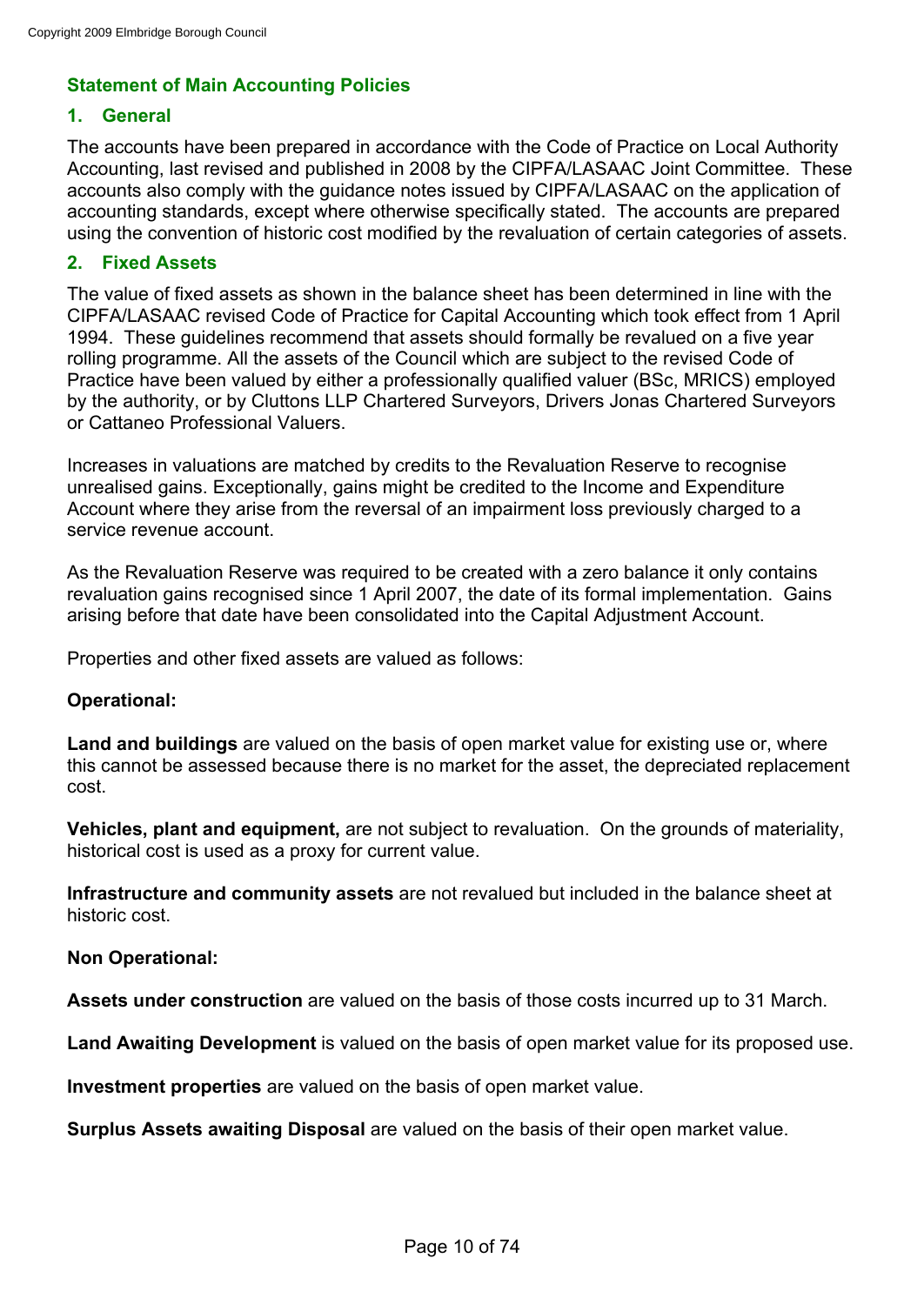## Statement of Main Accounting Policies

### 1. General

The accounts have been prepared in accordance with the Code of Practice on Local Authority Accounting, last revised and published in 2008 by the CIPFA/LASAAC Joint Committee. These accounts also comply with the guidance notes issued by CIPFA/LASAAC on the application of accounting standards, except where otherwise specifically stated. The accounts are prepared using the convention of historic cost modified by the revaluation of certain categories of assets.

### 2. Fixed Assets

The value of fixed assets as shown in the balance sheet has been determined in line with the CIPFA/LASAAC revised Code of Practice for Capital Accounting which took effect from 1 April 1994. These guidelines recommend that assets should formally be revalued on a five year rolling programme. All the assets of the Council which are subject to the revised Code of Practice have been valued by either a professionally qualified valuer (BSc, MRICS) employed by the authority, or by Cluttons LLP Chartered Surveyors, Drivers Jonas Chartered Surveyors or Cattaneo Professional Valuers.

Increases in valuations are matched by credits to the Revaluation Reserve to recognise unrealised gains. Exceptionally, gains might be credited to the Income and Expenditure Account where they arise from the reversal of an impairment loss previously charged to a service revenue account.

As the Revaluation Reserve was required to be created with a zero balance it only contains revaluation gains recognised since 1 April 2007, the date of its formal implementation. Gains arising before that date have been consolidated into the Capital Adjustment Account.

Properties and other fixed assets are valued as follows:

**Operational:**

**Land and buildings** are valued on the basis of open market value for existing use or, where this cannot be assessed because there is no market for the asset, the depreciated replacement cost.

**Vehicles, plant and equipment,** are not subject to revaluation. On the grounds of materiality, historical cost is used as a proxy for current value.

**Infrastructure and community assets** are not revalued but included in the balance sheet at historic cost.

**Non Operational:**

**Assets under construction** are valued on the basis of those costs incurred up to 31 March.

**Land Awaiting Development** is valued on the basis of open market value for its proposed use.

**Investment properties** are valued on the basis of open market value.

**Surplus Assets awaiting Disposal** are valued on the basis of their open market value.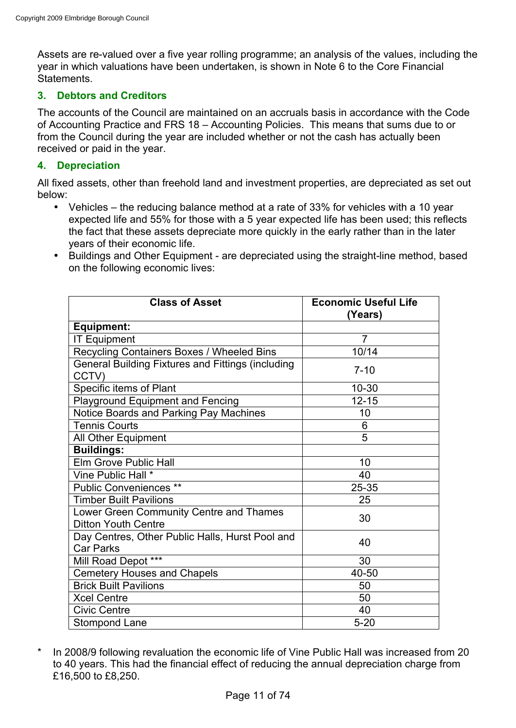Assets are re-valued over a five year rolling programme; an analysis of the values, including the year in which valuations have been undertaken, is shown in Note 6 to the Core Financial Statements.

### 3. Debtors and Creditors

The accounts of the Council are maintained on an accruals basis in accordance with the Code of Accounting Practice and FRS 18 – Accounting Policies. This means that sums due to or from the Council during the year are included whether or not the cash has actually been received or paid in the year.

### 4. Depreciation

All fixed assets, other than freehold land and investment properties, are depreciated as set out below:

- Vehicles – the reducing balance method at a rate of 33% for vehicles with a 10 year expected life and 55% for those with a 5 year expected life has been used; this reflects the fact that these assets depreciate more quickly in the early rather than in the later years of their economic life.
- Buildings and Other Equipment - are depreciated using the straight-line method, based on the following economic lives:

| Class of Asset | Economic Useful Life (Years) |
|---|---|
| **Equipment:** | |
| IT Equipment | 7 |
| Recycling Containers Boxes / Wheeled Bins | 10/14 |
| General Building Fixtures and Fittings (including CCTV) | 7-10 |
| Specific items of Plant | 10-30 |
| Playground Equipment and Fencing | 12-15 |
| Notice Boards and Parking Pay Machines | 10 |
| Tennis Courts | 6 |
| All Other Equipment | 5 |
| **Buildings:** | |
| Elm Grove Public Hall | 10 |
| Vine Public Hall * | 40 |
| Public Conveniences ** | 25-35 |
| Timber Built Pavilions | 25 |
| Lower Green Community Centre and Thames Ditton Youth Centre | 30 |
| Day Centres, Other Public Halls, Hurst Pool and Car Parks | 40 |
| Mill Road Depot *** | 30 |
| Cemetery Houses and Chapels | 40-50 |
| Brick Built Pavilions | 50 |
| Xcel Centre | 50 |
| Civic Centre | 40 |
| Stompond Lane | 5-20 |

\* In 2008/9 following revaluation the economic life of Vine Public Hall was increased from 20 to 40 years. This had the financial effect of reducing the annual depreciation charge from £16,500 to £8,250.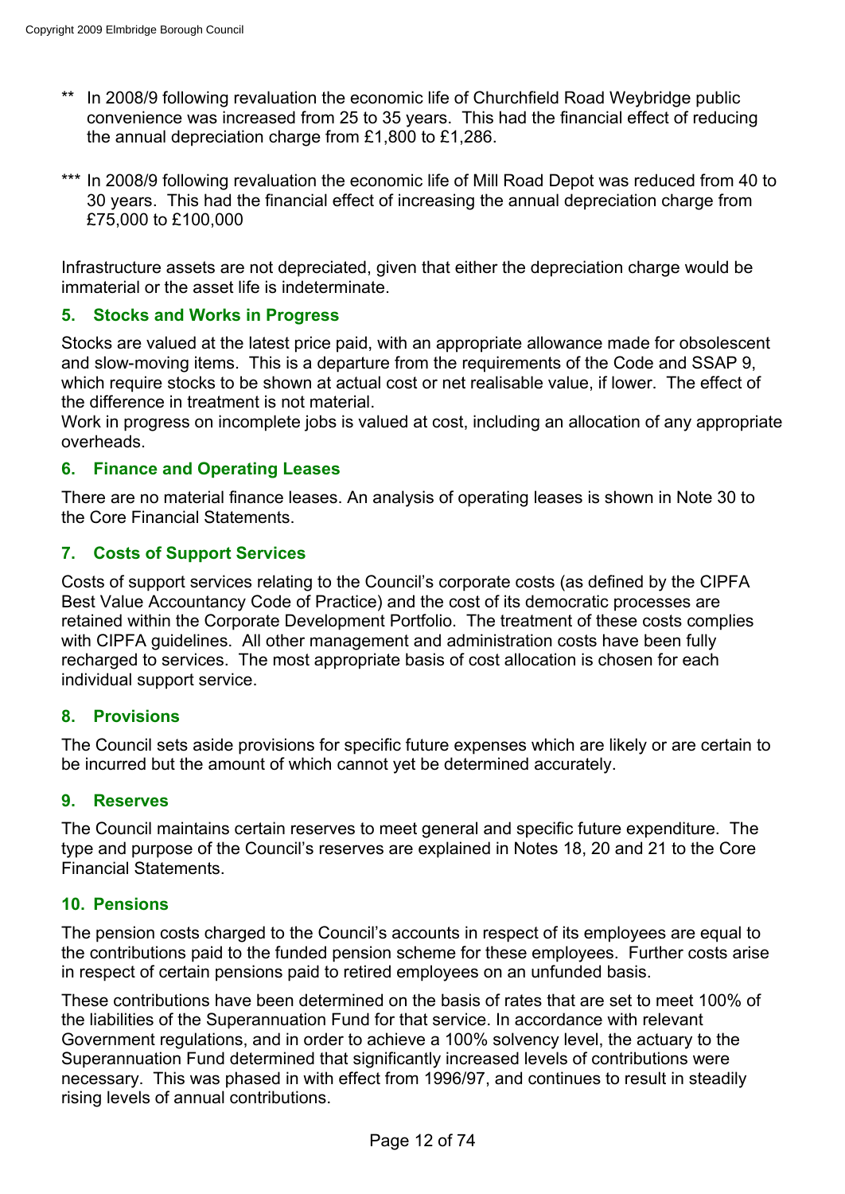** In 2008/9 following revaluation the economic life of Churchfield Road Weybridge public convenience was increased from 25 to 35 years. This had the financial effect of reducing the annual depreciation charge from £1,800 to £1,286.

*** In 2008/9 following revaluation the economic life of Mill Road Depot was reduced from 40 to 30 years. This had the financial effect of increasing the annual depreciation charge from £75,000 to £100,000

Infrastructure assets are not depreciated, given that either the depreciation charge would be immaterial or the asset life is indeterminate.

### 5. Stocks and Works in Progress

Stocks are valued at the latest price paid, with an appropriate allowance made for obsolescent and slow-moving items. This is a departure from the requirements of the Code and SSAP 9, which require stocks to be shown at actual cost or net realisable value, if lower. The effect of the difference in treatment is not material.

Work in progress on incomplete jobs is valued at cost, including an allocation of any appropriate overheads.

### 6. Finance and Operating Leases

There are no material finance leases. An analysis of operating leases is shown in Note 30 to the Core Financial Statements.

### 7. Costs of Support Services

Costs of support services relating to the Council's corporate costs (as defined by the CIPFA Best Value Accountancy Code of Practice) and the cost of its democratic processes are retained within the Corporate Development Portfolio. The treatment of these costs complies with CIPFA guidelines. All other management and administration costs have been fully recharged to services. The most appropriate basis of cost allocation is chosen for each individual support service.

### 8. Provisions

The Council sets aside provisions for specific future expenses which are likely or are certain to be incurred but the amount of which cannot yet be determined accurately.

### 9. Reserves

The Council maintains certain reserves to meet general and specific future expenditure. The type and purpose of the Council's reserves are explained in Notes 18, 20 and 21 to the Core Financial Statements.

### 10. Pensions

The pension costs charged to the Council's accounts in respect of its employees are equal to the contributions paid to the funded pension scheme for these employees. Further costs arise in respect of certain pensions paid to retired employees on an unfunded basis.

These contributions have been determined on the basis of rates that are set to meet 100% of the liabilities of the Superannuation Fund for that service. In accordance with relevant Government regulations, and in order to achieve a 100% solvency level, the actuary to the Superannuation Fund determined that significantly increased levels of contributions were necessary. This was phased in with effect from 1996/97, and continues to result in steadily rising levels of annual contributions.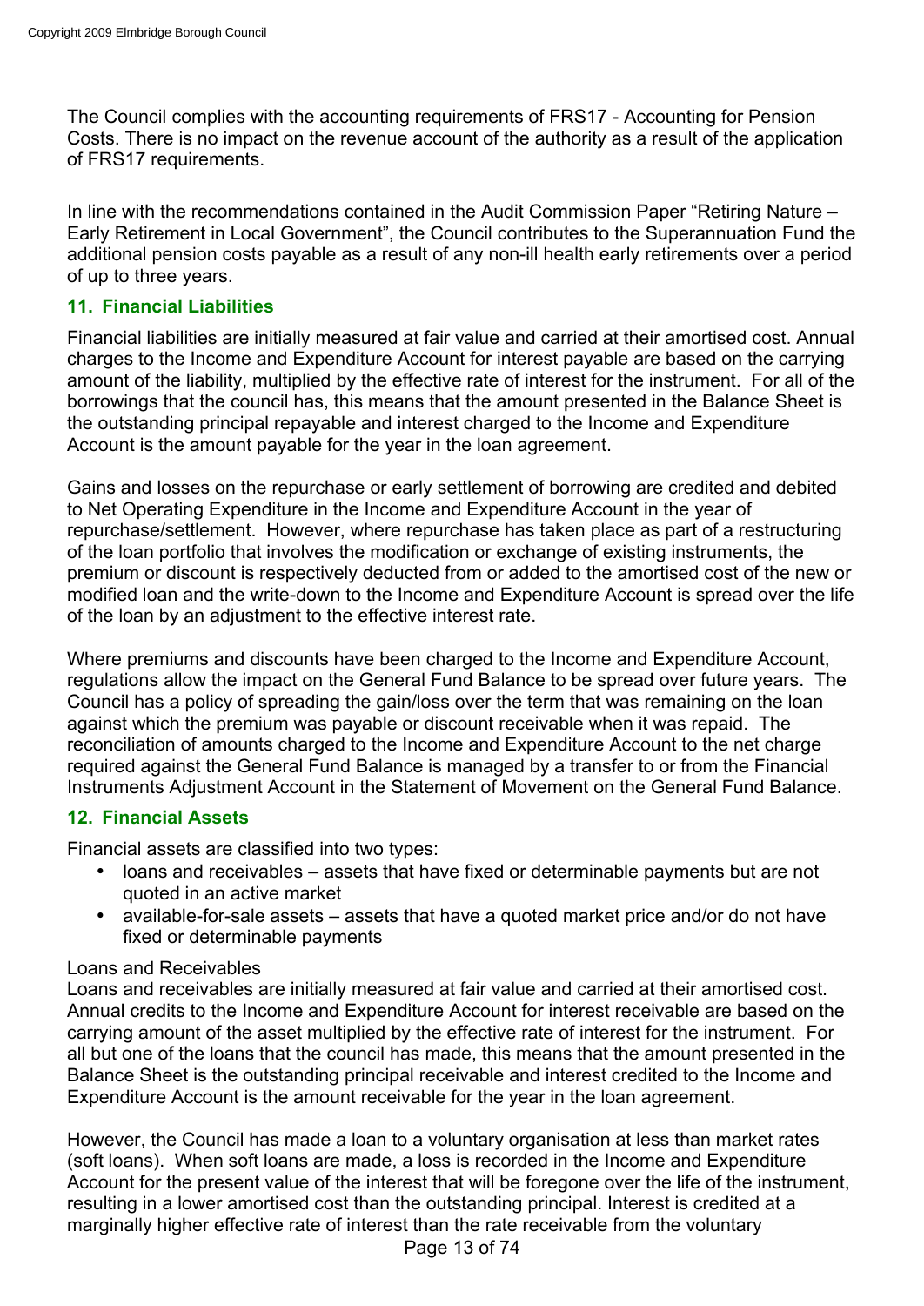The Council complies with the accounting requirements of FRS17 - Accounting for Pension Costs. There is no impact on the revenue account of the authority as a result of the application of FRS17 requirements.

In line with the recommendations contained in the Audit Commission Paper "Retiring Nature – Early Retirement in Local Government", the Council contributes to the Superannuation Fund the additional pension costs payable as a result of any non-ill health early retirements over a period of up to three years.

### 11. Financial Liabilities

Financial liabilities are initially measured at fair value and carried at their amortised cost. Annual charges to the Income and Expenditure Account for interest payable are based on the carrying amount of the liability, multiplied by the effective rate of interest for the instrument. For all of the borrowings that the council has, this means that the amount presented in the Balance Sheet is the outstanding principal repayable and interest charged to the Income and Expenditure Account is the amount payable for the year in the loan agreement.

Gains and losses on the repurchase or early settlement of borrowing are credited and debited to Net Operating Expenditure in the Income and Expenditure Account in the year of repurchase/settlement. However, where repurchase has taken place as part of a restructuring of the loan portfolio that involves the modification or exchange of existing instruments, the premium or discount is respectively deducted from or added to the amortised cost of the new or modified loan and the write-down to the Income and Expenditure Account is spread over the life of the loan by an adjustment to the effective interest rate.

Where premiums and discounts have been charged to the Income and Expenditure Account, regulations allow the impact on the General Fund Balance to be spread over future years. The Council has a policy of spreading the gain/loss over the term that was remaining on the loan against which the premium was payable or discount receivable when it was repaid. The reconciliation of amounts charged to the Income and Expenditure Account to the net charge required against the General Fund Balance is managed by a transfer to or from the Financial Instruments Adjustment Account in the Statement of Movement on the General Fund Balance.

### 12. Financial Assets

Financial assets are classified into two types:

- loans and receivables – assets that have fixed or determinable payments but are not quoted in an active market
- available-for-sale assets – assets that have a quoted market price and/or do not have fixed or determinable payments

Loans and Receivables

Loans and receivables are initially measured at fair value and carried at their amortised cost. Annual credits to the Income and Expenditure Account for interest receivable are based on the carrying amount of the asset multiplied by the effective rate of interest for the instrument. For all but one of the loans that the council has made, this means that the amount presented in the Balance Sheet is the outstanding principal receivable and interest credited to the Income and Expenditure Account is the amount receivable for the year in the loan agreement.

However, the Council has made a loan to a voluntary organisation at less than market rates (soft loans). When soft loans are made, a loss is recorded in the Income and Expenditure Account for the present value of the interest that will be foregone over the life of the instrument, resulting in a lower amortised cost than the outstanding principal. Interest is credited at a marginally higher effective rate of interest than the rate receivable from the voluntary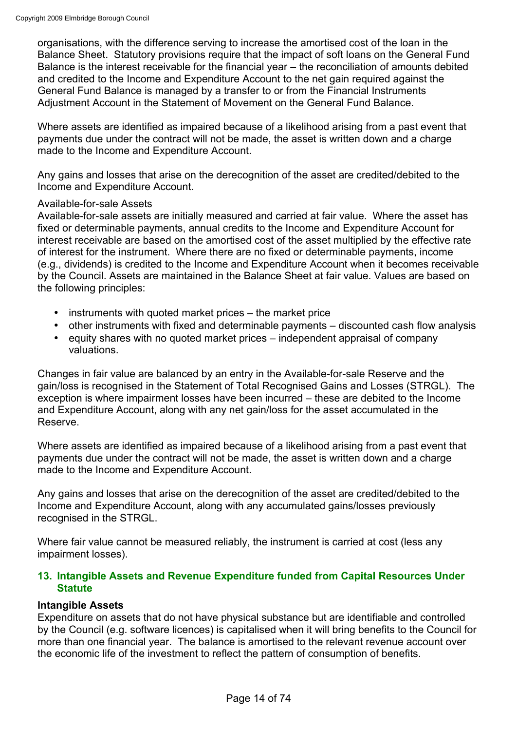organisations, with the difference serving to increase the amortised cost of the loan in the Balance Sheet. Statutory provisions require that the impact of soft loans on the General Fund Balance is the interest receivable for the financial year – the reconciliation of amounts debited and credited to the Income and Expenditure Account to the net gain required against the General Fund Balance is managed by a transfer to or from the Financial Instruments Adjustment Account in the Statement of Movement on the General Fund Balance.

Where assets are identified as impaired because of a likelihood arising from a past event that payments due under the contract will not be made, the asset is written down and a charge made to the Income and Expenditure Account.

Any gains and losses that arise on the derecognition of the asset are credited/debited to the Income and Expenditure Account.

Available-for-sale Assets

Available-for-sale assets are initially measured and carried at fair value. Where the asset has fixed or determinable payments, annual credits to the Income and Expenditure Account for interest receivable are based on the amortised cost of the asset multiplied by the effective rate of interest for the instrument. Where there are no fixed or determinable payments, income (e.g., dividends) is credited to the Income and Expenditure Account when it becomes receivable by the Council. Assets are maintained in the Balance Sheet at fair value. Values are based on the following principles:

- instruments with quoted market prices – the market price
- other instruments with fixed and determinable payments – discounted cash flow analysis
- equity shares with no quoted market prices – independent appraisal of company valuations.

Changes in fair value are balanced by an entry in the Available-for-sale Reserve and the gain/loss is recognised in the Statement of Total Recognised Gains and Losses (STRGL). The exception is where impairment losses have been incurred – these are debited to the Income and Expenditure Account, along with any net gain/loss for the asset accumulated in the Reserve.

Where assets are identified as impaired because of a likelihood arising from a past event that payments due under the contract will not be made, the asset is written down and a charge made to the Income and Expenditure Account.

Any gains and losses that arise on the derecognition of the asset are credited/debited to the Income and Expenditure Account, along with any accumulated gains/losses previously recognised in the STRGL.

Where fair value cannot be measured reliably, the instrument is carried at cost (less any impairment losses).

## 13. Intangible Assets and Revenue Expenditure funded from Capital Resources Under Statute

**Intangible Assets**

Expenditure on assets that do not have physical substance but are identifiable and controlled by the Council (e.g. software licences) is capitalised when it will bring benefits to the Council for more than one financial year. The balance is amortised to the relevant revenue account over the economic life of the investment to reflect the pattern of consumption of benefits.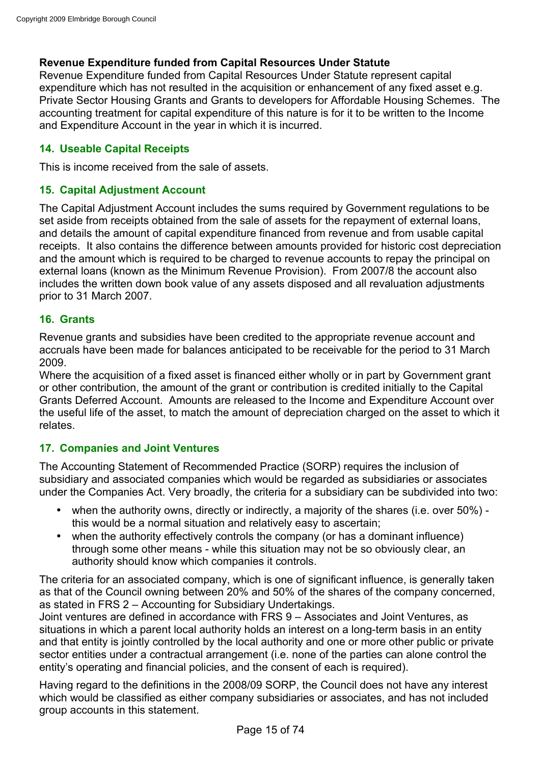**Revenue Expenditure funded from Capital Resources Under Statute**
Revenue Expenditure funded from Capital Resources Under Statute represent capital expenditure which has not resulted in the acquisition or enhancement of any fixed asset e.g. Private Sector Housing Grants and Grants to developers for Affordable Housing Schemes. The accounting treatment for capital expenditure of this nature is for it to be written to the Income and Expenditure Account in the year in which it is incurred.

### 14. Useable Capital Receipts

This is income received from the sale of assets.

### 15. Capital Adjustment Account

The Capital Adjustment Account includes the sums required by Government regulations to be set aside from receipts obtained from the sale of assets for the repayment of external loans, and details the amount of capital expenditure financed from revenue and from usable capital receipts. It also contains the difference between amounts provided for historic cost depreciation and the amount which is required to be charged to revenue accounts to repay the principal on external loans (known as the Minimum Revenue Provision). From 2007/8 the account also includes the written down book value of any assets disposed and all revaluation adjustments prior to 31 March 2007.

### 16. Grants

Revenue grants and subsidies have been credited to the appropriate revenue account and accruals have been made for balances anticipated to be receivable for the period to 31 March 2009.
Where the acquisition of a fixed asset is financed either wholly or in part by Government grant or other contribution, the amount of the grant or contribution is credited initially to the Capital Grants Deferred Account. Amounts are released to the Income and Expenditure Account over the useful life of the asset, to match the amount of depreciation charged on the asset to which it relates.

### 17. Companies and Joint Ventures

The Accounting Statement of Recommended Practice (SORP) requires the inclusion of subsidiary and associated companies which would be regarded as subsidiaries or associates under the Companies Act. Very broadly, the criteria for a subsidiary can be subdivided into two:

- when the authority owns, directly or indirectly, a majority of the shares (i.e. over 50%) - this would be a normal situation and relatively easy to ascertain;
- when the authority effectively controls the company (or has a dominant influence) through some other means - while this situation may not be so obviously clear, an authority should know which companies it controls.

The criteria for an associated company, which is one of significant influence, is generally taken as that of the Council owning between 20% and 50% of the shares of the company concerned, as stated in FRS 2 – Accounting for Subsidiary Undertakings.
Joint ventures are defined in accordance with FRS 9 – Associates and Joint Ventures, as situations in which a parent local authority holds an interest on a long-term basis in an entity and that entity is jointly controlled by the local authority and one or more other public or private sector entities under a contractual arrangement (i.e. none of the parties can alone control the entity's operating and financial policies, and the consent of each is required).

Having regard to the definitions in the 2008/09 SORP, the Council does not have any interest which would be classified as either company subsidiaries or associates, and has not included group accounts in this statement.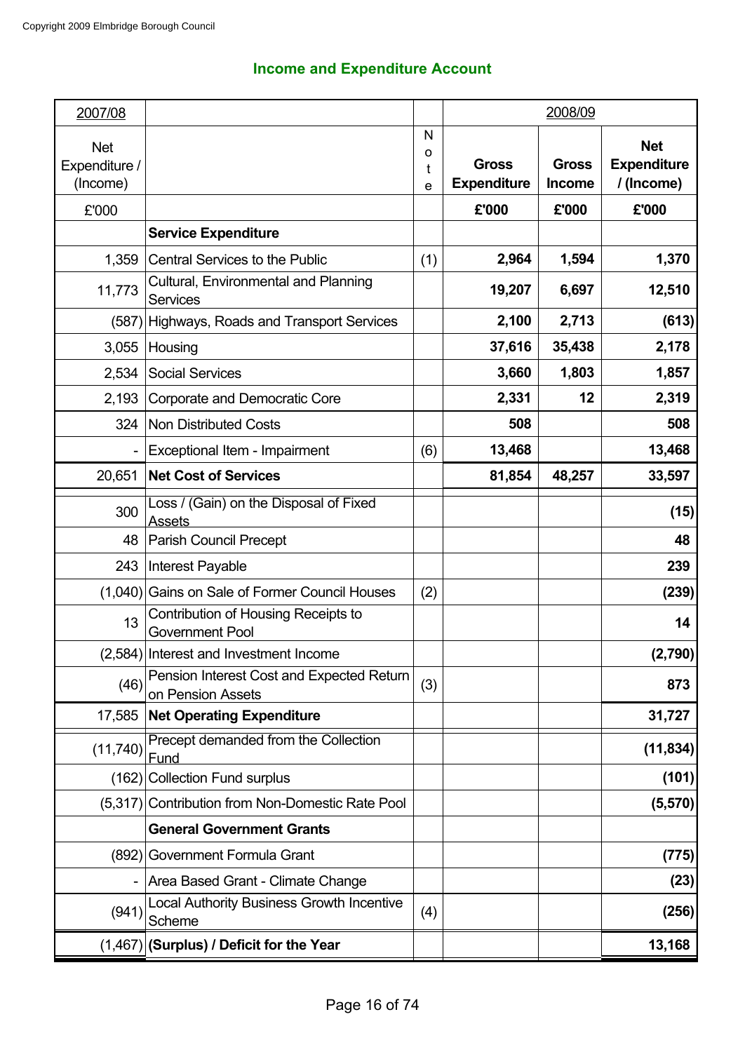Copyright 2009 Elmbridge Borough Council

## Income and Expenditure Account

| 2007/08 | | | 2008/09 | | |
|---|---|---|---|---|---|
| Net Expenditure / (Income) | | Note | Gross Expenditure | Gross Income | Net Expenditure / (Income) |
| £'000 | | | £'000 | £'000 | £'000 |
| | **Service Expenditure** | | | | |
| 1,359 | Central Services to the Public | (1) | **2,964** | **1,594** | **1,370** |
| 11,773 | Cultural, Environmental and Planning Services | | **19,207** | **6,697** | **12,510** |
| (587) | Highways, Roads and Transport Services | | **2,100** | **2,713** | **(613)** |
| 3,055 | Housing | | **37,616** | **35,438** | **2,178** |
| 2,534 | Social Services | | **3,660** | **1,803** | **1,857** |
| 2,193 | Corporate and Democratic Core | | **2,331** | **12** | **2,319** |
| 324 | Non Distributed Costs | | **508** | | **508** |
| - | Exceptional Item - Impairment | (6) | **13,468** | | **13,468** |
| 20,651 | **Net Cost of Services** | | **81,854** | **48,257** | **33,597** |
| 300 | Loss / (Gain) on the Disposal of Fixed Assets | | | | **(15)** |
| 48 | Parish Council Precept | | | | **48** |
| 243 | Interest Payable | | | | **239** |
| (1,040) | Gains on Sale of Former Council Houses | (2) | | | **(239)** |
| 13 | Contribution of Housing Receipts to Government Pool | | | | **14** |
| (2,584) | Interest and Investment Income | | | | **(2,790)** |
| (46) | Pension Interest Cost and Expected Return on Pension Assets | (3) | | | **873** |
| 17,585 | **Net Operating Expenditure** | | | | **31,727** |
| (11,740) | Precept demanded from the Collection Fund | | | | **(11,834)** |
| (162) | Collection Fund surplus | | | | **(101)** |
| (5,317) | Contribution from Non-Domestic Rate Pool | | | | **(5,570)** |
| | **General Government Grants** | | | | |
| (892) | Government Formula Grant | | | | **(775)** |
| - | Area Based Grant - Climate Change | | | | **(23)** |
| (941) | Local Authority Business Growth Incentive Scheme | (4) | | | **(256)** |
| (1,467) | **(Surplus) / Deficit for the Year** | | | | **13,168** |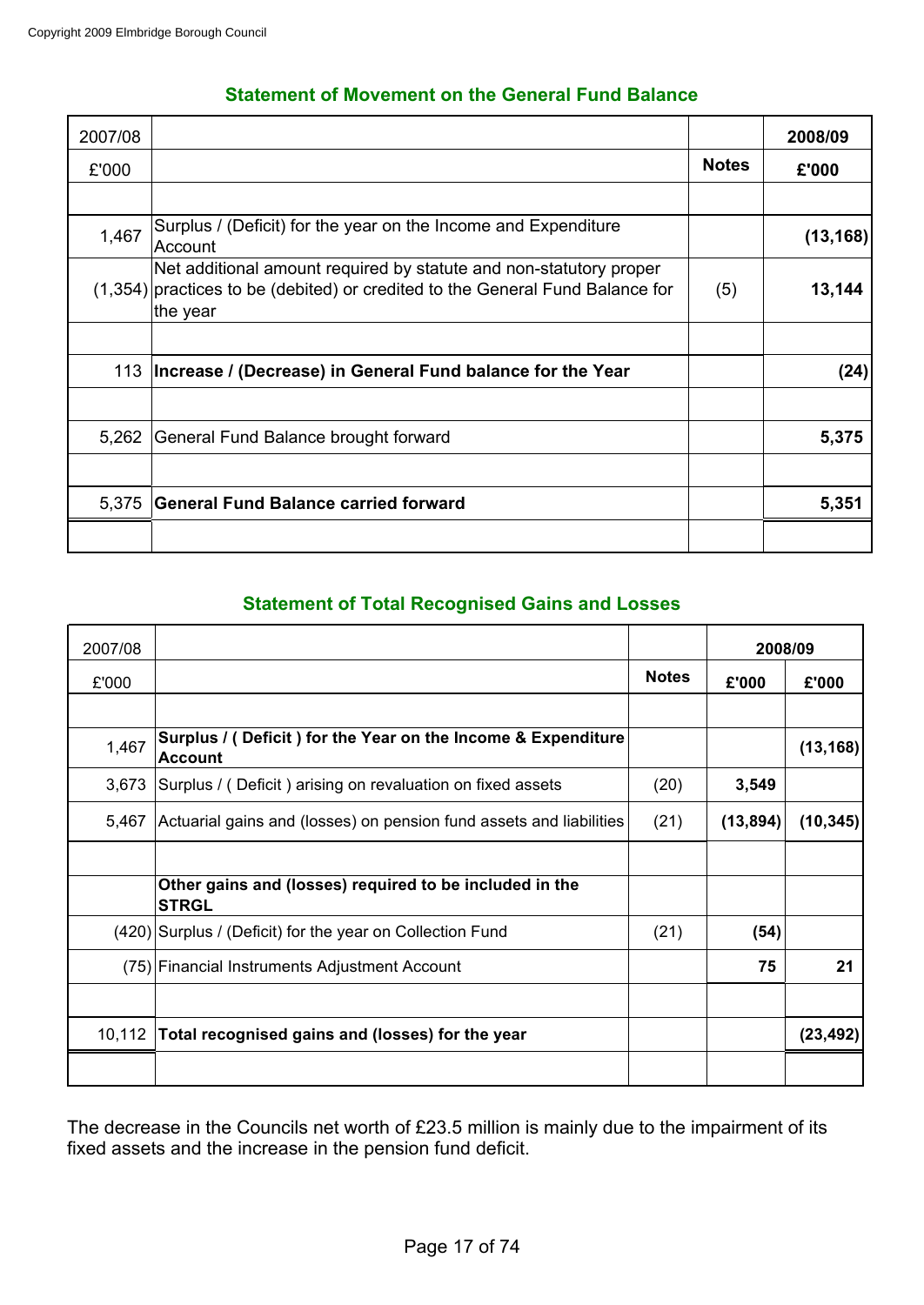Copyright 2009 Elmbridge Borough Council

## Statement of Movement on the General Fund Balance

| 2007/08 | | | 2008/09 |
|---|---|---|---|
| £'000 | | **Notes** | **£'000** |
| | | | |
| 1,467 | Surplus / (Deficit) for the year on the Income and Expenditure Account | | **(13,168)** |
| (1,354) | Net additional amount required by statute and non-statutory proper practices to be (debited) or credited to the General Fund Balance for the year | (5) | **13,144** |
| | | | |
| 113 | **Increase / (Decrease) in General Fund balance for the Year** | | **(24)** |
| | | | |
| 5,262 | General Fund Balance brought forward | | **5,375** |
| | | | |
| 5,375 | **General Fund Balance carried forward** | | **5,351** |

## Statement of Total Recognised Gains and Losses

| 2007/08 | | | 2008/09 | |
|---|---|---|---|---|
| £'000 | | **Notes** | **£'000** | **£'000** |
| | | | | |
| 1,467 | **Surplus / ( Deficit ) for the Year on the Income & Expenditure Account** | | | **(13,168)** |
| 3,673 | Surplus / ( Deficit ) arising on revaluation on fixed assets | (20) | **3,549** | |
| 5,467 | Actuarial gains and (losses) on pension fund assets and liabilities | (21) | **(13,894)** | **(10,345)** |
| | | | | |
| | **Other gains and (losses) required to be included in the STRGL** | | | |
| (420) | Surplus / (Deficit) for the year on Collection Fund | (21) | **(54)** | |
| (75) | Financial Instruments Adjustment Account | | **75** | **21** |
| | | | | |
| 10,112 | **Total recognised gains and (losses) for the year** | | | **(23,492)** |

The decrease in the Councils net worth of £23.5 million is mainly due to the impairment of its fixed assets and the increase in the pension fund deficit.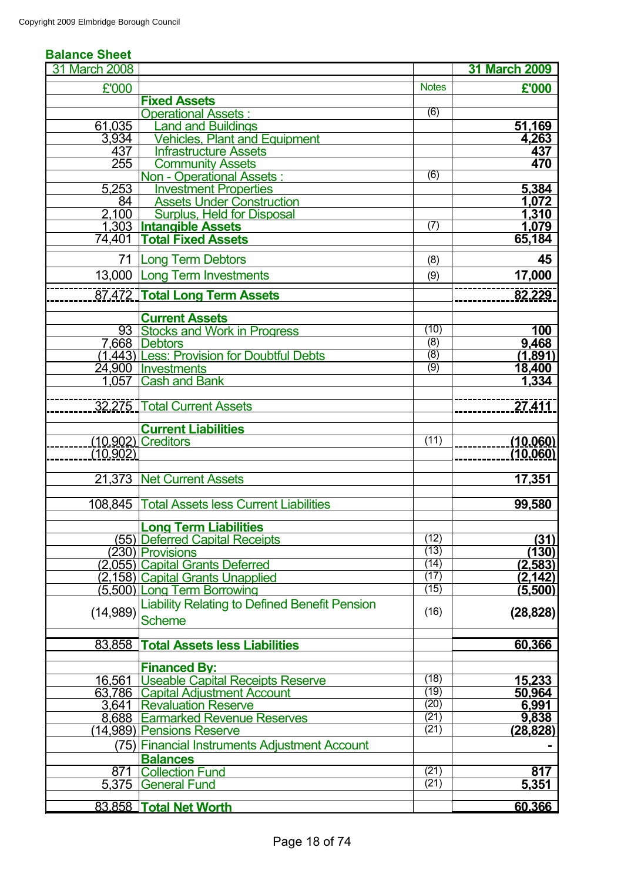## Balance Sheet

| 31 March 2008 | | | 31 March 2009 |
|---|---|---|---|
| £'000 | | Notes | £'000 |
| | **Fixed Assets** | | |
| | Operational Assets : | (6) | |
| 61,035 | Land and Buildings | | 51,169 |
| 3,934 | Vehicles, Plant and Equipment | | 4,263 |
| 437 | Infrastructure Assets | | 437 |
| 255 | Community Assets | | 470 |
| | Non - Operational Assets : | (6) | |
| 5,253 | Investment Properties | | 5,384 |
| 84 | Assets Under Construction | | 1,072 |
| 2,100 | Surplus, Held for Disposal | | 1,310 |
| 1,303 | **Intangible Assets** | (7) | 1,079 |
| 74,401 | **Total Fixed Assets** | | 65,184 |
| 71 | Long Term Debtors | (8) | 45 |
| 13,000 | Long Term Investments | (9) | 17,000 |
| 87,472 | **Total Long Term Assets** | | 82,229 |
| | **Current Assets** | | |
| 93 | Stocks and Work in Progress | (10) | 100 |
| 7,668 | Debtors | (8) | 9,468 |
| (1,443) | Less: Provision for Doubtful Debts | (8) | (1,891) |
| 24,900 | Investments | (9) | 18,400 |
| 1,057 | Cash and Bank | | 1,334 |
| 32,275 | Total Current Assets | | 27,411 |
| | **Current Liabilities** | | |
| (10,902) | Creditors | (11) | (10,060) |
| (10,902) | | | (10,060) |
| 21,373 | Net Current Assets | | 17,351 |
| 108,845 | Total Assets less Current Liabilities | | 99,580 |
| | **Long Term Liabilities** | | |
| (55) | Deferred Capital Receipts | (12) | (31) |
| (230) | Provisions | (13) | (130) |
| (2,055) | Capital Grants Deferred | (14) | (2,583) |
| (2,158) | Capital Grants Unapplied | (17) | (2,142) |
| (5,500) | Long Term Borrowing | (15) | (5,500) |
| (14,989) | Liability Relating to Defined Benefit Pension Scheme | (16) | (28,828) |
| 83,858 | **Total Assets less Liabilities** | | 60,366 |
| | **Financed By:** | | |
| 16,561 | Useable Capital Receipts Reserve | (18) | 15,233 |
| 63,786 | Capital Adjustment Account | (19) | 50,964 |
| 3,641 | Revaluation Reserve | (20) | 6,991 |
| 8,688 | Earmarked Revenue Reserves | (21) | 9,838 |
| (14,989) | Pensions Reserve | (21) | (28,828) |
| (75) | Financial Instruments Adjustment Account | | - |
| | **Balances** | | |
| 871 | Collection Fund | (21) | 817 |
| 5,375 | General Fund | (21) | 5,351 |
| 83,858 | **Total Net Worth** | | 60,366 |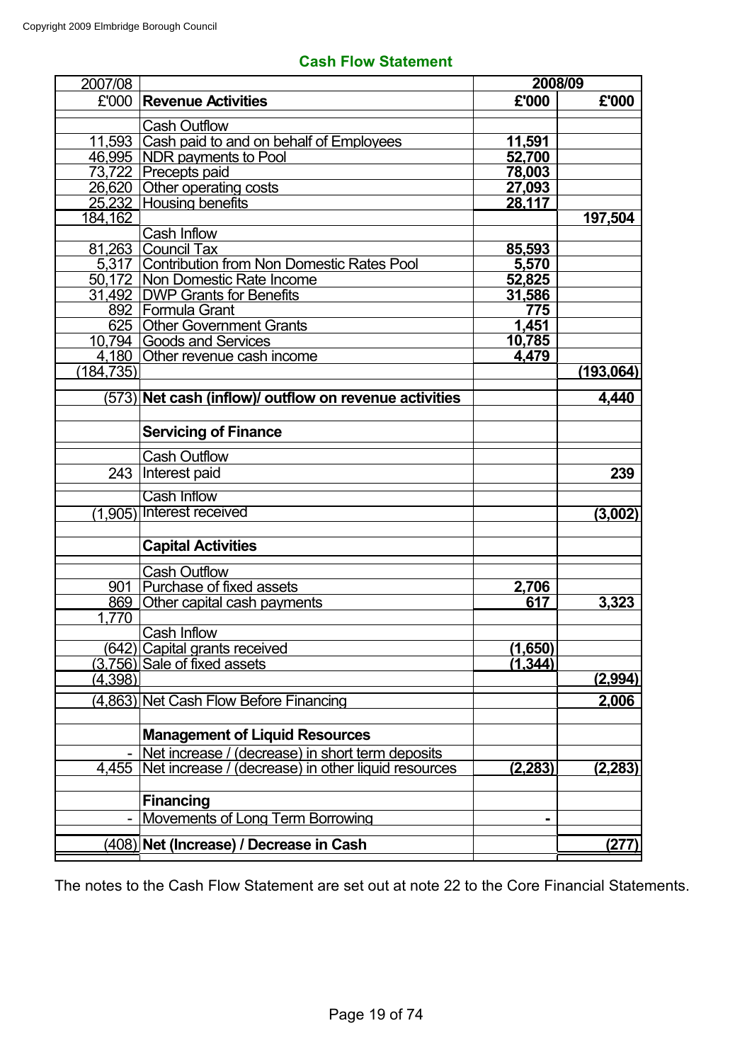## Cash Flow Statement

| 2007/08 | | 2008/09 | |
|---|---|---|---|
| £'000 | **Revenue Activities** | **£'000** | **£'000** |
| | Cash Outflow | | |
| 11,593 | Cash paid to and on behalf of Employees | **11,591** | |
| 46,995 | NDR payments to Pool | **52,700** | |
| 73,722 | Precepts paid | **78,003** | |
| 26,620 | Other operating costs | **27,093** | |
| 25,232 | Housing benefits | **28,117** | |
| 184,162 | | | **197,504** |
| | Cash Inflow | | |
| 81,263 | Council Tax | **85,593** | |
| 5,317 | Contribution from Non Domestic Rates Pool | **5,570** | |
| 50,172 | Non Domestic Rate Income | **52,825** | |
| 31,492 | DWP Grants for Benefits | **31,586** | |
| 892 | Formula Grant | **775** | |
| 625 | Other Government Grants | **1,451** | |
| 10,794 | Goods and Services | **10,785** | |
| 4,180 | Other revenue cash income | **4,479** | |
| (184,735) | | | **(193,064)** |
| (573) | **Net cash (inflow)/ outflow on revenue activities** | | **4,440** |
| | **Servicing of Finance** | | |
| | Cash Outflow | | |
| 243 | Interest paid | | **239** |
| | Cash Inflow | | |
| (1,905) | Interest received | | **(3,002)** |
| | **Capital Activities** | | |
| | Cash Outflow | | |
| 901 | Purchase of fixed assets | **2,706** | |
| 869 | Other capital cash payments | **617** | **3,323** |
| 1,770 | | | |
| | Cash Inflow | | |
| (642) | Capital grants received | **(1,650)** | |
| (3,756) | Sale of fixed assets | **(1,344)** | |
| (4,398) | | | **(2,994)** |
| (4,863) | Net Cash Flow Before Financing | | **2,006** |
| | **Management of Liquid Resources** | | |
| - | Net increase / (decrease) in short term deposits | | |
| 4,455 | Net increase / (decrease) in other liquid resources | **(2,283)** | **(2,283)** |
| | **Financing** | | |
| - | Movements of Long Term Borrowing | **-** | |
| (408) | **Net (Increase) / Decrease in Cash** | | **(277)** |

The notes to the Cash Flow Statement are set out at note 22 to the Core Financial Statements.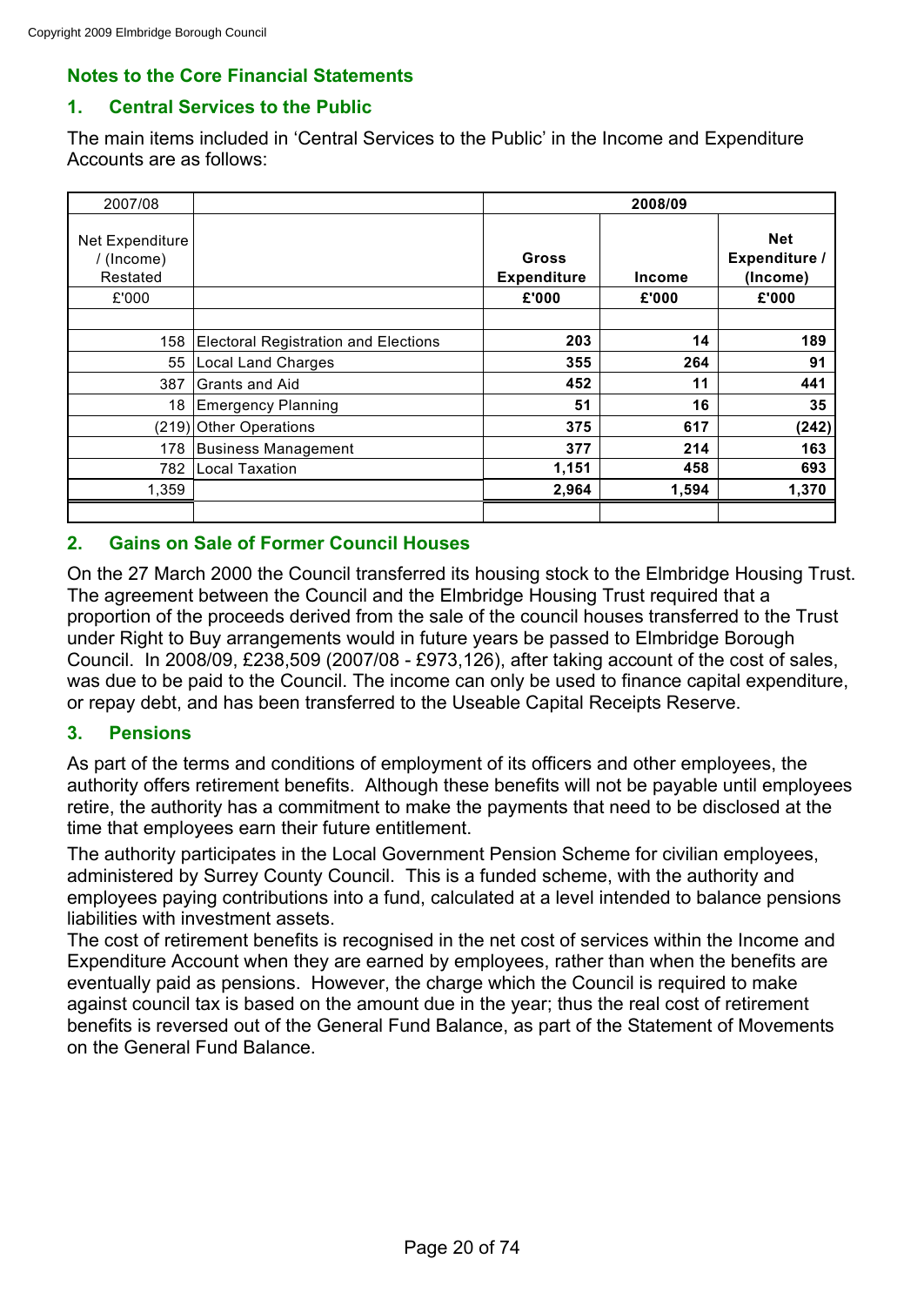Copyright 2009 Elmbridge Borough Council

## Notes to the Core Financial Statements

### 1. Central Services to the Public

The main items included in 'Central Services to the Public' in the Income and Expenditure Accounts are as follows:

| 2007/08 | | 2008/09 | | |
|---|---|---|---|---|
| Net Expenditure / (Income) Restated | | **Gross Expenditure** | **Income** | **Net Expenditure / (Income)** |
| £'000 | | **£'000** | **£'000** | **£'000** |
| 158 | Electoral Registration and Elections | **203** | **14** | **189** |
| 55 | Local Land Charges | **355** | **264** | **91** |
| 387 | Grants and Aid | **452** | **11** | **441** |
| 18 | Emergency Planning | **51** | **16** | **35** |
| (219) | Other Operations | **375** | **617** | **(242)** |
| 178 | Business Management | **377** | **214** | **163** |
| 782 | Local Taxation | **1,151** | **458** | **693** |
| 1,359 | | **2,964** | **1,594** | **1,370** |

### 2. Gains on Sale of Former Council Houses

On the 27 March 2000 the Council transferred its housing stock to the Elmbridge Housing Trust. The agreement between the Council and the Elmbridge Housing Trust required that a proportion of the proceeds derived from the sale of the council houses transferred to the Trust under Right to Buy arrangements would in future years be passed to Elmbridge Borough Council. In 2008/09, £238,509 (2007/08 - £973,126), after taking account of the cost of sales, was due to be paid to the Council. The income can only be used to finance capital expenditure, or repay debt, and has been transferred to the Useable Capital Receipts Reserve.

### 3. Pensions

As part of the terms and conditions of employment of its officers and other employees, the authority offers retirement benefits. Although these benefits will not be payable until employees retire, the authority has a commitment to make the payments that need to be disclosed at the time that employees earn their future entitlement.

The authority participates in the Local Government Pension Scheme for civilian employees, administered by Surrey County Council. This is a funded scheme, with the authority and employees paying contributions into a fund, calculated at a level intended to balance pensions liabilities with investment assets.

The cost of retirement benefits is recognised in the net cost of services within the Income and Expenditure Account when they are earned by employees, rather than when the benefits are eventually paid as pensions. However, the charge which the Council is required to make against council tax is based on the amount due in the year; thus the real cost of retirement benefits is reversed out of the General Fund Balance, as part of the Statement of Movements on the General Fund Balance.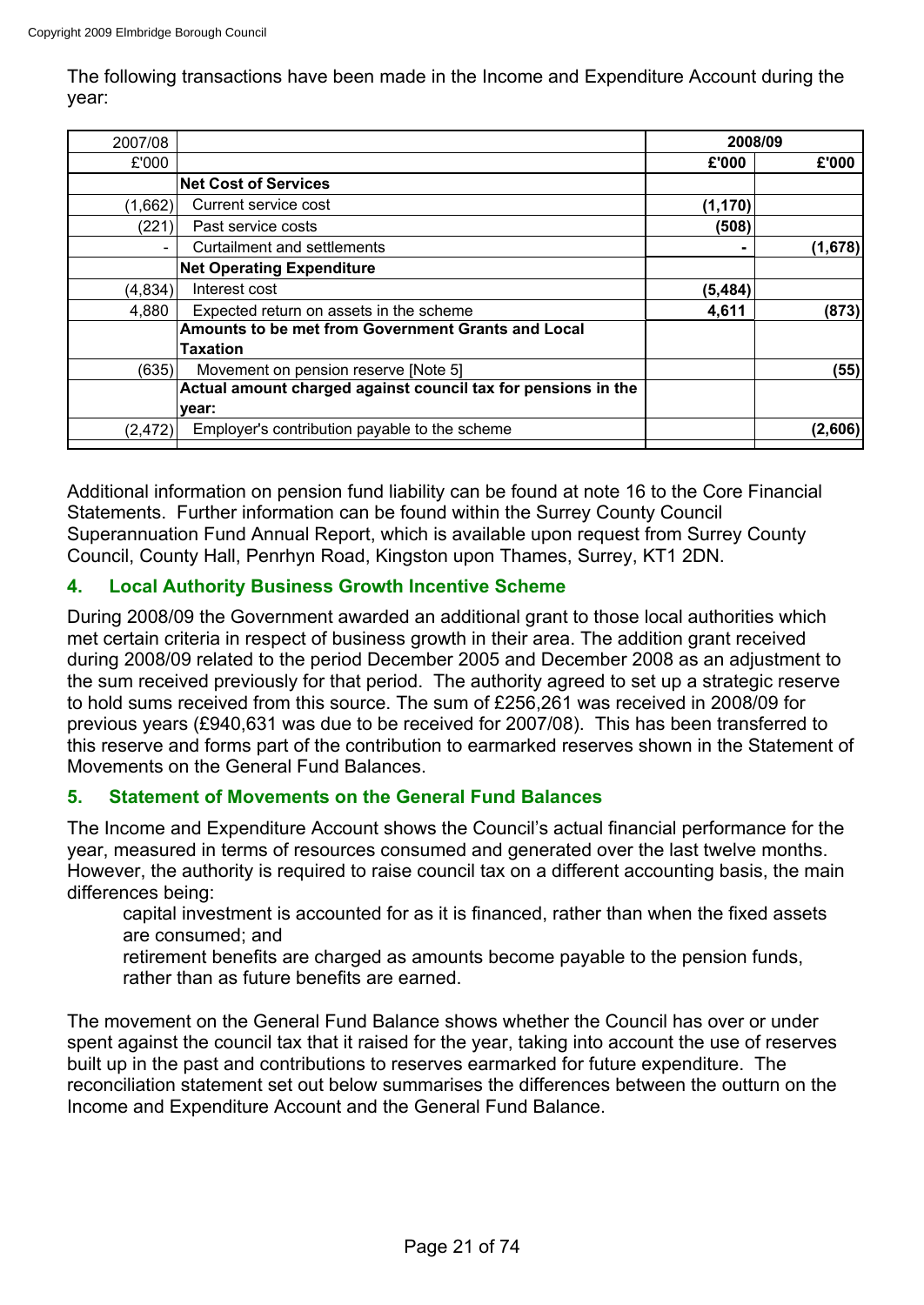The following transactions have been made in the Income and Expenditure Account during the year:

| 2007/08 | | 2008/09 | |
|---|---|---|---|
| £'000 | | £'000 | £'000 |
| | **Net Cost of Services** | | |
| (1,662) | Current service cost | (1,170) | |
| (221) | Past service costs | (508) | |
| - | Curtailment and settlements | - | (1,678) |
| | **Net Operating Expenditure** | | |
| (4,834) | Interest cost | (5,484) | |
| 4,880 | Expected return on assets in the scheme | 4,611 | (873) |
| | **Amounts to be met from Government Grants and Local Taxation** | | |
| (635) | Movement on pension reserve [Note 5] | | (55) |
| | **Actual amount charged against council tax for pensions in the year:** | | |
| (2,472) | Employer's contribution payable to the scheme | | (2,606) |

Additional information on pension fund liability can be found at note 16 to the Core Financial Statements. Further information can be found within the Surrey County Council Superannuation Fund Annual Report, which is available upon request from Surrey County Council, County Hall, Penrhyn Road, Kingston upon Thames, Surrey, KT1 2DN.

## 4. Local Authority Business Growth Incentive Scheme

During 2008/09 the Government awarded an additional grant to those local authorities which met certain criteria in respect of business growth in their area. The addition grant received during 2008/09 related to the period December 2005 and December 2008 as an adjustment to the sum received previously for that period. The authority agreed to set up a strategic reserve to hold sums received from this source. The sum of £256,261 was received in 2008/09 for previous years (£940,631 was due to be received for 2007/08). This has been transferred to this reserve and forms part of the contribution to earmarked reserves shown in the Statement of Movements on the General Fund Balances.

## 5. Statement of Movements on the General Fund Balances

The Income and Expenditure Account shows the Council's actual financial performance for the year, measured in terms of resources consumed and generated over the last twelve months. However, the authority is required to raise council tax on a different accounting basis, the main differences being:

- capital investment is accounted for as it is financed, rather than when the fixed assets are consumed; and
- retirement benefits are charged as amounts become payable to the pension funds, rather than as future benefits are earned.

The movement on the General Fund Balance shows whether the Council has over or under spent against the council tax that it raised for the year, taking into account the use of reserves built up in the past and contributions to reserves earmarked for future expenditure. The reconciliation statement set out below summarises the differences between the outturn on the Income and Expenditure Account and the General Fund Balance.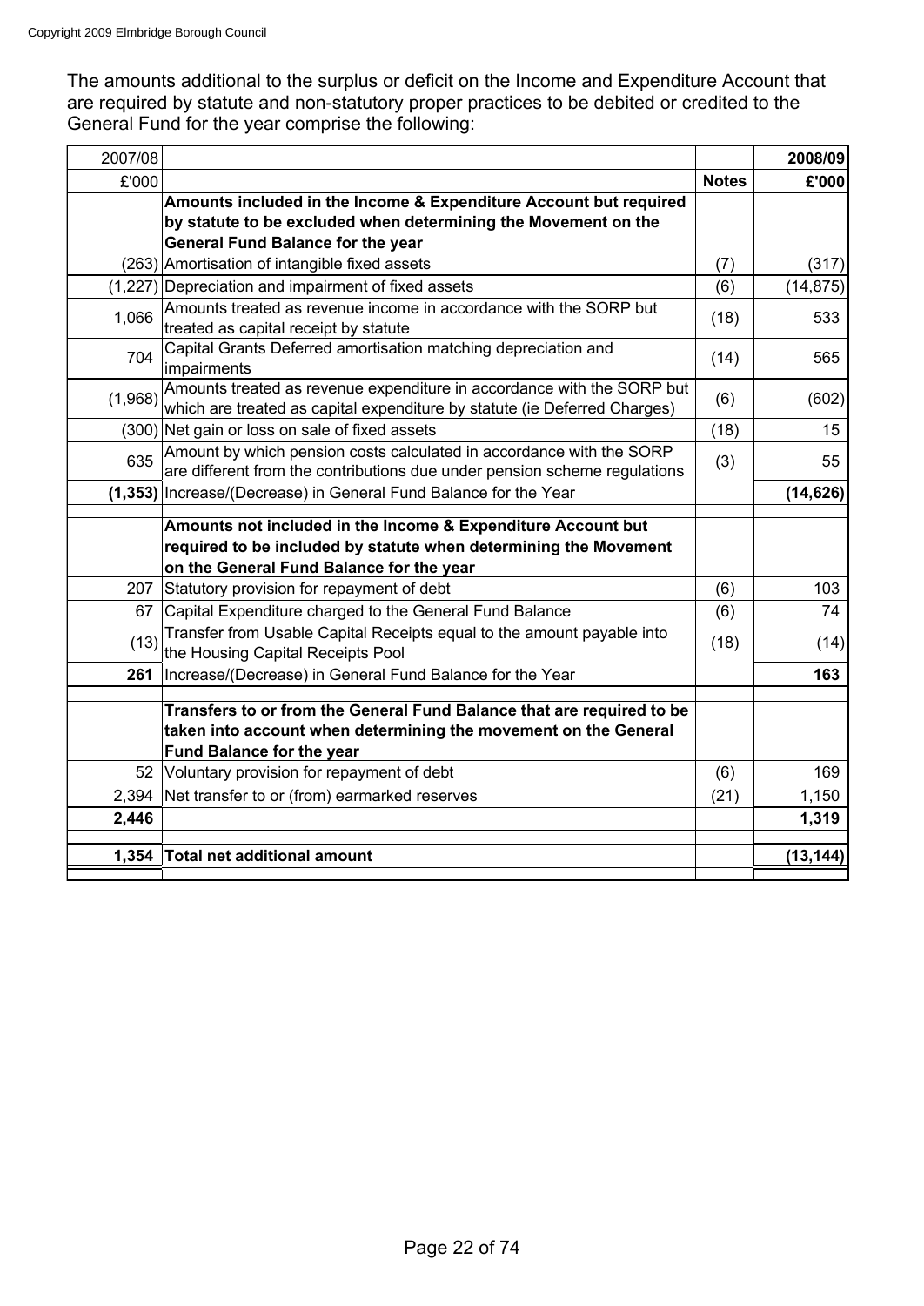The amounts additional to the surplus or deficit on the Income and Expenditure Account that are required by statute and non-statutory proper practices to be debited or credited to the General Fund for the year comprise the following:

| 2007/08 | | | 2008/09 |
|---|---|---|---|
| £'000 | | **Notes** | **£'000** |
| | **Amounts included in the Income & Expenditure Account but required by statute to be excluded when determining the Movement on the General Fund Balance for the year** | | |
| (263) | Amortisation of intangible fixed assets | (7) | (317) |
| (1,227) | Depreciation and impairment of fixed assets | (6) | (14,875) |
| 1,066 | Amounts treated as revenue income in accordance with the SORP but treated as capital receipt by statute | (18) | 533 |
| 704 | Capital Grants Deferred amortisation matching depreciation and impairments | (14) | 565 |
| (1,968) | Amounts treated as revenue expenditure in accordance with the SORP but which are treated as capital expenditure by statute (ie Deferred Charges) | (6) | (602) |
| (300) | Net gain or loss on sale of fixed assets | (18) | 15 |
| 635 | Amount by which pension costs calculated in accordance with the SORP are different from the contributions due under pension scheme regulations | (3) | 55 |
| **(1,353)** | Increase/(Decrease) in General Fund Balance for the Year | | **(14,626)** |
| | **Amounts not included in the Income & Expenditure Account but required to be included by statute when determining the Movement on the General Fund Balance for the year** | | |
| 207 | Statutory provision for repayment of debt | (6) | 103 |
| 67 | Capital Expenditure charged to the General Fund Balance | (6) | 74 |
| (13) | Transfer from Usable Capital Receipts equal to the amount payable into the Housing Capital Receipts Pool | (18) | (14) |
| **261** | Increase/(Decrease) in General Fund Balance for the Year | | **163** |
| | **Transfers to or from the General Fund Balance that are required to be taken into account when determining the movement on the General Fund Balance for the year** | | |
| 52 | Voluntary provision for repayment of debt | (6) | 169 |
| 2,394 | Net transfer to or (from) earmarked reserves | (21) | 1,150 |
| **2,446** | | | **1,319** |
| **1,354** | **Total net additional amount** | | **(13,144)** |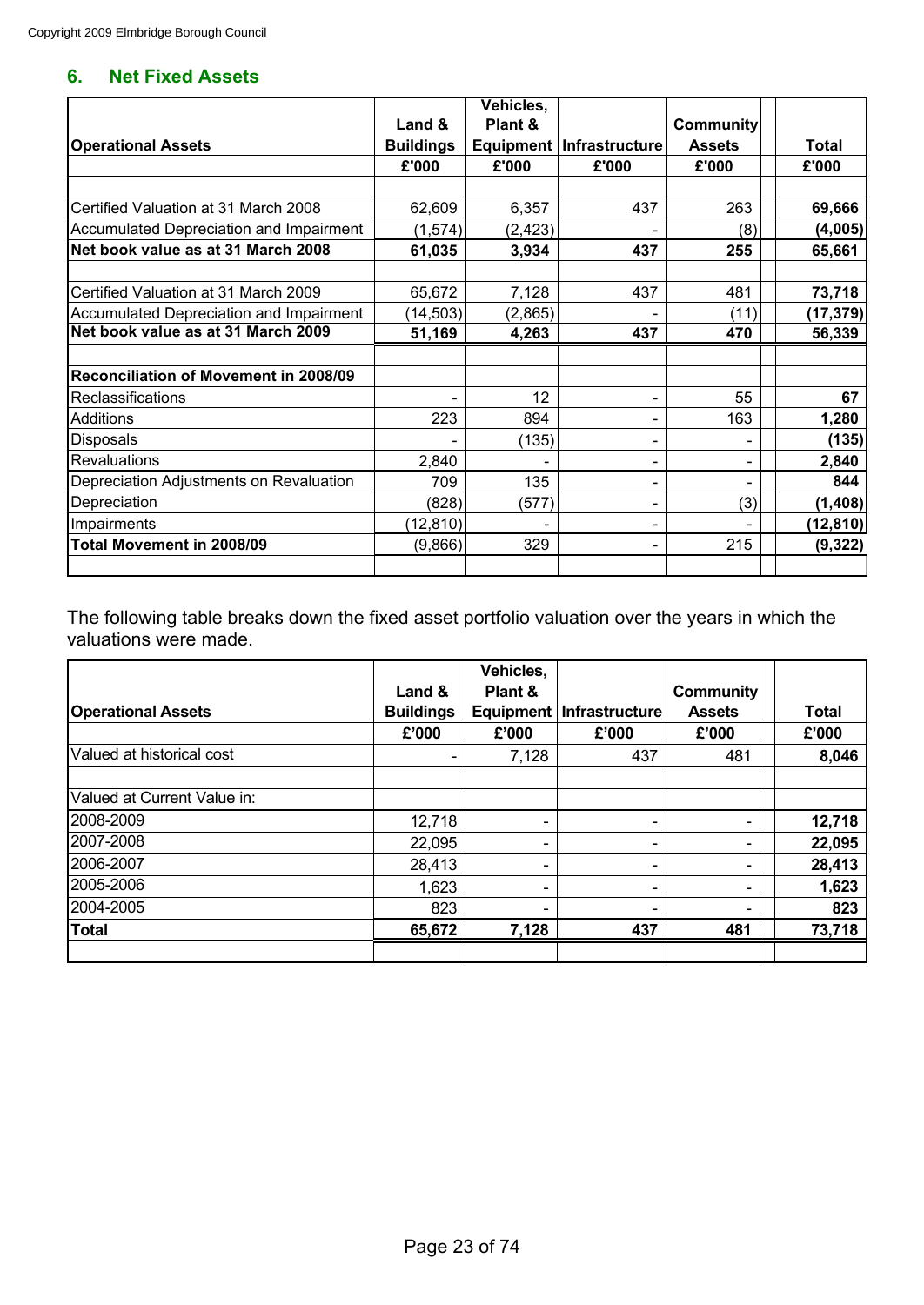## 6. Net Fixed Assets

| Operational Assets | Land & Buildings | Vehicles, Plant & Equipment | Infrastructure | Community Assets | | Total |
|---|---|---|---|---|---|---|
| | £'000 | £'000 | £'000 | £'000 | | £'000 |
| Certified Valuation at 31 March 2008 | 62,609 | 6,357 | 437 | 263 | | **69,666** |
| Accumulated Depreciation and Impairment | (1,574) | (2,423) | - | (8) | | **(4,005)** |
| **Net book value as at 31 March 2008** | **61,035** | **3,934** | **437** | **255** | | **65,661** |
| Certified Valuation at 31 March 2009 | 65,672 | 7,128 | 437 | 481 | | **73,718** |
| Accumulated Depreciation and Impairment | (14,503) | (2,865) | - | (11) | | **(17,379)** |
| **Net book value as at 31 March 2009** | **51,169** | **4,263** | **437** | **470** | | **56,339** |
| **Reconciliation of Movement in 2008/09** | | | | | | |
| Reclassifications | - | 12 | - | 55 | | **67** |
| Additions | 223 | 894 | - | 163 | | **1,280** |
| Disposals | - | (135) | - | - | | **(135)** |
| Revaluations | 2,840 | - | - | - | | **2,840** |
| Depreciation Adjustments on Revaluation | 709 | 135 | - | - | | **844** |
| Depreciation | (828) | (577) | - | (3) | | **(1,408)** |
| Impairments | (12,810) | - | - | - | | **(12,810)** |
| **Total Movement in 2008/09** | (9,866) | 329 | - | 215 | | **(9,322)** |

The following table breaks down the fixed asset portfolio valuation over the years in which the valuations were made.

| Operational Assets | Land & Buildings | Vehicles, Plant & Equipment | Infrastructure | Community Assets | | Total |
|---|---|---|---|---|---|---|
| | £'000 | £'000 | £'000 | £'000 | | £'000 |
| Valued at historical cost | - | 7,128 | 437 | 481 | | **8,046** |
| Valued at Current Value in: | | | | | | |
| 2008-2009 | 12,718 | - | - | - | | **12,718** |
| 2007-2008 | 22,095 | - | - | - | | **22,095** |
| 2006-2007 | 28,413 | - | - | - | | **28,413** |
| 2005-2006 | 1,623 | - | - | - | | **1,623** |
| 2004-2005 | 823 | - | - | - | | **823** |
| **Total** | **65,672** | **7,128** | **437** | **481** | | **73,718** |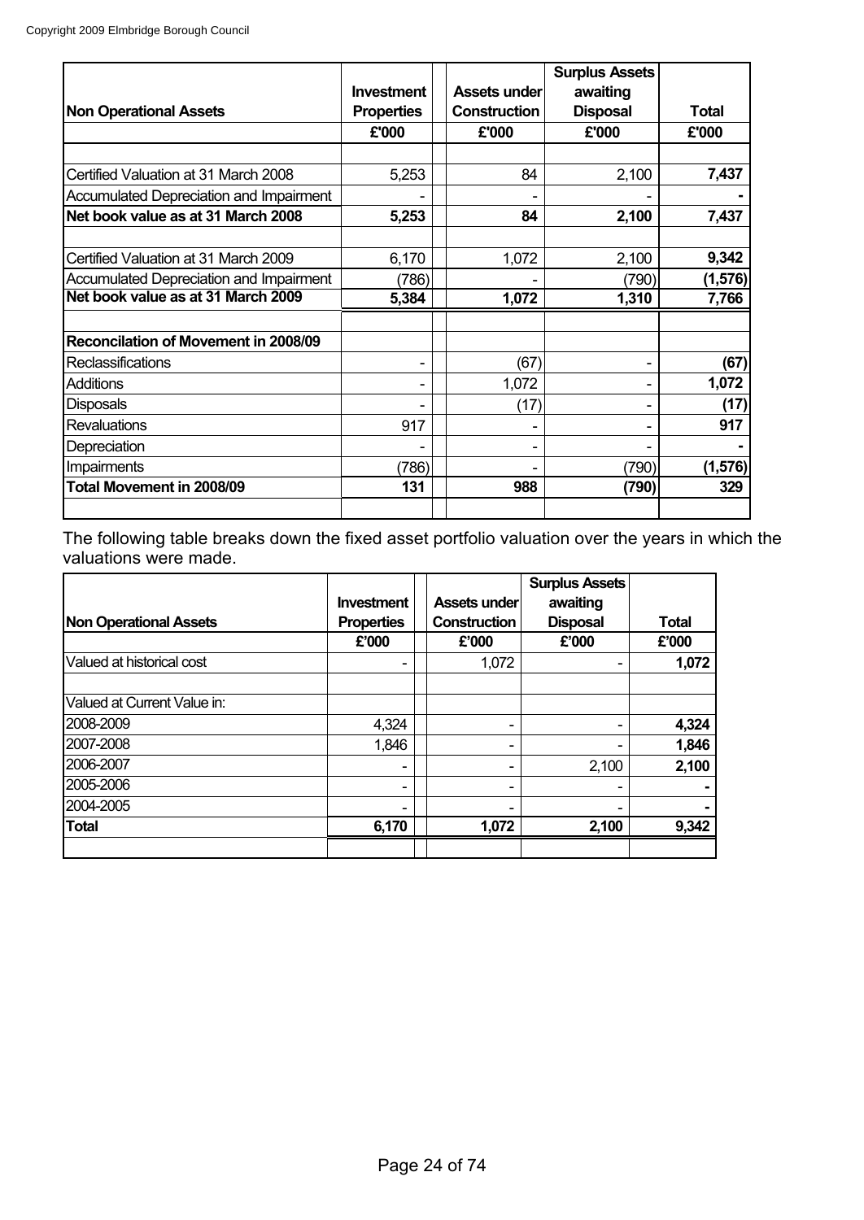| Non Operational Assets | Investment Properties | Assets under Construction | Surplus Assets awaiting Disposal | Total |
|---|---|---|---|---|
| | £'000 | £'000 | £'000 | £'000 |
| | | | | |
| Certified Valuation at 31 March 2008 | 5,253 | 84 | 2,100 | **7,437** |
| Accumulated Depreciation and Impairment | - | - | - | **-** |
| **Net book value as at 31 March 2008** | **5,253** | **84** | **2,100** | **7,437** |
| | | | | |
| Certified Valuation at 31 March 2009 | 6,170 | 1,072 | 2,100 | **9,342** |
| Accumulated Depreciation and Impairment | (786) | - | (790) | **(1,576)** |
| **Net book value as at 31 March 2009** | **5,384** | **1,072** | **1,310** | **7,766** |
| | | | | |
| **Reconcilation of Movement in 2008/09** | | | | |
| Reclassifications | - | (67) | - | **(67)** |
| Additions | - | 1,072 | - | **1,072** |
| Disposals | - | (17) | - | **(17)** |
| Revaluations | 917 | - | - | **917** |
| Depreciation | - | - | - | **-** |
| Impairments | (786) | - | (790) | **(1,576)** |
| **Total Movement in 2008/09** | **131** | **988** | **(790)** | **329** |

The following table breaks down the fixed asset portfolio valuation over the years in which the valuations were made.

| Non Operational Assets | Investment Properties | Assets under Construction | Surplus Assets awaiting Disposal | Total |
|---|---|---|---|---|
| | £'000 | £'000 | £'000 | £'000 |
| Valued at historical cost | - | 1,072 | - | **1,072** |
| | | | | |
| Valued at Current Value in: | | | | |
| 2008-2009 | 4,324 | - | - | **4,324** |
| 2007-2008 | 1,846 | - | - | **1,846** |
| 2006-2007 | - | - | 2,100 | **2,100** |
| 2005-2006 | - | - | - | **-** |
| 2004-2005 | - | - | - | **-** |
| **Total** | **6,170** | **1,072** | **2,100** | **9,342** |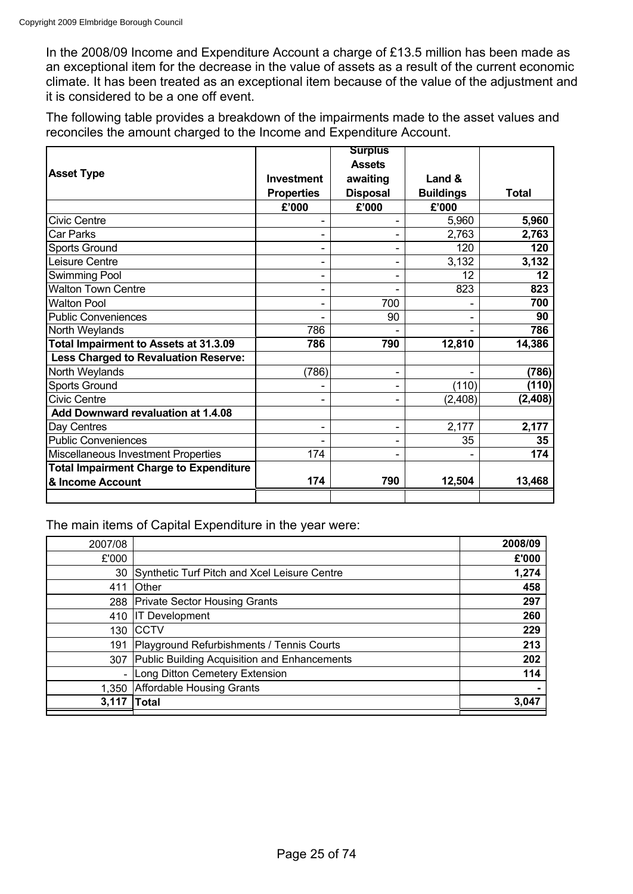In the 2008/09 Income and Expenditure Account a charge of £13.5 million has been made as an exceptional item for the decrease in the value of assets as a result of the current economic climate. It has been treated as an exceptional item because of the value of the adjustment and it is considered to be a one off event.

The following table provides a breakdown of the impairments made to the asset values and reconciles the amount charged to the Income and Expenditure Account.

| **Asset Type** | **Investment Properties** | **Surplus Assets awaiting Disposal** | **Land & Buildings** | **Total** |
|---|---|---|---|---|
| | **£'000** | **£'000** | **£'000** | |
| Civic Centre | - | - | 5,960 | **5,960** |
| Car Parks | - | - | 2,763 | **2,763** |
| Sports Ground | - | - | 120 | **120** |
| Leisure Centre | - | - | 3,132 | **3,132** |
| Swimming Pool | - | - | 12 | **12** |
| Walton Town Centre | - | - | 823 | **823** |
| Walton Pool | - | 700 | - | **700** |
| Public Conveniences | - | 90 | - | **90** |
| North Weylands | 786 | - | - | **786** |
| **Total Impairment to Assets at 31.3.09** | **786** | **790** | **12,810** | **14,386** |
| **Less Charged to Revaluation Reserve:** | | | | |
| North Weylands | (786) | - | - | **(786)** |
| Sports Ground | - | - | (110) | **(110)** |
| Civic Centre | - | - | (2,408) | **(2,408)** |
| **Add Downward revaluation at 1.4.08** | | | | |
| Day Centres | - | - | 2,177 | **2,177** |
| Public Conveniences | - | - | 35 | **35** |
| Miscellaneous Investment Properties | 174 | - | - | **174** |
| **Total Impairment Charge to Expenditure & Income Account** | **174** | **790** | **12,504** | **13,468** |

The main items of Capital Expenditure in the year were:

| 2007/08 | | **2008/09** |
|---|---|---|
| £'000 | | **£'000** |
| 30 | Synthetic Turf Pitch and Xcel Leisure Centre | **1,274** |
| 411 | Other | **458** |
| 288 | Private Sector Housing Grants | **297** |
| 410 | IT Development | **260** |
| 130 | CCTV | **229** |
| 191 | Playground Refurbishments / Tennis Courts | **213** |
| 307 | Public Building Acquisition and Enhancements | **202** |
| - | Long Ditton Cemetery Extension | **114** |
| 1,350 | Affordable Housing Grants | **-** |
| **3,117** | **Total** | **3,047** |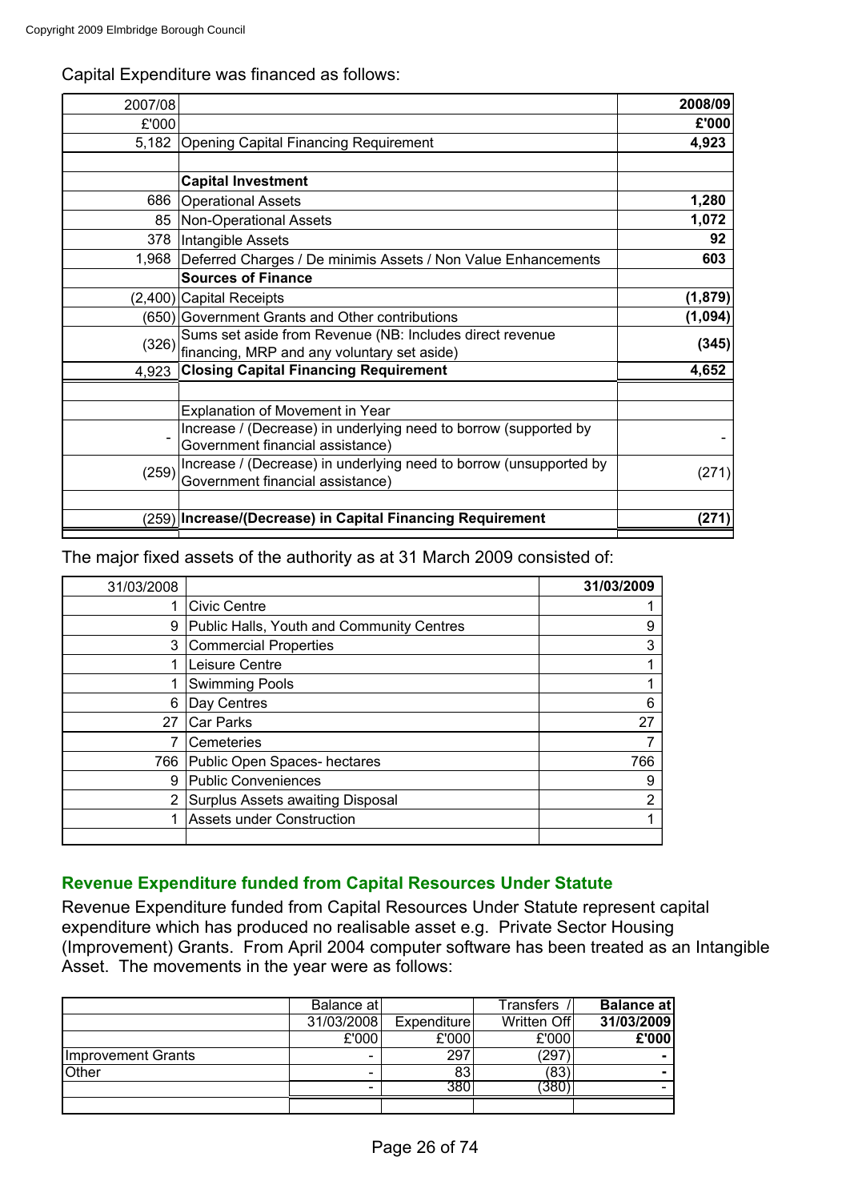Capital Expenditure was financed as follows:

| 2007/08 | | 2008/09 |
|---|---|---|
| £'000 | | **£'000** |
| 5,182 | Opening Capital Financing Requirement | **4,923** |
| | | |
| | **Capital Investment** | |
| 686 | Operational Assets | **1,280** |
| 85 | Non-Operational Assets | **1,072** |
| 378 | Intangible Assets | **92** |
| 1,968 | Deferred Charges / De minimis Assets / Non Value Enhancements | **603** |
| | **Sources of Finance** | |
| (2,400) | Capital Receipts | **(1,879)** |
| (650) | Government Grants and Other contributions | **(1,094)** |
| (326) | Sums set aside from Revenue (NB: Includes direct revenue financing, MRP and any voluntary set aside) | **(345)** |
| 4,923 | **Closing Capital Financing Requirement** | **4,652** |
| | | |
| | Explanation of Movement in Year | |
| - | Increase / (Decrease) in underlying need to borrow (supported by Government financial assistance) | - |
| (259) | Increase / (Decrease) in underlying need to borrow (unsupported by Government financial assistance) | (271) |
| | | |
| (259) | **Increase/(Decrease) in Capital Financing Requirement** | **(271)** |

The major fixed assets of the authority as at 31 March 2009 consisted of:

| 31/03/2008 | | 31/03/2009 |
|---|---|---|
| 1 | Civic Centre | 1 |
| 9 | Public Halls, Youth and Community Centres | 9 |
| 3 | Commercial Properties | 3 |
| 1 | Leisure Centre | 1 |
| 1 | Swimming Pools | 1 |
| 6 | Day Centres | 6 |
| 27 | Car Parks | 27 |
| 7 | Cemeteries | 7 |
| 766 | Public Open Spaces- hectares | 766 |
| 9 | Public Conveniences | 9 |
| 2 | Surplus Assets awaiting Disposal | 2 |
| 1 | Assets under Construction | 1 |

## Revenue Expenditure funded from Capital Resources Under Statute

Revenue Expenditure funded from Capital Resources Under Statute represent capital expenditure which has produced no realisable asset e.g. Private Sector Housing (Improvement) Grants. From April 2004 computer software has been treated as an Intangible Asset. The movements in the year were as follows:

| | Balance at 31/03/2008 | Expenditure | Transfers / Written Off | **Balance at 31/03/2009** |
|---|---|---|---|---|
| | £'000 | £'000 | £'000 | **£'000** |
| Improvement Grants | - | 297 | (297) | **-** |
| Other | - | 83 | (83) | **-** |
| | - | 380 | (380) | - |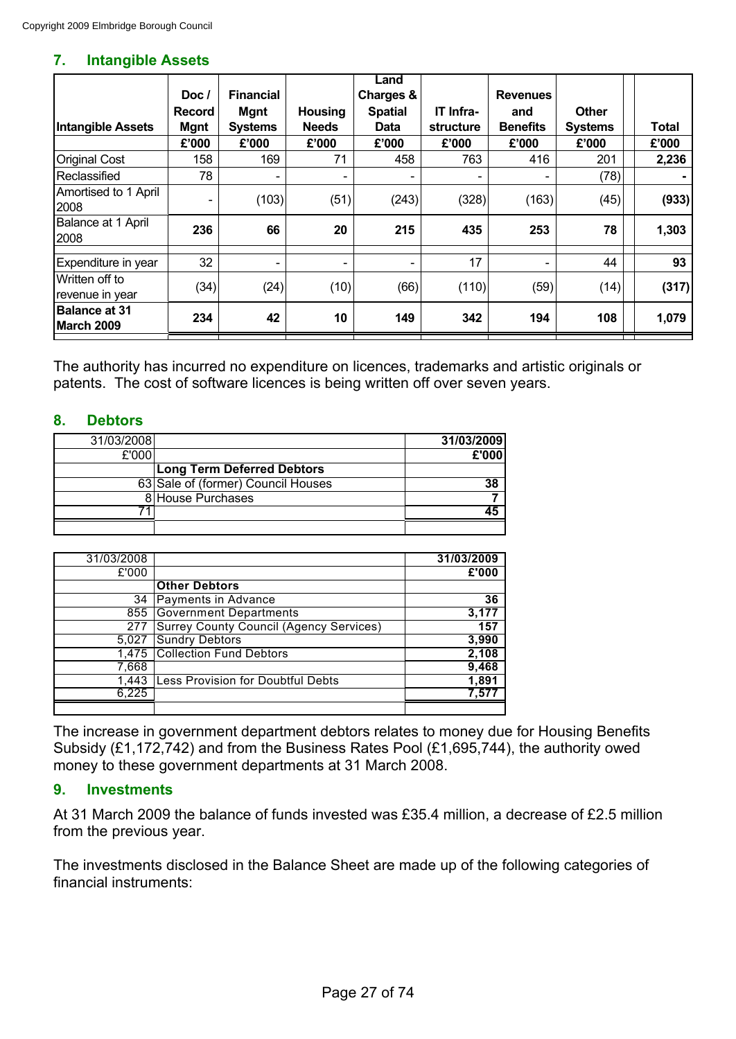## 7. Intangible Assets

| Intangible Assets | Doc / Record Mgnt | Financial Mgnt Systems | Housing Needs | Land Charges & Spatial Data | IT Infra-structure | Revenues and Benefits | Other Systems | Total |
|---|---|---|---|---|---|---|---|---|
| | £'000 | £'000 | £'000 | £'000 | £'000 | £'000 | £'000 | £'000 |
| Original Cost | 158 | 169 | 71 | 458 | 763 | 416 | 201 | **2,236** |
| Reclassified | 78 | - | - | - | - | - | (78) | **-** |
| Amortised to 1 April 2008 | - | (103) | (51) | (243) | (328) | (163) | (45) | **(933)** |
| Balance at 1 April 2008 | **236** | **66** | **20** | **215** | **435** | **253** | **78** | **1,303** |
| Expenditure in year | 32 | - | - | - | 17 | - | 44 | **93** |
| Written off to revenue in year | (34) | (24) | (10) | (66) | (110) | (59) | (14) | **(317)** |
| **Balance at 31 March 2009** | **234** | **42** | **10** | **149** | **342** | **194** | **108** | **1,079** |

The authority has incurred no expenditure on licences, trademarks and artistic originals or patents. The cost of software licences is being written off over seven years.

## 8. Debtors

| 31/03/2008 | | 31/03/2009 |
|---|---|---|
| £'000 | | £'000 |
| | **Long Term Deferred Debtors** | |
| 63 | Sale of (former) Council Houses | **38** |
| 8 | House Purchases | **7** |
| 71 | | **45** |

| 31/03/2008 | | 31/03/2009 |
|---|---|---|
| £'000 | | £'000 |
| | **Other Debtors** | |
| 34 | Payments in Advance | **36** |
| 855 | Government Departments | **3,177** |
| 277 | Surrey County Council (Agency Services) | **157** |
| 5,027 | Sundry Debtors | **3,990** |
| 1,475 | Collection Fund Debtors | **2,108** |
| 7,668 | | **9,468** |
| 1,443 | Less Provision for Doubtful Debts | **1,891** |
| 6,225 | | **7,577** |

The increase in government department debtors relates to money due for Housing Benefits Subsidy (£1,172,742) and from the Business Rates Pool (£1,695,744), the authority owed money to these government departments at 31 March 2008.

## 9. Investments

At 31 March 2009 the balance of funds invested was £35.4 million, a decrease of £2.5 million from the previous year.

The investments disclosed in the Balance Sheet are made up of the following categories of financial instruments: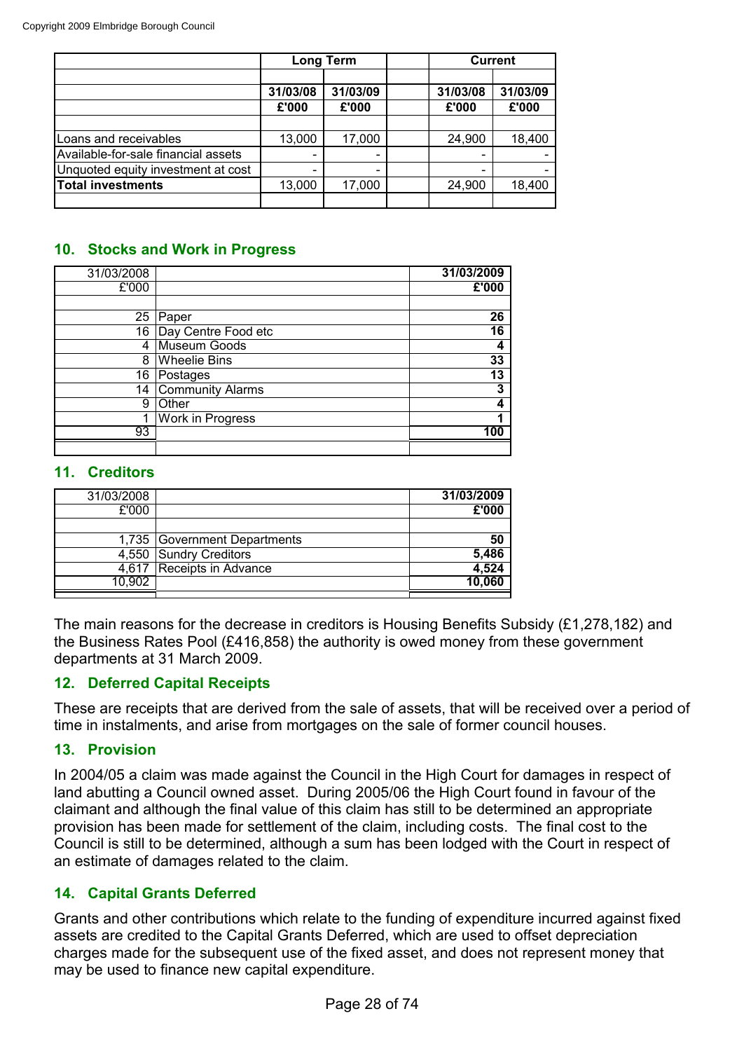| | Long Term | | | Current | |
|---|---|---|---|---|---|
| | 31/03/08 | 31/03/09 | | 31/03/08 | 31/03/09 |
| | £'000 | £'000 | | £'000 | £'000 |
| Loans and receivables | 13,000 | 17,000 | | 24,900 | 18,400 |
| Available-for-sale financial assets | - | - | | - | - |
| Unquoted equity investment at cost | - | - | | - | - |
| **Total investments** | 13,000 | 17,000 | | 24,900 | 18,400 |

## 10. Stocks and Work in Progress

| 31/03/2008 | | **31/03/2009** |
|---|---|---|
| £'000 | | **£'000** |
| 25 | Paper | **26** |
| 16 | Day Centre Food etc | **16** |
| 4 | Museum Goods | **4** |
| 8 | Wheelie Bins | **33** |
| 16 | Postages | **13** |
| 14 | Community Alarms | **3** |
| 9 | Other | **4** |
| 1 | Work in Progress | **1** |
| 93 | | **100** |

## 11. Creditors

| 31/03/2008 | | **31/03/2009** |
|---|---|---|
| £'000 | | **£'000** |
| 1,735 | Government Departments | **50** |
| 4,550 | Sundry Creditors | **5,486** |
| 4,617 | Receipts in Advance | **4,524** |
| 10,902 | | **10,060** |

The main reasons for the decrease in creditors is Housing Benefits Subsidy (£1,278,182) and the Business Rates Pool (£416,858) the authority is owed money from these government departments at 31 March 2009.

## 12. Deferred Capital Receipts

These are receipts that are derived from the sale of assets, that will be received over a period of time in instalments, and arise from mortgages on the sale of former council houses.

## 13. Provision

In 2004/05 a claim was made against the Council in the High Court for damages in respect of land abutting a Council owned asset. During 2005/06 the High Court found in favour of the claimant and although the final value of this claim has still to be determined an appropriate provision has been made for settlement of the claim, including costs. The final cost to the Council is still to be determined, although a sum has been lodged with the Court in respect of an estimate of damages related to the claim.

## 14. Capital Grants Deferred

Grants and other contributions which relate to the funding of expenditure incurred against fixed assets are credited to the Capital Grants Deferred, which are used to offset depreciation charges made for the subsequent use of the fixed asset, and does not represent money that may be used to finance new capital expenditure.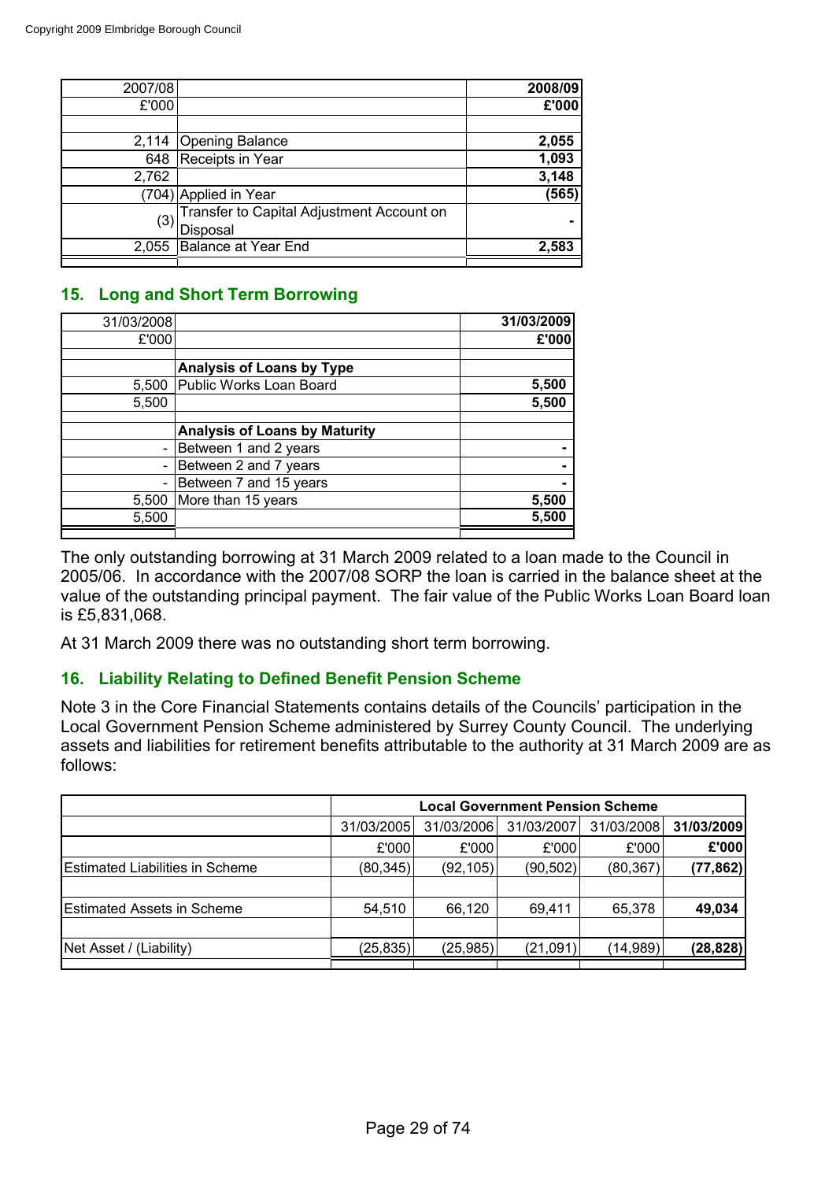| 2007/08 | | 2008/09 |
|---|---|---|
| £'000 | | **£'000** |
| | | |
| 2,114 | Opening Balance | **2,055** |
| 648 | Receipts in Year | **1,093** |
| 2,762 | | **3,148** |
| (704) | Applied in Year | **(565)** |
| (3) | Transfer to Capital Adjustment Account on Disposal | **-** |
| 2,055 | Balance at Year End | **2,583** |

## 15. Long and Short Term Borrowing

| 31/03/2008 | | 31/03/2009 |
|---|---|---|
| £'000 | | **£'000** |
| | | |
| | **Analysis of Loans by Type** | |
| 5,500 | Public Works Loan Board | **5,500** |
| 5,500 | | **5,500** |
| | | |
| | **Analysis of Loans by Maturity** | |
| - | Between 1 and 2 years | **-** |
| - | Between 2 and 7 years | **-** |
| - | Between 7 and 15 years | **-** |
| 5,500 | More than 15 years | **5,500** |
| 5,500 | | **5,500** |

The only outstanding borrowing at 31 March 2009 related to a loan made to the Council in 2005/06. In accordance with the 2007/08 SORP the loan is carried in the balance sheet at the value of the outstanding principal payment. The fair value of the Public Works Loan Board loan is £5,831,068.

At 31 March 2009 there was no outstanding short term borrowing.

## 16. Liability Relating to Defined Benefit Pension Scheme

Note 3 in the Core Financial Statements contains details of the Councils' participation in the Local Government Pension Scheme administered by Surrey County Council. The underlying assets and liabilities for retirement benefits attributable to the authority at 31 March 2009 are as follows:

| | **Local Government Pension Scheme** | | | | |
|---|---|---|---|---|---|
| | 31/03/2005 | 31/03/2006 | 31/03/2007 | 31/03/2008 | **31/03/2009** |
| | £'000 | £'000 | £'000 | £'000 | **£'000** |
| Estimated Liabilities in Scheme | (80,345) | (92,105) | (90,502) | (80,367) | **(77,862)** |
| | | | | | |
| Estimated Assets in Scheme | 54,510 | 66,120 | 69,411 | 65,378 | **49,034** |
| | | | | | |
| Net Asset / (Liability) | (25,835) | (25,985) | (21,091) | (14,989) | **(28,828)** |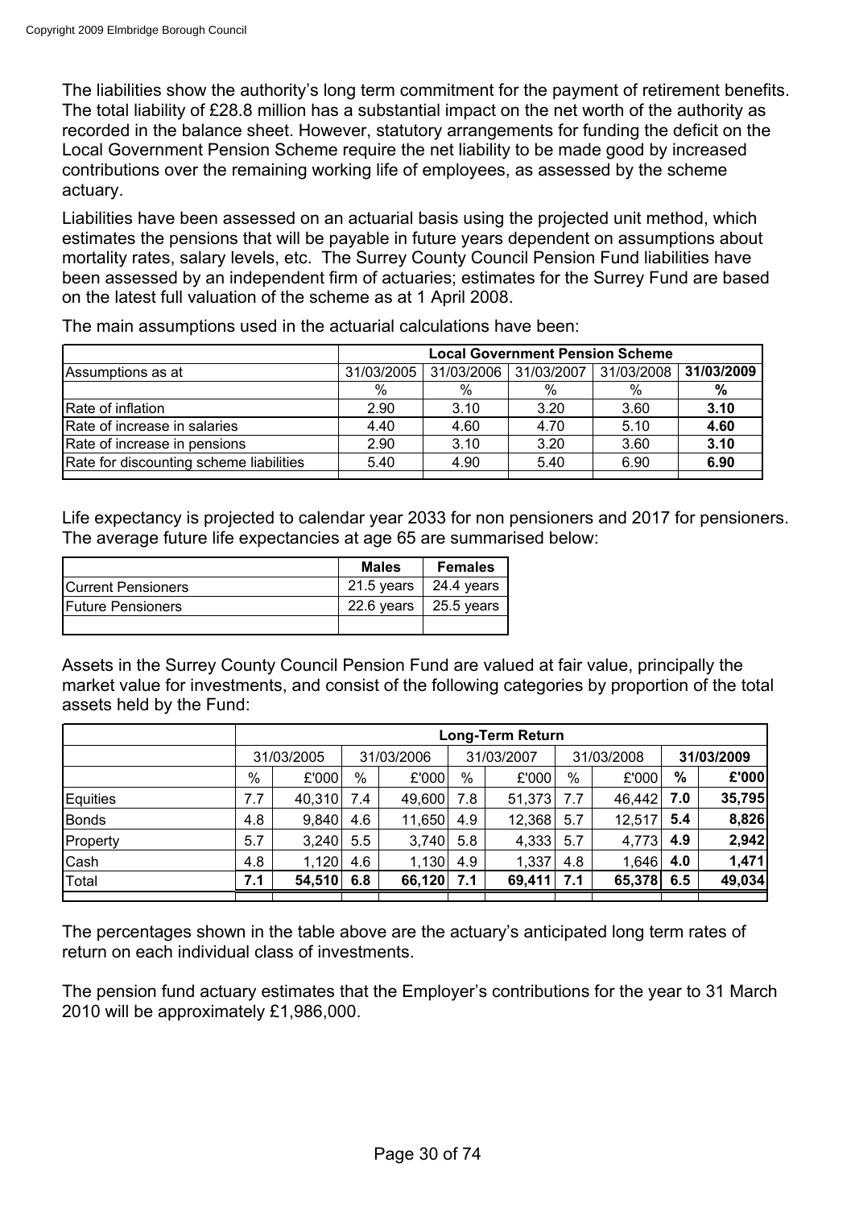The liabilities show the authority's long term commitment for the payment of retirement benefits. The total liability of £28.8 million has a substantial impact on the net worth of the authority as recorded in the balance sheet. However, statutory arrangements for funding the deficit on the Local Government Pension Scheme require the net liability to be made good by increased contributions over the remaining working life of employees, as assessed by the scheme actuary.

Liabilities have been assessed on an actuarial basis using the projected unit method, which estimates the pensions that will be payable in future years dependent on assumptions about mortality rates, salary levels, etc. The Surrey County Council Pension Fund liabilities have been assessed by an independent firm of actuaries; estimates for the Surrey Fund are based on the latest full valuation of the scheme as at 1 April 2008.

The main assumptions used in the actuarial calculations have been:

| | Local Government Pension Scheme | | | | |
|---|---|---|---|---|---|
| Assumptions as at | 31/03/2005 | 31/03/2006 | 31/03/2007 | 31/03/2008 | **31/03/2009** |
| | % | % | % | % | **%** |
| Rate of inflation | 2.90 | 3.10 | 3.20 | 3.60 | **3.10** |
| Rate of increase in salaries | 4.40 | 4.60 | 4.70 | 5.10 | **4.60** |
| Rate of increase in pensions | 2.90 | 3.10 | 3.20 | 3.60 | **3.10** |
| Rate for discounting scheme liabilities | 5.40 | 4.90 | 5.40 | 6.90 | **6.90** |

Life expectancy is projected to calendar year 2033 for non pensioners and 2017 for pensioners. The average future life expectancies at age 65 are summarised below:

| | Males | Females |
|---|---|---|
| Current Pensioners | 21.5 years | 24.4 years |
| Future Pensioners | 22.6 years | 25.5 years |

Assets in the Surrey County Council Pension Fund are valued at fair value, principally the market value for investments, and consist of the following categories by proportion of the total assets held by the Fund:

| | Long-Term Return | | | | | | | | | |
|---|---|---|---|---|---|---|---|---|---|---|
| | 31/03/2005 | | 31/03/2006 | | 31/03/2007 | | 31/03/2008 | | **31/03/2009** | |
| | % | £'000 | % | £'000 | % | £'000 | % | £'000 | **%** | **£'000** |
| Equities | 7.7 | 40,310 | 7.4 | 49,600 | 7.8 | 51,373 | 7.7 | 46,442 | **7.0** | **35,795** |
| Bonds | 4.8 | 9,840 | 4.6 | 11,650 | 4.9 | 12,368 | 5.7 | 12,517 | **5.4** | **8,826** |
| Property | 5.7 | 3,240 | 5.5 | 3,740 | 5.8 | 4,333 | 5.7 | 4,773 | **4.9** | **2,942** |
| Cash | 4.8 | 1,120 | 4.6 | 1,130 | 4.9 | 1,337 | 4.8 | 1,646 | **4.0** | **1,471** |
| Total | **7.1** | **54,510** | **6.8** | **66,120** | **7.1** | **69,411** | **7.1** | **65,378** | **6.5** | **49,034** |

The percentages shown in the table above are the actuary's anticipated long term rates of return on each individual class of investments.

The pension fund actuary estimates that the Employer's contributions for the year to 31 March 2010 will be approximately £1,986,000.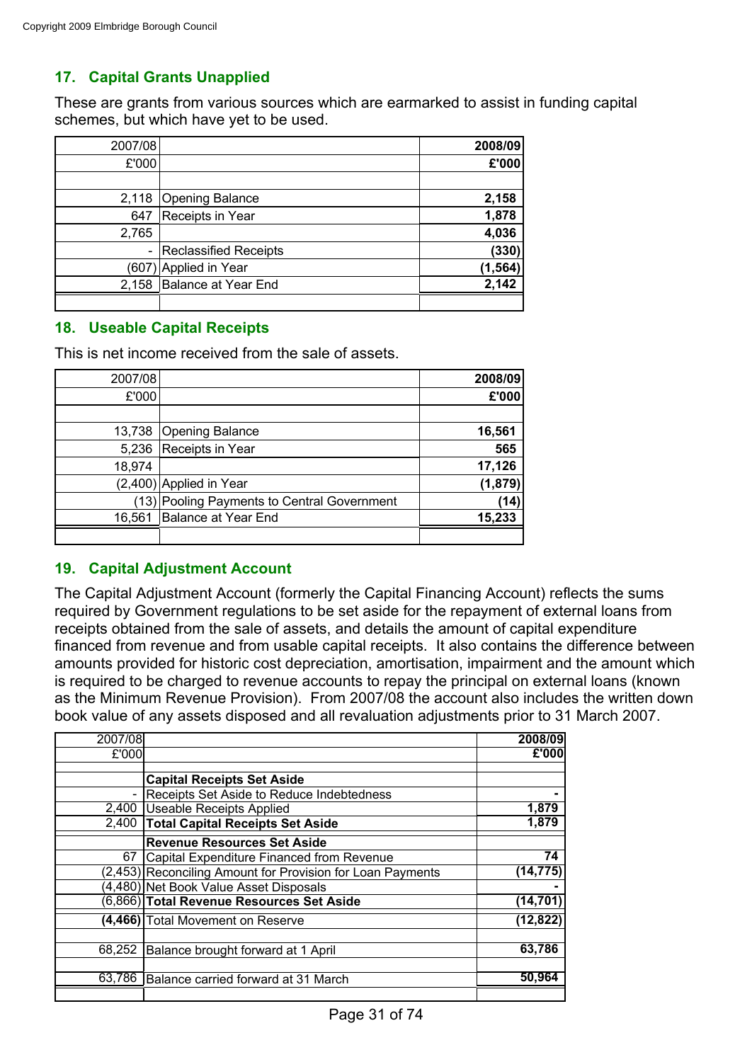## 17. Capital Grants Unapplied

These are grants from various sources which are earmarked to assist in funding capital schemes, but which have yet to be used.

| 2007/08 | | **2008/09** |
|---|---|---|
| £'000 | | **£'000** |
| | | |
| 2,118 | Opening Balance | **2,158** |
| 647 | Receipts in Year | **1,878** |
| 2,765 | | **4,036** |
| - | Reclassified Receipts | **(330)** |
| (607) | Applied in Year | **(1,564)** |
| 2,158 | Balance at Year End | **2,142** |

## 18. Useable Capital Receipts

This is net income received from the sale of assets.

| 2007/08 | | **2008/09** |
|---|---|---|
| £'000 | | **£'000** |
| | | |
| 13,738 | Opening Balance | **16,561** |
| 5,236 | Receipts in Year | **565** |
| 18,974 | | **17,126** |
| (2,400) | Applied in Year | **(1,879)** |
| (13) | Pooling Payments to Central Government | **(14)** |
| 16,561 | Balance at Year End | **15,233** |

## 19. Capital Adjustment Account

The Capital Adjustment Account (formerly the Capital Financing Account) reflects the sums required by Government regulations to be set aside for the repayment of external loans from receipts obtained from the sale of assets, and details the amount of capital expenditure financed from revenue and from usable capital receipts. It also contains the difference between amounts provided for historic cost depreciation, amortisation, impairment and the amount which is required to be charged to revenue accounts to repay the principal on external loans (known as the Minimum Revenue Provision). From 2007/08 the account also includes the written down book value of any assets disposed and all revaluation adjustments prior to 31 March 2007.

| 2007/08 | | **2008/09** |
|---|---|---|
| £'000 | | **£'000** |
| | | |
| | **Capital Receipts Set Aside** | |
| - | Receipts Set Aside to Reduce Indebtedness | **-** |
| 2,400 | Useable Receipts Applied | **1,879** |
| 2,400 | **Total Capital Receipts Set Aside** | **1,879** |
| | **Revenue Resources Set Aside** | |
| 67 | Capital Expenditure Financed from Revenue | **74** |
| (2,453) | Reconciling Amount for Provision for Loan Payments | **(14,775)** |
| (4,480) | Net Book Value Asset Disposals | **-** |
| (6,866) | **Total Revenue Resources Set Aside** | **(14,701)** |
| **(4,466)** | Total Movement on Reserve | **(12,822)** |
| | | |
| 68,252 | Balance brought forward at 1 April | **63,786** |
| | | |
| 63,786 | Balance carried forward at 31 March | **50,964** |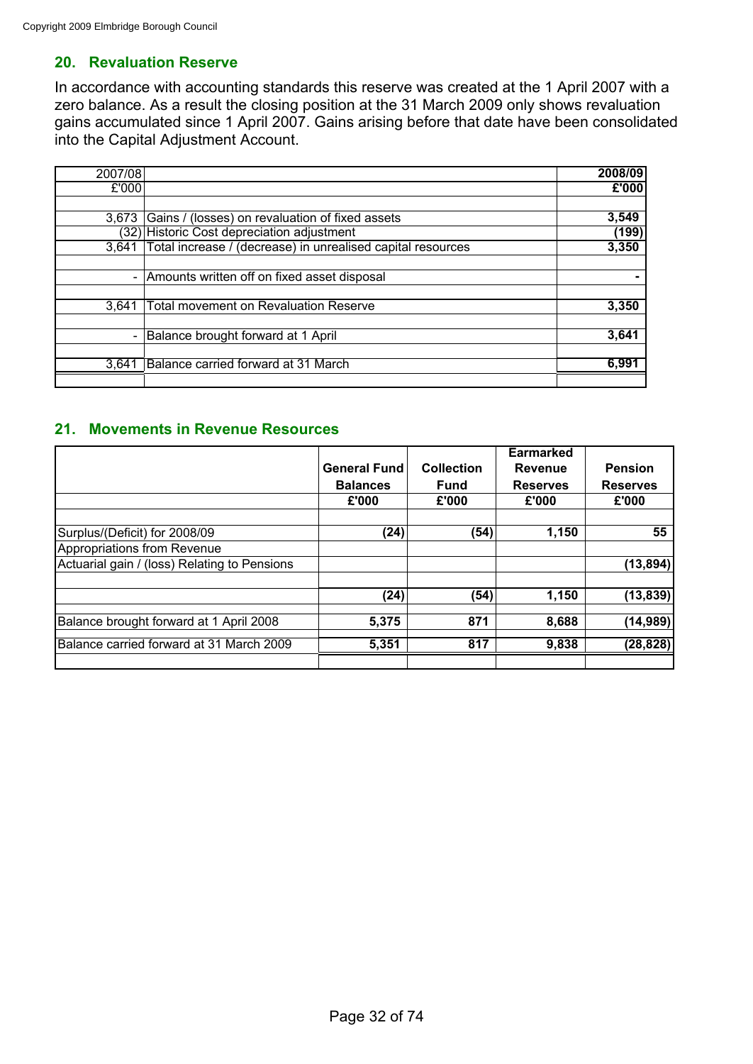## 20. Revaluation Reserve

In accordance with accounting standards this reserve was created at the 1 April 2007 with a zero balance. As a result the closing position at the 31 March 2009 only shows revaluation gains accumulated since 1 April 2007. Gains arising before that date have been consolidated into the Capital Adjustment Account.

| 2007/08 | | 2008/09 |
|---|---|---|
| £'000 | | £'000 |
| | | |
| 3,673 | Gains / (losses) on revaluation of fixed assets | **3,549** |
| (32) | Historic Cost depreciation adjustment | **(199)** |
| 3,641 | Total increase / (decrease) in unrealised capital resources | **3,350** |
| | | |
| - | Amounts written off on fixed asset disposal | **-** |
| | | |
| 3,641 | Total movement on Revaluation Reserve | **3,350** |
| | | |
| - | Balance brought forward at 1 April | **3,641** |
| | | |
| 3,641 | Balance carried forward at 31 March | **6,991** |

## 21. Movements in Revenue Resources

| | General Fund Balances | Collection Fund | Earmarked Revenue Reserves | Pension Reserves |
|---|---|---|---|---|
| | £'000 | £'000 | £'000 | £'000 |
| | | | | |
| Surplus/(Deficit) for 2008/09 | **(24)** | **(54)** | **1,150** | **55** |
| Appropriations from Revenue | | | | |
| Actuarial gain / (loss) Relating to Pensions | | | | **(13,894)** |
| | | | | |
| | **(24)** | **(54)** | **1,150** | **(13,839)** |
| Balance brought forward at 1 April 2008 | **5,375** | **871** | **8,688** | **(14,989)** |
| Balance carried forward at 31 March 2009 | **5,351** | **817** | **9,838** | **(28,828)** |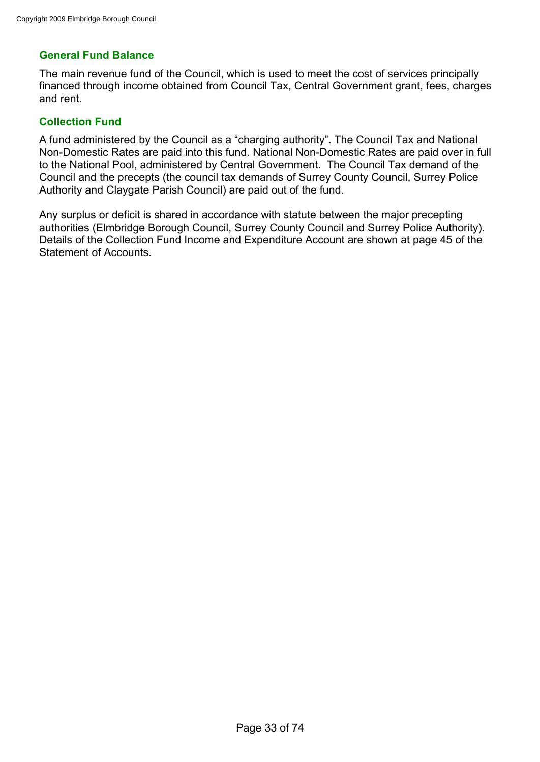### General Fund Balance

The main revenue fund of the Council, which is used to meet the cost of services principally financed through income obtained from Council Tax, Central Government grant, fees, charges and rent.

### Collection Fund

A fund administered by the Council as a “charging authority”. The Council Tax and National Non-Domestic Rates are paid into this fund. National Non-Domestic Rates are paid over in full to the National Pool, administered by Central Government. The Council Tax demand of the Council and the precepts (the council tax demands of Surrey County Council, Surrey Police Authority and Claygate Parish Council) are paid out of the fund.

Any surplus or deficit is shared in accordance with statute between the major precepting authorities (Elmbridge Borough Council, Surrey County Council and Surrey Police Authority). Details of the Collection Fund Income and Expenditure Account are shown at page 45 of the Statement of Accounts.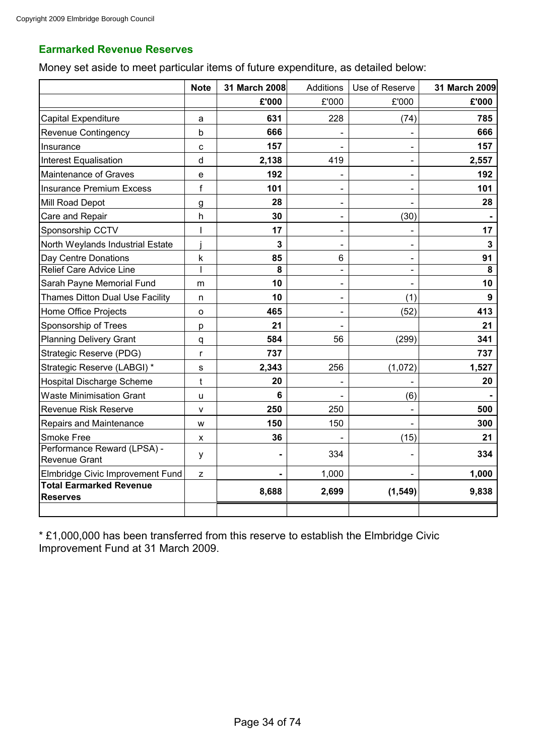## Earmarked Revenue Reserves

Money set aside to meet particular items of future expenditure, as detailed below:

| | Note | 31 March 2008 | Additions | Use of Reserve | 31 March 2009 |
|---|---|---|---|---|---|
| | | **£'000** | £'000 | £'000 | **£'000** |
| Capital Expenditure | a | **631** | 228 | (74) | **785** |
| Revenue Contingency | b | **666** | - | - | **666** |
| Insurance | c | **157** | - | - | **157** |
| Interest Equalisation | d | **2,138** | 419 | - | **2,557** |
| Maintenance of Graves | e | **192** | - | - | **192** |
| Insurance Premium Excess | f | **101** | - | - | **101** |
| Mill Road Depot | g | **28** | - | - | **28** |
| Care and Repair | h | **30** | - | (30) | **-** |
| Sponsorship CCTV | I | **17** | - | - | **17** |
| North Weylands Industrial Estate | j | **3** | - | - | **3** |
| Day Centre Donations | k | **85** | 6 | - | **91** |
| Relief Care Advice Line | l | **8** | - | - | **8** |
| Sarah Payne Memorial Fund | m | **10** | - | - | **10** |
| Thames Ditton Dual Use Facility | n | **10** | - | (1) | **9** |
| Home Office Projects | o | **465** | - | (52) | **413** |
| Sponsorship of Trees | p | **21** | - | | **21** |
| Planning Delivery Grant | q | **584** | 56 | (299) | **341** |
| Strategic Reserve (PDG) | r | **737** | | | **737** |
| Strategic Reserve (LABGI) * | s | **2,343** | 256 | (1,072) | **1,527** |
| Hospital Discharge Scheme | t | **20** | - | - | **20** |
| Waste Minimisation Grant | u | **6** | - | (6) | **-** |
| Revenue Risk Reserve | v | **250** | 250 | - | **500** |
| Repairs and Maintenance | w | **150** | 150 | - | **300** |
| Smoke Free | x | **36** | - | (15) | **21** |
| Performance Reward (LPSA) - Revenue Grant | y | **-** | 334 | - | **334** |
| Elmbridge Civic Improvement Fund | z | **-** | 1,000 | - | **1,000** |
| **Total Earmarked Revenue Reserves** | | **8,688** | **2,699** | **(1,549)** | **9,838** |

* £1,000,000 has been transferred from this reserve to establish the Elmbridge Civic Improvement Fund at 31 March 2009.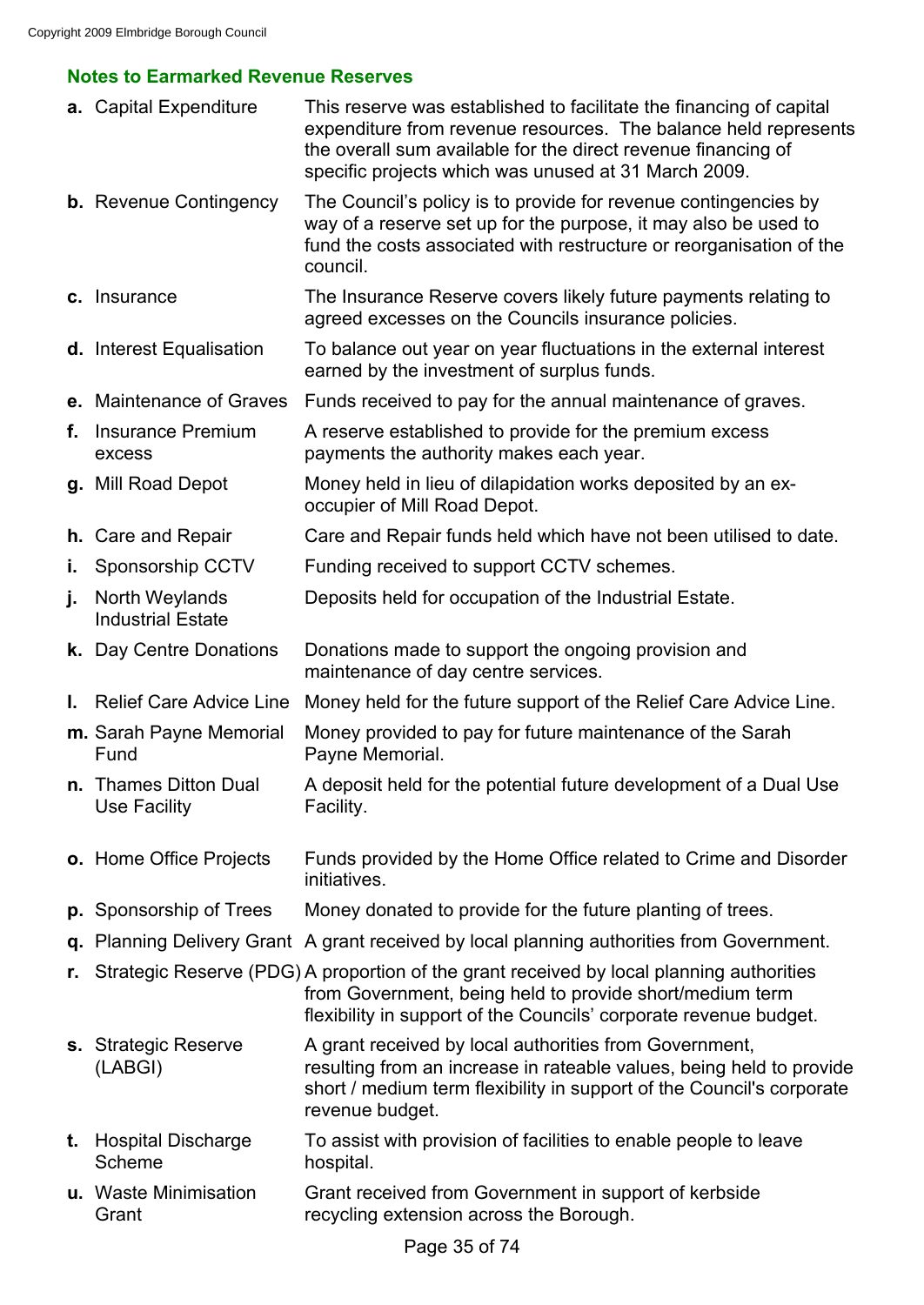Copyright 2009 Elmbridge Borough Council

## Notes to Earmarked Revenue Reserves

| | |
|---|---|
| **a.** Capital Expenditure | This reserve was established to facilitate the financing of capital expenditure from revenue resources. The balance held represents the overall sum available for the direct revenue financing of specific projects which was unused at 31 March 2009. |
| **b.** Revenue Contingency | The Council's policy is to provide for revenue contingencies by way of a reserve set up for the purpose, it may also be used to fund the costs associated with restructure or reorganisation of the council. |
| **c.** Insurance | The Insurance Reserve covers likely future payments relating to agreed excesses on the Councils insurance policies. |
| **d.** Interest Equalisation | To balance out year on year fluctuations in the external interest earned by the investment of surplus funds. |
| **e.** Maintenance of Graves | Funds received to pay for the annual maintenance of graves. |
| **f.** Insurance Premium excess | A reserve established to provide for the premium excess payments the authority makes each year. |
| **g.** Mill Road Depot | Money held in lieu of dilapidation works deposited by an ex-occupier of Mill Road Depot. |
| **h.** Care and Repair | Care and Repair funds held which have not been utilised to date. |
| **i.** Sponsorship CCTV | Funding received to support CCTV schemes. |
| **j.** North Weylands Industrial Estate | Deposits held for occupation of the Industrial Estate. |
| **k.** Day Centre Donations | Donations made to support the ongoing provision and maintenance of day centre services. |
| **l.** Relief Care Advice Line | Money held for the future support of the Relief Care Advice Line. |
| **m.** Sarah Payne Memorial Fund | Money provided to pay for future maintenance of the Sarah Payne Memorial. |
| **n.** Thames Ditton Dual Use Facility | A deposit held for the potential future development of a Dual Use Facility. |
| **o.** Home Office Projects | Funds provided by the Home Office related to Crime and Disorder initiatives. |
| **p.** Sponsorship of Trees | Money donated to provide for the future planting of trees. |
| **q.** Planning Delivery Grant | A grant received by local planning authorities from Government. |
| **r.** Strategic Reserve (PDG) | A proportion of the grant received by local planning authorities from Government, being held to provide short/medium term flexibility in support of the Councils' corporate revenue budget. |
| **s.** Strategic Reserve (LABGI) | A grant received by local authorities from Government, resulting from an increase in rateable values, being held to provide short / medium term flexibility in support of the Council's corporate revenue budget. |
| **t.** Hospital Discharge Scheme | To assist with provision of facilities to enable people to leave hospital. |
| **u.** Waste Minimisation Grant | Grant received from Government in support of kerbside recycling extension across the Borough. |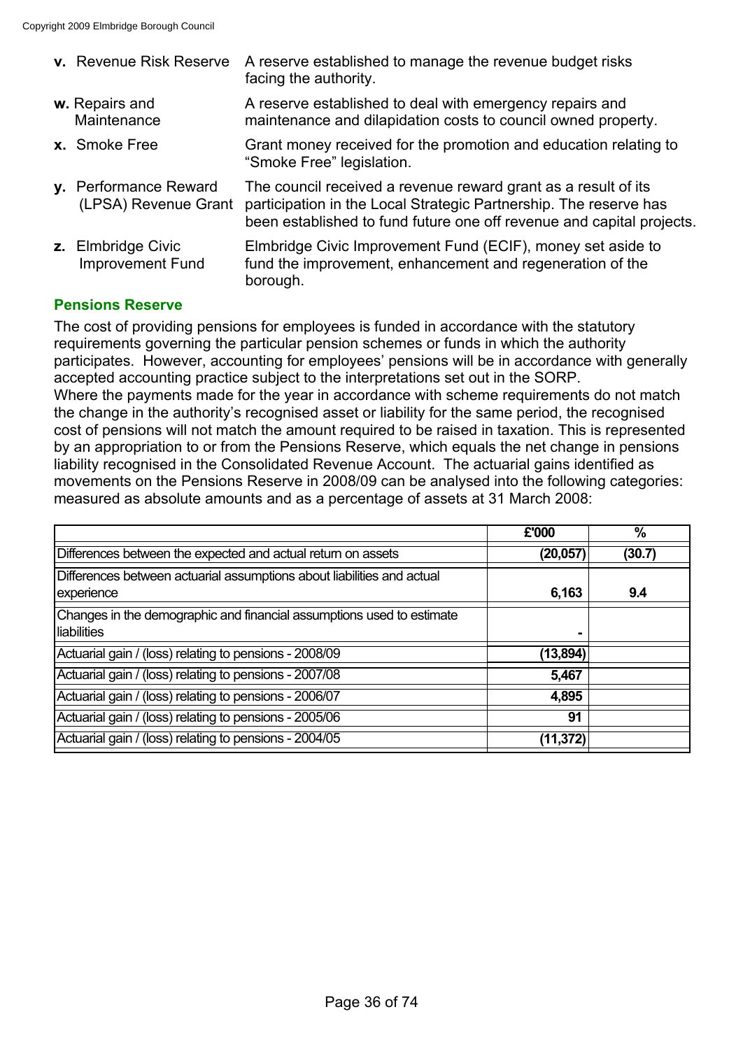**v.** Revenue Risk Reserve — A reserve established to manage the revenue budget risks facing the authority.

**w.** Repairs and Maintenance — A reserve established to deal with emergency repairs and maintenance and dilapidation costs to council owned property.

**x.** Smoke Free — Grant money received for the promotion and education relating to "Smoke Free" legislation.

**y.** Performance Reward (LPSA) Revenue Grant — The council received a revenue reward grant as a result of its participation in the Local Strategic Partnership. The reserve has been established to fund future one off revenue and capital projects.

**z.** Elmbridge Civic Improvement Fund — Elmbridge Civic Improvement Fund (ECIF), money set aside to fund the improvement, enhancement and regeneration of the borough.

### Pensions Reserve

The cost of providing pensions for employees is funded in accordance with the statutory requirements governing the particular pension schemes or funds in which the authority participates. However, accounting for employees' pensions will be in accordance with generally accepted accounting practice subject to the interpretations set out in the SORP.
Where the payments made for the year in accordance with scheme requirements do not match the change in the authority's recognised asset or liability for the same period, the recognised cost of pensions will not match the amount required to be raised in taxation. This is represented by an appropriation to or from the Pensions Reserve, which equals the net change in pensions liability recognised in the Consolidated Revenue Account. The actuarial gains identified as movements on the Pensions Reserve in 2008/09 can be analysed into the following categories: measured as absolute amounts and as a percentage of assets at 31 March 2008:

| | £'000 | % |
|---|---|---|
| Differences between the expected and actual return on assets | (20,057) | (30.7) |
| Differences between actuarial assumptions about liabilities and actual experience | 6,163 | 9.4 |
| Changes in the demographic and financial assumptions used to estimate liabilities | - | |
| Actuarial gain / (loss) relating to pensions - 2008/09 | (13,894) | |
| Actuarial gain / (loss) relating to pensions - 2007/08 | 5,467 | |
| Actuarial gain / (loss) relating to pensions - 2006/07 | 4,895 | |
| Actuarial gain / (loss) relating to pensions - 2005/06 | 91 | |
| Actuarial gain / (loss) relating to pensions - 2004/05 | (11,372) | |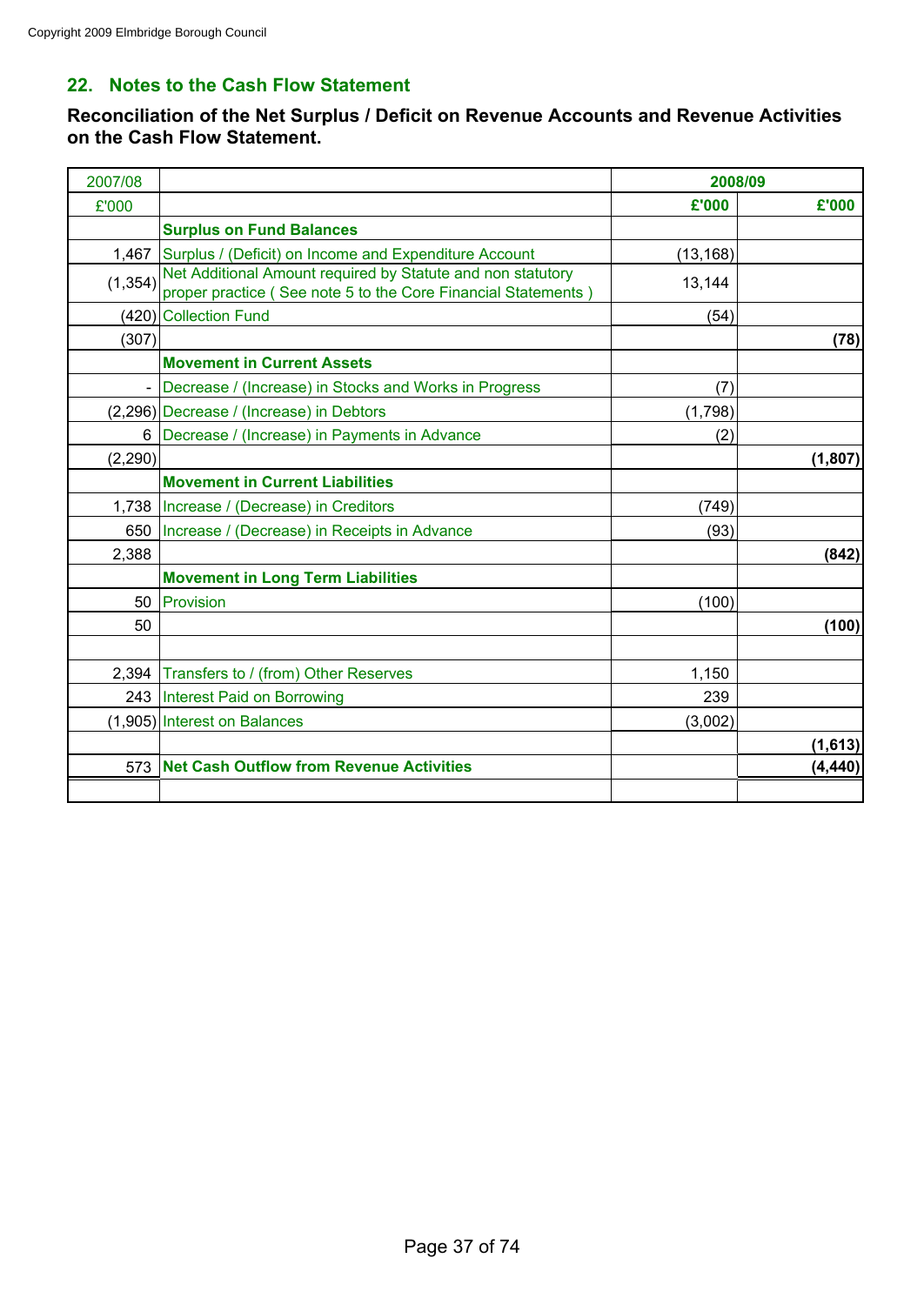## 22. Notes to the Cash Flow Statement

### Reconciliation of the Net Surplus / Deficit on Revenue Accounts and Revenue Activities on the Cash Flow Statement.

| 2007/08 | | 2008/09 | |
|---|---|---|---|
| £'000 | | £'000 | £'000 |
| | **Surplus on Fund Balances** | | |
| 1,467 | Surplus / (Deficit) on Income and Expenditure Account | (13,168) | |
| (1,354) | Net Additional Amount required by Statute and non statutory proper practice ( See note 5 to the Core Financial Statements ) | 13,144 | |
| (420) | Collection Fund | (54) | |
| (307) | | | **(78)** |
| | **Movement in Current Assets** | | |
| - | Decrease / (Increase) in Stocks and Works in Progress | (7) | |
| (2,296) | Decrease / (Increase) in Debtors | (1,798) | |
| 6 | Decrease / (Increase) in Payments in Advance | (2) | |
| (2,290) | | | **(1,807)** |
| | **Movement in Current Liabilities** | | |
| 1,738 | Increase / (Decrease) in Creditors | (749) | |
| 650 | Increase / (Decrease) in Receipts in Advance | (93) | |
| 2,388 | | | **(842)** |
| | **Movement in Long Term Liabilities** | | |
| 50 | Provision | (100) | |
| 50 | | | **(100)** |
| | | | |
| 2,394 | Transfers to / (from) Other Reserves | 1,150 | |
| 243 | Interest Paid on Borrowing | 239 | |
| (1,905) | Interest on Balances | (3,002) | |
| | | | **(1,613)** |
| 573 | **Net Cash Outflow from Revenue Activities** | | **(4,440)** |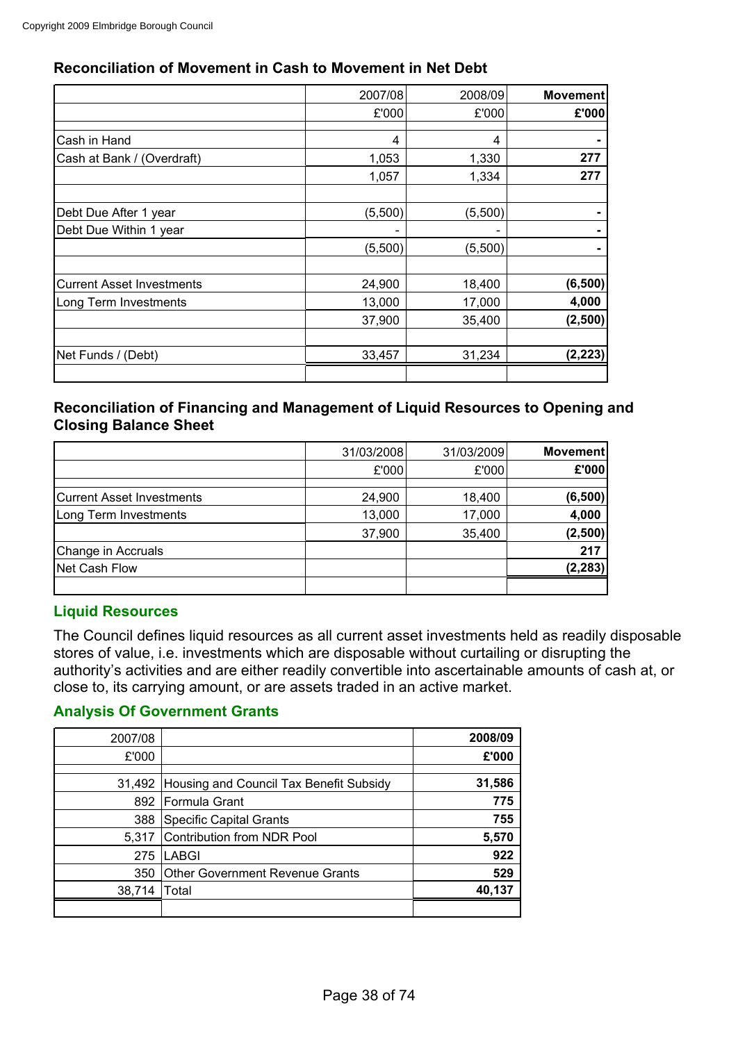## Reconciliation of Movement in Cash to Movement in Net Debt

| | 2007/08 | 2008/09 | **Movement** |
|---|---|---|---|
| | £'000 | £'000 | **£'000** |
| Cash in Hand | 4 | 4 | **-** |
| Cash at Bank / (Overdraft) | 1,053 | 1,330 | **277** |
| | 1,057 | 1,334 | **277** |
| | | | |
| Debt Due After 1 year | (5,500) | (5,500) | **-** |
| Debt Due Within 1 year | - | - | **-** |
| | (5,500) | (5,500) | **-** |
| | | | |
| Current Asset Investments | 24,900 | 18,400 | **(6,500)** |
| Long Term Investments | 13,000 | 17,000 | **4,000** |
| | 37,900 | 35,400 | **(2,500)** |
| | | | |
| Net Funds / (Debt) | 33,457 | 31,234 | **(2,223)** |

## Reconciliation of Financing and Management of Liquid Resources to Opening and Closing Balance Sheet

| | 31/03/2008 | 31/03/2009 | **Movement** |
|---|---|---|---|
| | £'000 | £'000 | **£'000** |
| Current Asset Investments | 24,900 | 18,400 | **(6,500)** |
| Long Term Investments | 13,000 | 17,000 | **4,000** |
| | 37,900 | 35,400 | **(2,500)** |
| Change in Accruals | | | **217** |
| Net Cash Flow | | | **(2,283)** |

### Liquid Resources

The Council defines liquid resources as all current asset investments held as readily disposable stores of value, i.e. investments which are disposable without curtailing or disrupting the authority's activities and are either readily convertible into ascertainable amounts of cash at, or close to, its carrying amount, or are assets traded in an active market.

### Analysis Of Government Grants

| 2007/08 | | **2008/09** |
|---|---|---|
| £'000 | | **£'000** |
| 31,492 | Housing and Council Tax Benefit Subsidy | **31,586** |
| 892 | Formula Grant | **775** |
| 388 | Specific Capital Grants | **755** |
| 5,317 | Contribution from NDR Pool | **5,570** |
| 275 | LABGI | **922** |
| 350 | Other Government Revenue Grants | **529** |
| 38,714 | Total | **40,137** |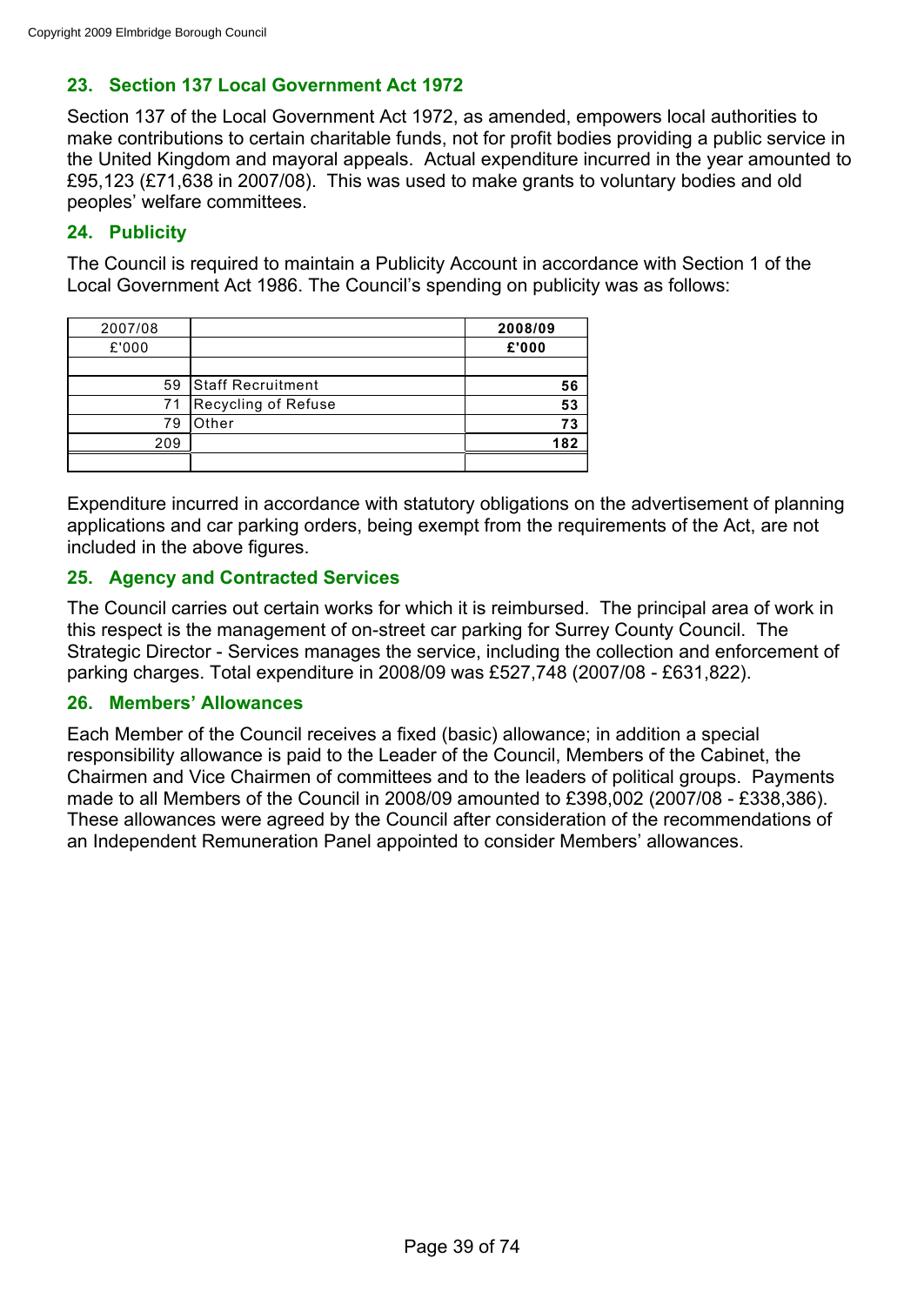## 23. Section 137 Local Government Act 1972

Section 137 of the Local Government Act 1972, as amended, empowers local authorities to make contributions to certain charitable funds, not for profit bodies providing a public service in the United Kingdom and mayoral appeals. Actual expenditure incurred in the year amounted to £95,123 (£71,638 in 2007/08). This was used to make grants to voluntary bodies and old peoples' welfare committees.

## 24. Publicity

The Council is required to maintain a Publicity Account in accordance with Section 1 of the Local Government Act 1986. The Council's spending on publicity was as follows:

| 2007/08 £'000 | | **2008/09 £'000** |
|---|---|---|
| 59 | Staff Recruitment | **56** |
| 71 | Recycling of Refuse | **53** |
| 79 | Other | **73** |
| 209 | | **182** |

Expenditure incurred in accordance with statutory obligations on the advertisement of planning applications and car parking orders, being exempt from the requirements of the Act, are not included in the above figures.

## 25. Agency and Contracted Services

The Council carries out certain works for which it is reimbursed. The principal area of work in this respect is the management of on-street car parking for Surrey County Council. The Strategic Director - Services manages the service, including the collection and enforcement of parking charges. Total expenditure in 2008/09 was £527,748 (2007/08 - £631,822).

## 26. Members' Allowances

Each Member of the Council receives a fixed (basic) allowance; in addition a special responsibility allowance is paid to the Leader of the Council, Members of the Cabinet, the Chairmen and Vice Chairmen of committees and to the leaders of political groups. Payments made to all Members of the Council in 2008/09 amounted to £398,002 (2007/08 - £338,386). These allowances were agreed by the Council after consideration of the recommendations of an Independent Remuneration Panel appointed to consider Members' allowances.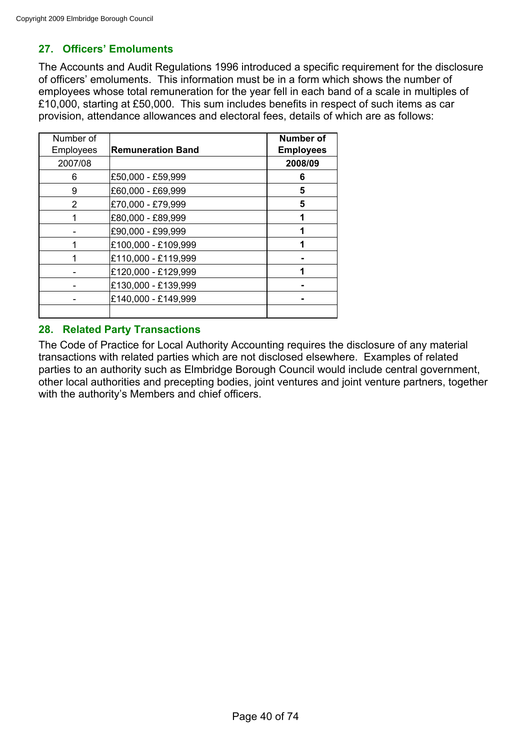## 27. Officers' Emoluments

The Accounts and Audit Regulations 1996 introduced a specific requirement for the disclosure of officers' emoluments. This information must be in a form which shows the number of employees whose total remuneration for the year fell in each band of a scale in multiples of £10,000, starting at £50,000. This sum includes benefits in respect of such items as car provision, attendance allowances and electoral fees, details of which are as follows:

| Number of Employees | Remuneration Band | Number of Employees |
|---|---|---|
| 2007/08 | | **2008/09** |
| 6 | £50,000 - £59,999 | **6** |
| 9 | £60,000 - £69,999 | **5** |
| 2 | £70,000 - £79,999 | **5** |
| 1 | £80,000 - £89,999 | **1** |
| - | £90,000 - £99,999 | **1** |
| 1 | £100,000 - £109,999 | **1** |
| 1 | £110,000 - £119,999 | **-** |
| - | £120,000 - £129,999 | **1** |
| - | £130,000 - £139,999 | **-** |
| - | £140,000 - £149,999 | **-** |
| | | |

## 28. Related Party Transactions

The Code of Practice for Local Authority Accounting requires the disclosure of any material transactions with related parties which are not disclosed elsewhere. Examples of related parties to an authority such as Elmbridge Borough Council would include central government, other local authorities and precepting bodies, joint ventures and joint venture partners, together with the authority's Members and chief officers.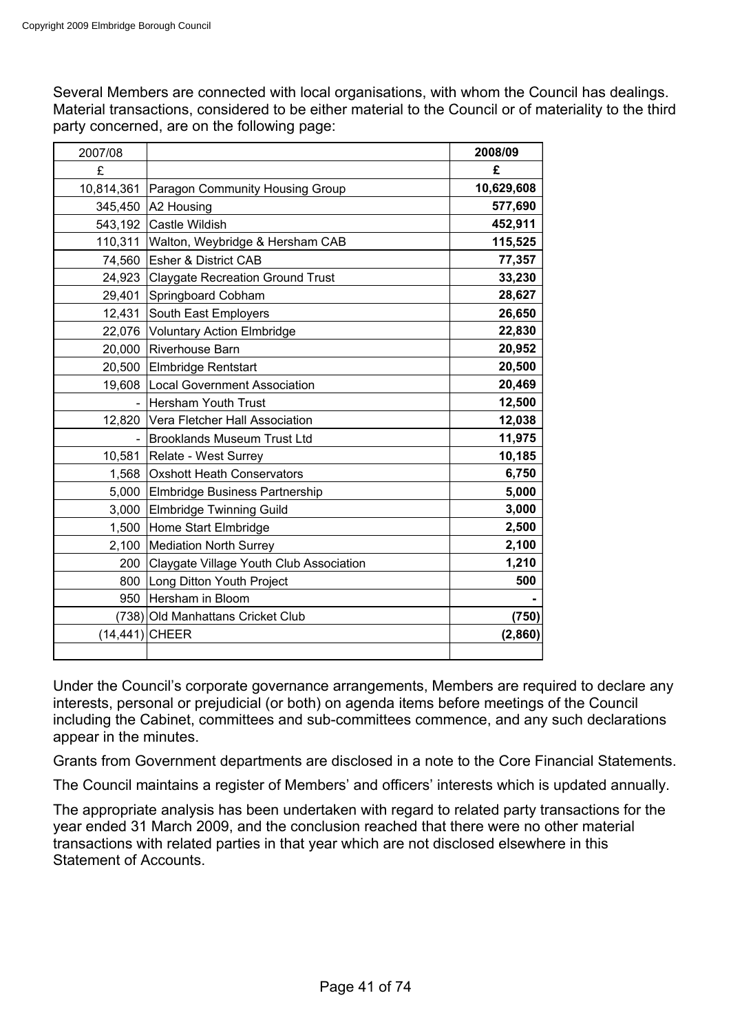Several Members are connected with local organisations, with whom the Council has dealings. Material transactions, considered to be either material to the Council or of materiality to the third party concerned, are on the following page:

| 2007/08 | | **2008/09** |
|---|---|---|
| £ | | **£** |
| 10,814,361 | Paragon Community Housing Group | **10,629,608** |
| 345,450 | A2 Housing | **577,690** |
| 543,192 | Castle Wildish | **452,911** |
| 110,311 | Walton, Weybridge & Hersham CAB | **115,525** |
| 74,560 | Esher & District CAB | **77,357** |
| 24,923 | Claygate Recreation Ground Trust | **33,230** |
| 29,401 | Springboard Cobham | **28,627** |
| 12,431 | South East Employers | **26,650** |
| 22,076 | Voluntary Action Elmbridge | **22,830** |
| 20,000 | Riverhouse Barn | **20,952** |
| 20,500 | Elmbridge Rentstart | **20,500** |
| 19,608 | Local Government Association | **20,469** |
| - | Hersham Youth Trust | **12,500** |
| 12,820 | Vera Fletcher Hall Association | **12,038** |
| - | Brooklands Museum Trust Ltd | **11,975** |
| 10,581 | Relate - West Surrey | **10,185** |
| 1,568 | Oxshott Heath Conservators | **6,750** |
| 5,000 | Elmbridge Business Partnership | **5,000** |
| 3,000 | Elmbridge Twinning Guild | **3,000** |
| 1,500 | Home Start Elmbridge | **2,500** |
| 2,100 | Mediation North Surrey | **2,100** |
| 200 | Claygate Village Youth Club Association | **1,210** |
| 800 | Long Ditton Youth Project | **500** |
| 950 | Hersham in Bloom | **-** |
| (738) | Old Manhattans Cricket Club | **(750)** |
| (14,441) | CHEER | **(2,860)** |
| | | |

Under the Council's corporate governance arrangements, Members are required to declare any interests, personal or prejudicial (or both) on agenda items before meetings of the Council including the Cabinet, committees and sub-committees commence, and any such declarations appear in the minutes.

Grants from Government departments are disclosed in a note to the Core Financial Statements.

The Council maintains a register of Members' and officers' interests which is updated annually.

The appropriate analysis has been undertaken with regard to related party transactions for the year ended 31 March 2009, and the conclusion reached that there were no other material transactions with related parties in that year which are not disclosed elsewhere in this Statement of Accounts.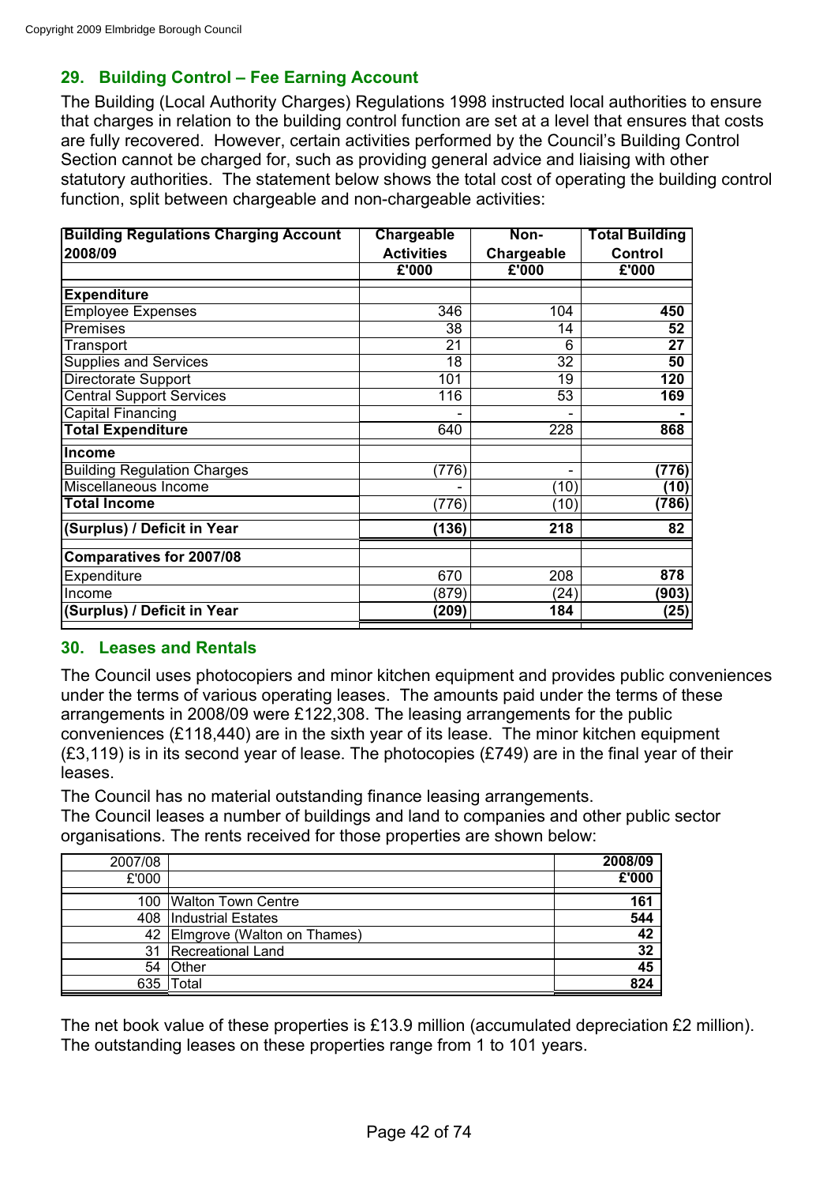Copyright 2009 Elmbridge Borough Council

## 29. Building Control – Fee Earning Account

The Building (Local Authority Charges) Regulations 1998 instructed local authorities to ensure that charges in relation to the building control function are set at a level that ensures that costs are fully recovered. However, certain activities performed by the Council's Building Control Section cannot be charged for, such as providing general advice and liaising with other statutory authorities. The statement below shows the total cost of operating the building control function, split between chargeable and non-chargeable activities:

| Building Regulations Charging Account 2008/09 | Chargeable Activities | Non-Chargeable | Total Building Control |
|---|---|---|---|
| | £'000 | £'000 | £'000 |
| **Expenditure** | | | |
| Employee Expenses | 346 | 104 | **450** |
| Premises | 38 | 14 | **52** |
| Transport | 21 | 6 | **27** |
| Supplies and Services | 18 | 32 | **50** |
| Directorate Support | 101 | 19 | **120** |
| Central Support Services | 116 | 53 | **169** |
| Capital Financing | - | - | **-** |
| **Total Expenditure** | 640 | 228 | **868** |
| **Income** | | | |
| Building Regulation Charges | (776) | - | **(776)** |
| Miscellaneous Income | - | (10) | **(10)** |
| **Total Income** | (776) | (10) | **(786)** |
| **(Surplus) / Deficit in Year** | **(136)** | **218** | **82** |
| **Comparatives for 2007/08** | | | |
| Expenditure | 670 | 208 | **878** |
| Income | (879) | (24) | **(903)** |
| **(Surplus) / Deficit in Year** | **(209)** | **184** | **(25)** |

## 30. Leases and Rentals

The Council uses photocopiers and minor kitchen equipment and provides public conveniences under the terms of various operating leases. The amounts paid under the terms of these arrangements in 2008/09 were £122,308. The leasing arrangements for the public conveniences (£118,440) are in the sixth year of its lease. The minor kitchen equipment (£3,119) is in its second year of lease. The photocopies (£749) are in the final year of their leases.

The Council has no material outstanding finance leasing arrangements.

The Council leases a number of buildings and land to companies and other public sector organisations. The rents received for those properties are shown below:

| 2007/08 | | 2008/09 |
|---|---|---|
| £'000 | | £'000 |
| 100 | Walton Town Centre | **161** |
| 408 | Industrial Estates | **544** |
| 42 | Elmgrove (Walton on Thames) | **42** |
| 31 | Recreational Land | **32** |
| 54 | Other | **45** |
| 635 | Total | **824** |

The net book value of these properties is £13.9 million (accumulated depreciation £2 million). The outstanding leases on these properties range from 1 to 101 years.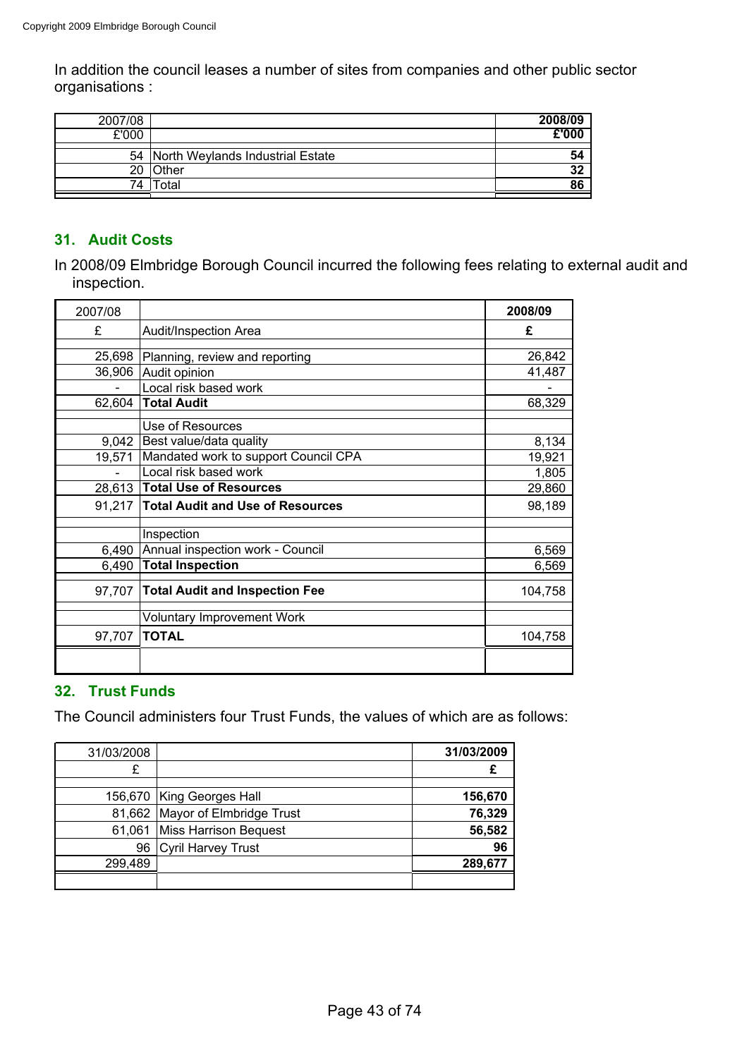In addition the council leases a number of sites from companies and other public sector organisations :

| 2007/08 | | 2008/09 |
|---|---|---|
| £'000 | | **£'000** |
| 54 | North Weylands Industrial Estate | **54** |
| 20 | Other | **32** |
| 74 | Total | **86** |

## 31. Audit Costs

In 2008/09 Elmbridge Borough Council incurred the following fees relating to external audit and inspection.

| 2007/08 | | 2008/09 |
|---|---|---|
| £ | Audit/Inspection Area | **£** |
| 25,698 | Planning, review and reporting | 26,842 |
| 36,906 | Audit opinion | 41,487 |
| - | Local risk based work | - |
| 62,604 | **Total Audit** | 68,329 |
| | Use of Resources | |
| 9,042 | Best value/data quality | 8,134 |
| 19,571 | Mandated work to support Council CPA | 19,921 |
| - | Local risk based work | 1,805 |
| 28,613 | **Total Use of Resources** | 29,860 |
| 91,217 | **Total Audit and Use of Resources** | 98,189 |
| | Inspection | |
| 6,490 | Annual inspection work - Council | 6,569 |
| 6,490 | **Total Inspection** | 6,569 |
| 97,707 | **Total Audit and Inspection Fee** | 104,758 |
| | Voluntary Improvement Work | |
| 97,707 | **TOTAL** | 104,758 |

## 32. Trust Funds

The Council administers four Trust Funds, the values of which are as follows:

| 31/03/2008 | | 31/03/2009 |
|---|---|---|
| £ | | **£** |
| 156,670 | King Georges Hall | **156,670** |
| 81,662 | Mayor of Elmbridge Trust | **76,329** |
| 61,061 | Miss Harrison Bequest | **56,582** |
| 96 | Cyril Harvey Trust | **96** |
| 299,489 | | **289,677** |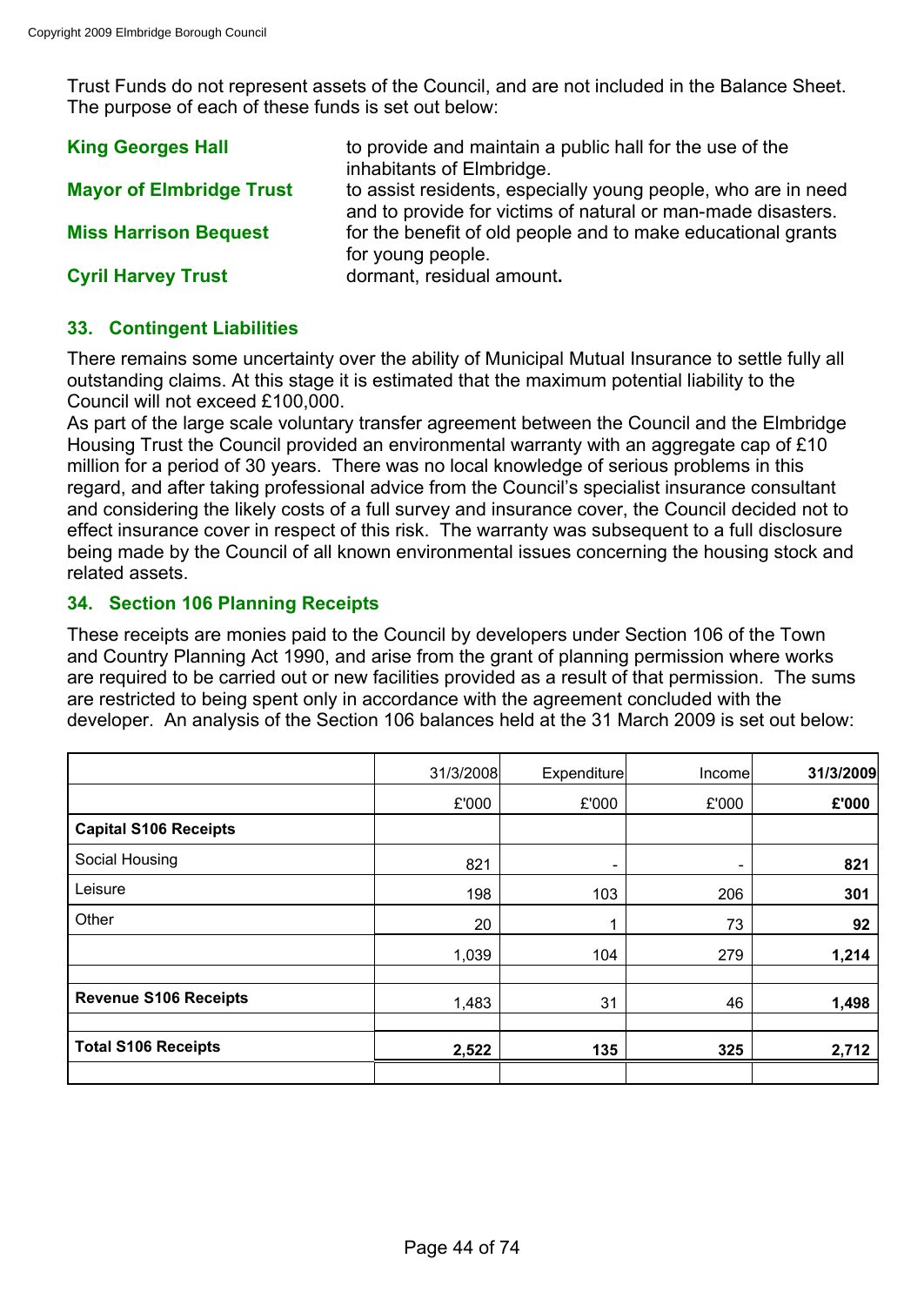Trust Funds do not represent assets of the Council, and are not included in the Balance Sheet. The purpose of each of these funds is set out below:

**King Georges Hall** to provide and maintain a public hall for the use of the inhabitants of Elmbridge.

**Mayor of Elmbridge Trust** to assist residents, especially young people, who are in need and to provide for victims of natural or man-made disasters.

**Miss Harrison Bequest** for the benefit of old people and to make educational grants for young people.

**Cyril Harvey Trust** dormant, residual amount**.**

## 33. Contingent Liabilities

There remains some uncertainty over the ability of Municipal Mutual Insurance to settle fully all outstanding claims. At this stage it is estimated that the maximum potential liability to the Council will not exceed £100,000.

As part of the large scale voluntary transfer agreement between the Council and the Elmbridge Housing Trust the Council provided an environmental warranty with an aggregate cap of £10 million for a period of 30 years. There was no local knowledge of serious problems in this regard, and after taking professional advice from the Council's specialist insurance consultant and considering the likely costs of a full survey and insurance cover, the Council decided not to effect insurance cover in respect of this risk. The warranty was subsequent to a full disclosure being made by the Council of all known environmental issues concerning the housing stock and related assets.

## 34. Section 106 Planning Receipts

These receipts are monies paid to the Council by developers under Section 106 of the Town and Country Planning Act 1990, and arise from the grant of planning permission where works are required to be carried out or new facilities provided as a result of that permission. The sums are restricted to being spent only in accordance with the agreement concluded with the developer. An analysis of the Section 106 balances held at the 31 March 2009 is set out below:

| | 31/3/2008 | Expenditure | Income | **31/3/2009** |
|---|---|---|---|---|
| | £'000 | £'000 | £'000 | **£'000** |
| **Capital S106 Receipts** | | | | |
| Social Housing | 821 | - | - | **821** |
| Leisure | 198 | 103 | 206 | **301** |
| Other | 20 | 1 | 73 | **92** |
| | 1,039 | 104 | 279 | **1,214** |
| | | | | |
| **Revenue S106 Receipts** | 1,483 | 31 | 46 | **1,498** |
| | | | | |
| **Total S106 Receipts** | **2,522** | **135** | **325** | **2,712** |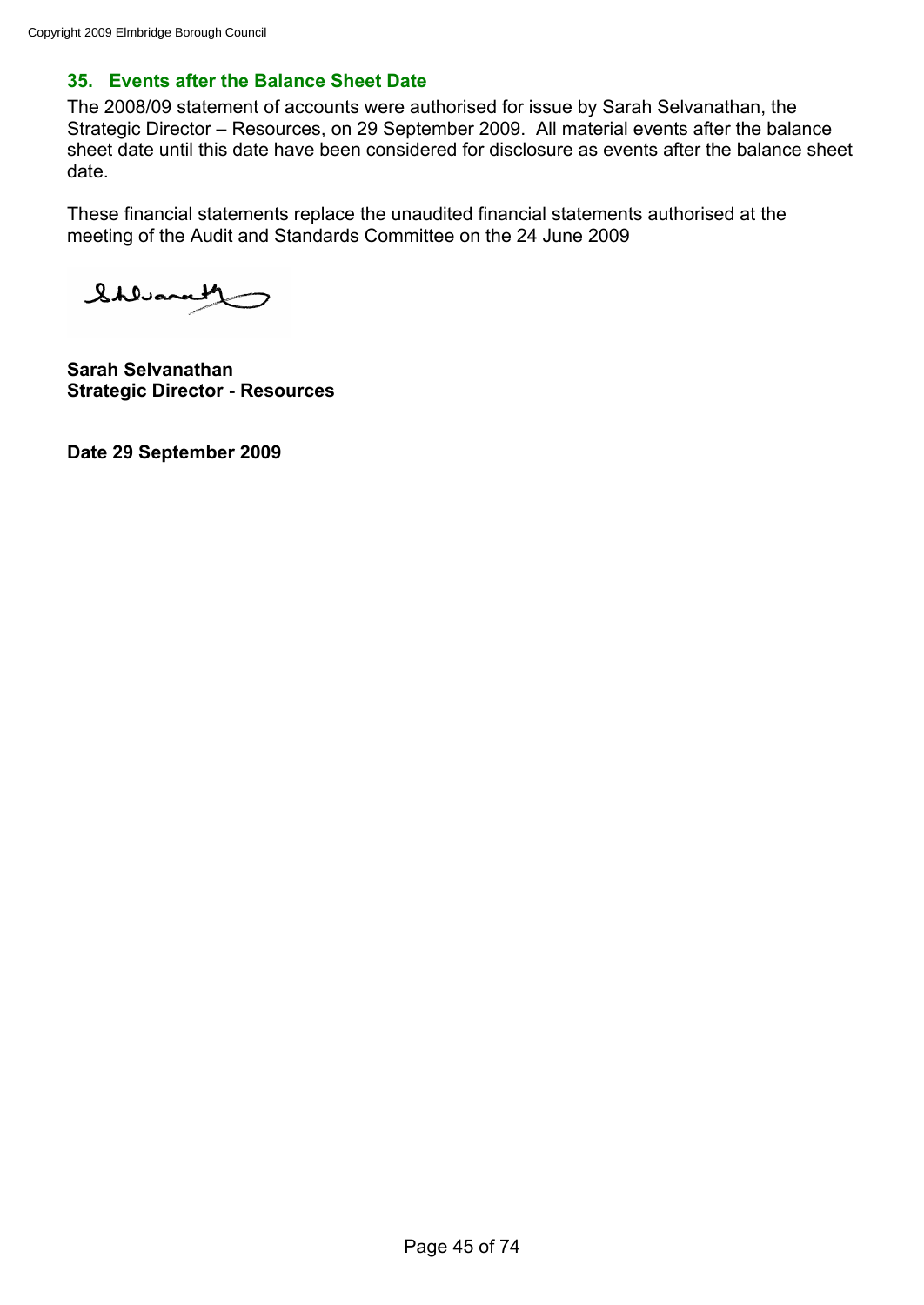## 35. Events after the Balance Sheet Date

The 2008/09 statement of accounts were authorised for issue by Sarah Selvanathan, the Strategic Director – Resources, on 29 September 2009. All material events after the balance sheet date until this date have been considered for disclosure as events after the balance sheet date.

These financial statements replace the unaudited financial statements authorised at the meeting of the Audit and Standards Committee on the 24 June 2009

**Sarah Selvanathan**
**Strategic Director - Resources**

**Date 29 September 2009**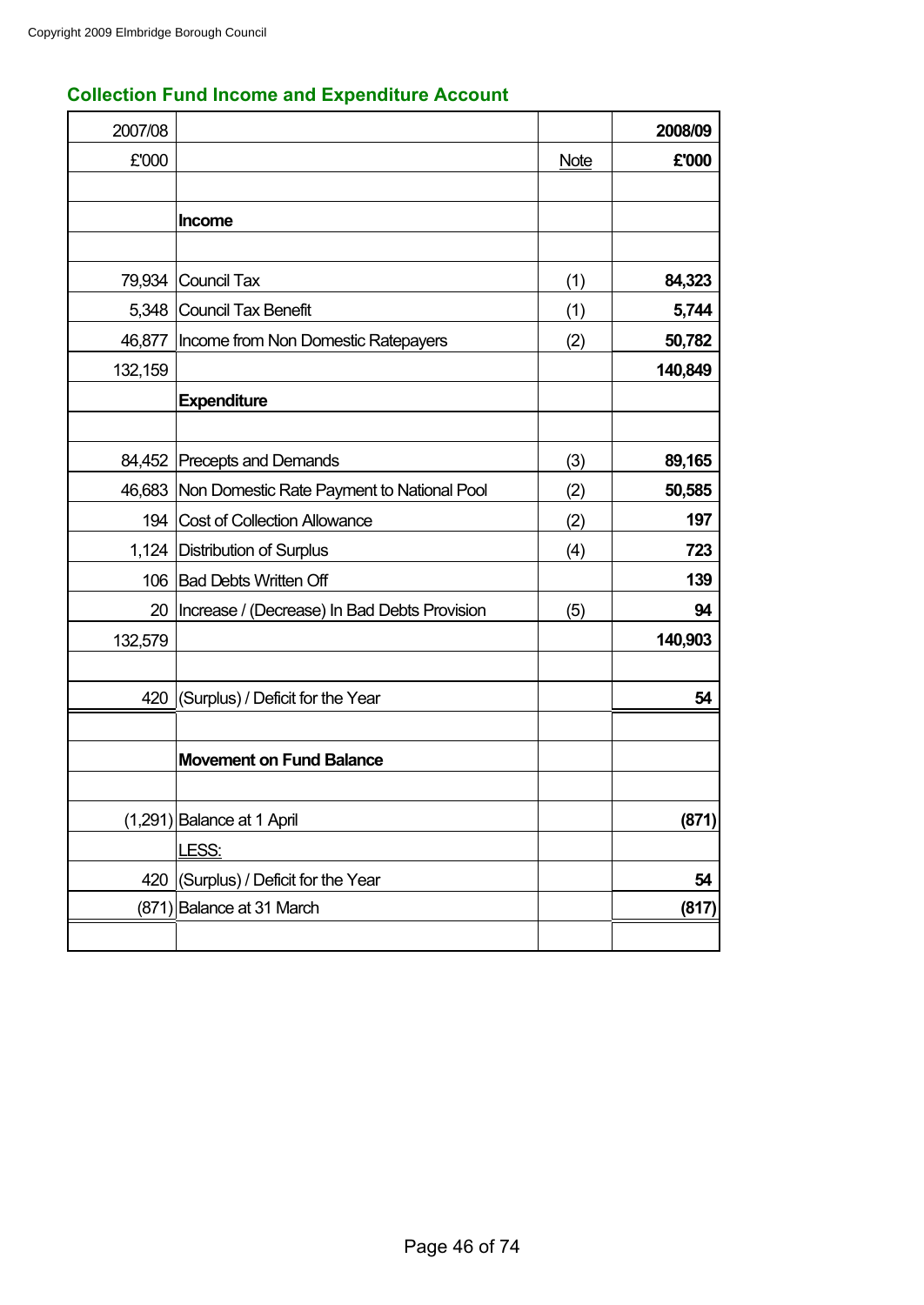Copyright 2009 Elmbridge Borough Council

## Collection Fund Income and Expenditure Account

| 2007/08 | | | 2008/09 |
|---|---|---|---|
| £'000 | | Note | **£'000** |
| | | | |
| | **Income** | | |
| | | | |
| 79,934 | Council Tax | (1) | **84,323** |
| 5,348 | Council Tax Benefit | (1) | **5,744** |
| 46,877 | Income from Non Domestic Ratepayers | (2) | **50,782** |
| 132,159 | | | **140,849** |
| | **Expenditure** | | |
| | | | |
| 84,452 | Precepts and Demands | (3) | **89,165** |
| 46,683 | Non Domestic Rate Payment to National Pool | (2) | **50,585** |
| 194 | Cost of Collection Allowance | (2) | **197** |
| 1,124 | Distribution of Surplus | (4) | **723** |
| 106 | Bad Debts Written Off | | **139** |
| 20 | Increase / (Decrease) In Bad Debts Provision | (5) | **94** |
| 132,579 | | | **140,903** |
| | | | |
| 420 | (Surplus) / Deficit for the Year | | **54** |
| | | | |
| | **Movement on Fund Balance** | | |
| | | | |
| (1,291) | Balance at 1 April | | **(871)** |
| | LESS: | | |
| 420 | (Surplus) / Deficit for the Year | | **54** |
| (871) | Balance at 31 March | | **(817)** |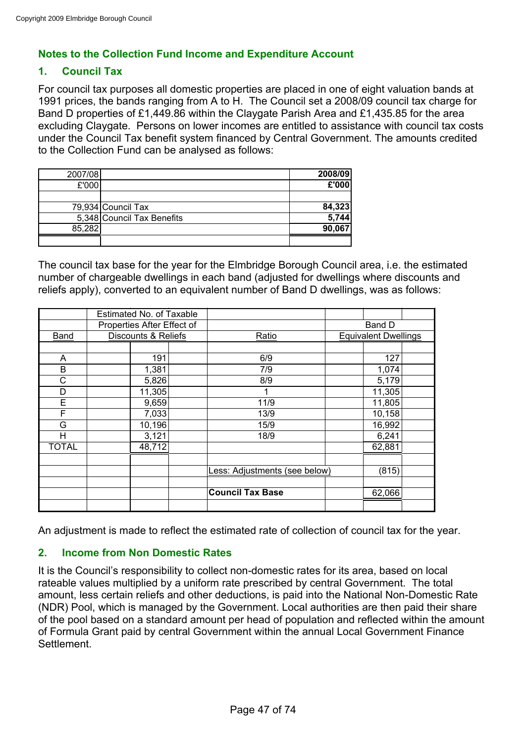## Notes to the Collection Fund Income and Expenditure Account

### 1. Council Tax

For council tax purposes all domestic properties are placed in one of eight valuation bands at 1991 prices, the bands ranging from A to H. The Council set a 2008/09 council tax charge for Band D properties of £1,449.86 within the Claygate Parish Area and £1,435.85 for the area excluding Claygate. Persons on lower incomes are entitled to assistance with council tax costs under the Council Tax benefit system financed by Central Government. The amounts credited to the Collection Fund can be analysed as follows:

| 2007/08 | | **2008/09** |
|---|---|---|
| £'000 | | **£'000** |
| | | |
| 79,934 | Council Tax | **84,323** |
| 5,348 | Council Tax Benefits | **5,744** |
| 85,282 | | **90,067** |

The council tax base for the year for the Elmbridge Borough Council area, i.e. the estimated number of chargeable dwellings in each band (adjusted for dwellings where discounts and reliefs apply), converted to an equivalent number of Band D dwellings, was as follows:

| Band | Estimated No. of Taxable Properties After Effect of Discounts & Reliefs | Ratio | Band D Equivalent Dwellings |
|---|---|---|---|
| A | 191 | 6/9 | 127 |
| B | 1,381 | 7/9 | 1,074 |
| C | 5,826 | 8/9 | 5,179 |
| D | 11,305 | 1 | 11,305 |
| E | 9,659 | 11/9 | 11,805 |
| F | 7,033 | 13/9 | 10,158 |
| G | 10,196 | 15/9 | 16,992 |
| H | 3,121 | 18/9 | 6,241 |
| TOTAL | 48,712 | | 62,881 |
| | | Less: Adjustments (see below) | (815) |
| | | **Council Tax Base** | 62,066 |

An adjustment is made to reflect the estimated rate of collection of council tax for the year.

### 2. Income from Non Domestic Rates

It is the Council's responsibility to collect non-domestic rates for its area, based on local rateable values multiplied by a uniform rate prescribed by central Government. The total amount, less certain reliefs and other deductions, is paid into the National Non-Domestic Rate (NDR) Pool, which is managed by the Government. Local authorities are then paid their share of the pool based on a standard amount per head of population and reflected within the amount of Formula Grant paid by central Government within the annual Local Government Finance Settlement.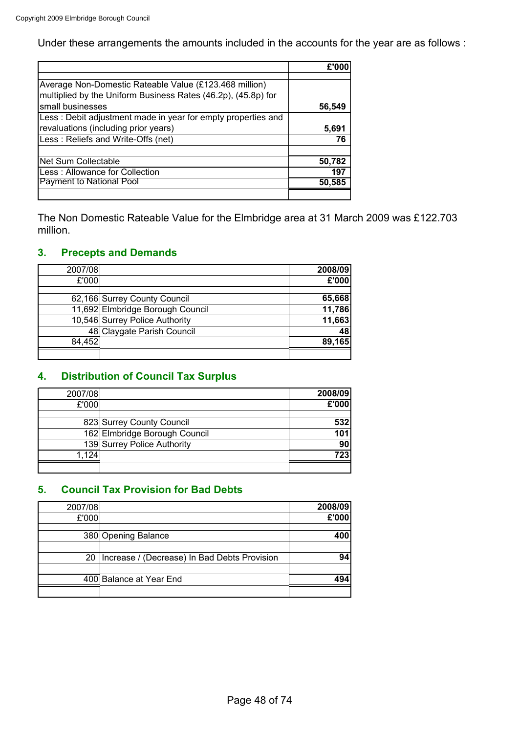Under these arrangements the amounts included in the accounts for the year are as follows :

| | £'000 |
|---|---|
| Average Non-Domestic Rateable Value (£123.468 million) multiplied by the Uniform Business Rates (46.2p), (45.8p) for small businesses | 56,549 |
| Less : Debit adjustment made in year for empty properties and revaluations (including prior years) | 5,691 |
| Less : Reliefs and Write-Offs (net) | 76 |
| Net Sum Collectable | 50,782 |
| Less : Allowance for Collection | 197 |
| Payment to National Pool | 50,585 |

The Non Domestic Rateable Value for the Elmbridge area at 31 March 2009 was £122.703 million.

## 3. Precepts and Demands

| 2007/08 £'000 | | 2008/09 £'000 |
|---|---|---|
| 62,166 | Surrey County Council | 65,668 |
| 11,692 | Elmbridge Borough Council | 11,786 |
| 10,546 | Surrey Police Authority | 11,663 |
| 48 | Claygate Parish Council | 48 |
| 84,452 | | 89,165 |

## 4. Distribution of Council Tax Surplus

| 2007/08 £'000 | | 2008/09 £'000 |
|---|---|---|
| 823 | Surrey County Council | 532 |
| 162 | Elmbridge Borough Council | 101 |
| 139 | Surrey Police Authority | 90 |
| 1,124 | | 723 |

## 5. Council Tax Provision for Bad Debts

| 2007/08 £'000 | | 2008/09 £'000 |
|---|---|---|
| 380 | Opening Balance | 400 |
| 20 | Increase / (Decrease) In Bad Debts Provision | 94 |
| 400 | Balance at Year End | 494 |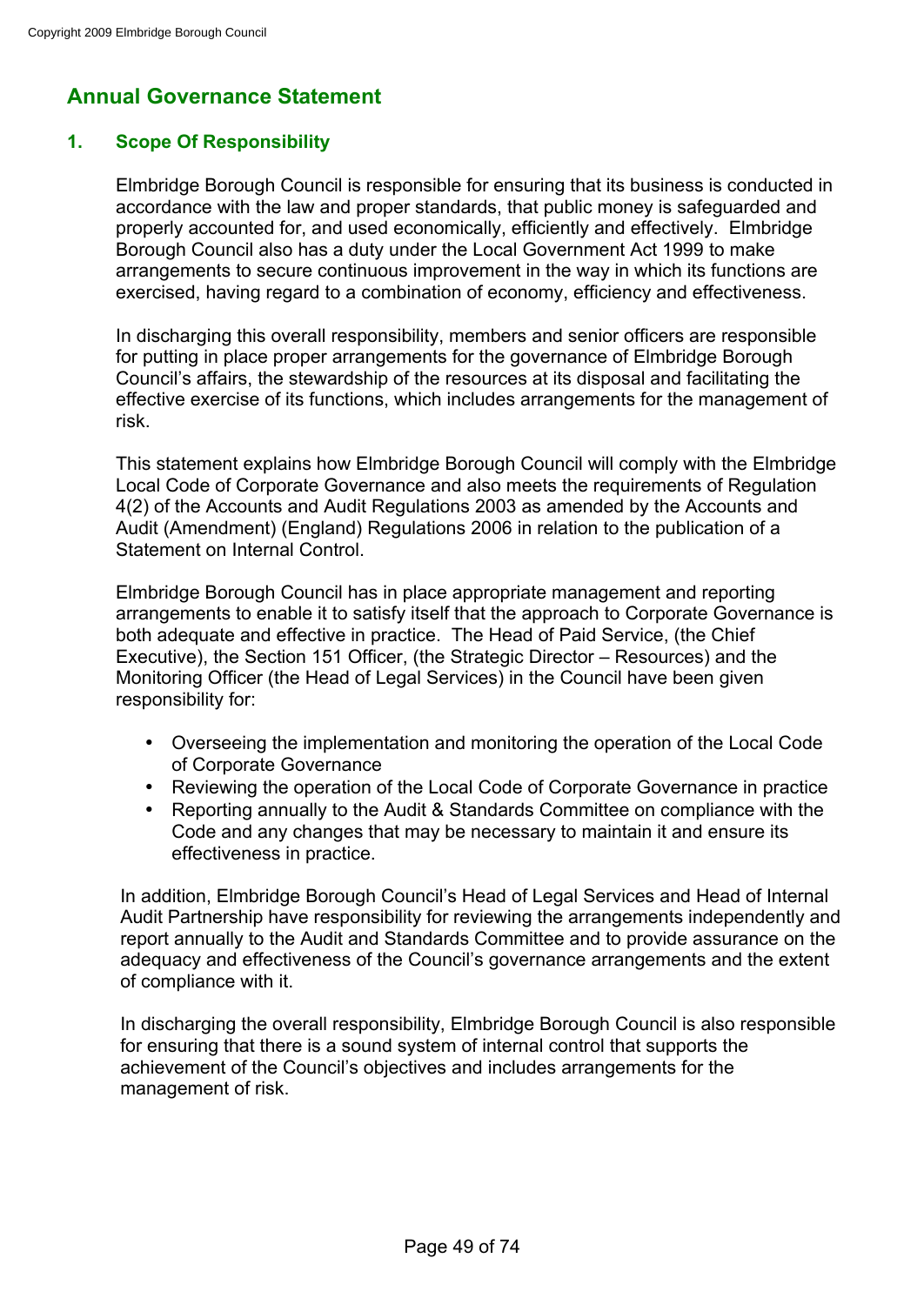# Annual Governance Statement

## 1. Scope Of Responsibility

Elmbridge Borough Council is responsible for ensuring that its business is conducted in accordance with the law and proper standards, that public money is safeguarded and properly accounted for, and used economically, efficiently and effectively. Elmbridge Borough Council also has a duty under the Local Government Act 1999 to make arrangements to secure continuous improvement in the way in which its functions are exercised, having regard to a combination of economy, efficiency and effectiveness.

In discharging this overall responsibility, members and senior officers are responsible for putting in place proper arrangements for the governance of Elmbridge Borough Council's affairs, the stewardship of the resources at its disposal and facilitating the effective exercise of its functions, which includes arrangements for the management of risk.

This statement explains how Elmbridge Borough Council will comply with the Elmbridge Local Code of Corporate Governance and also meets the requirements of Regulation 4(2) of the Accounts and Audit Regulations 2003 as amended by the Accounts and Audit (Amendment) (England) Regulations 2006 in relation to the publication of a Statement on Internal Control.

Elmbridge Borough Council has in place appropriate management and reporting arrangements to enable it to satisfy itself that the approach to Corporate Governance is both adequate and effective in practice. The Head of Paid Service, (the Chief Executive), the Section 151 Officer, (the Strategic Director – Resources) and the Monitoring Officer (the Head of Legal Services) in the Council have been given responsibility for:

- Overseeing the implementation and monitoring the operation of the Local Code of Corporate Governance
- Reviewing the operation of the Local Code of Corporate Governance in practice
- Reporting annually to the Audit & Standards Committee on compliance with the Code and any changes that may be necessary to maintain it and ensure its effectiveness in practice.

In addition, Elmbridge Borough Council's Head of Legal Services and Head of Internal Audit Partnership have responsibility for reviewing the arrangements independently and report annually to the Audit and Standards Committee and to provide assurance on the adequacy and effectiveness of the Council's governance arrangements and the extent of compliance with it.

In discharging the overall responsibility, Elmbridge Borough Council is also responsible for ensuring that there is a sound system of internal control that supports the achievement of the Council's objectives and includes arrangements for the management of risk.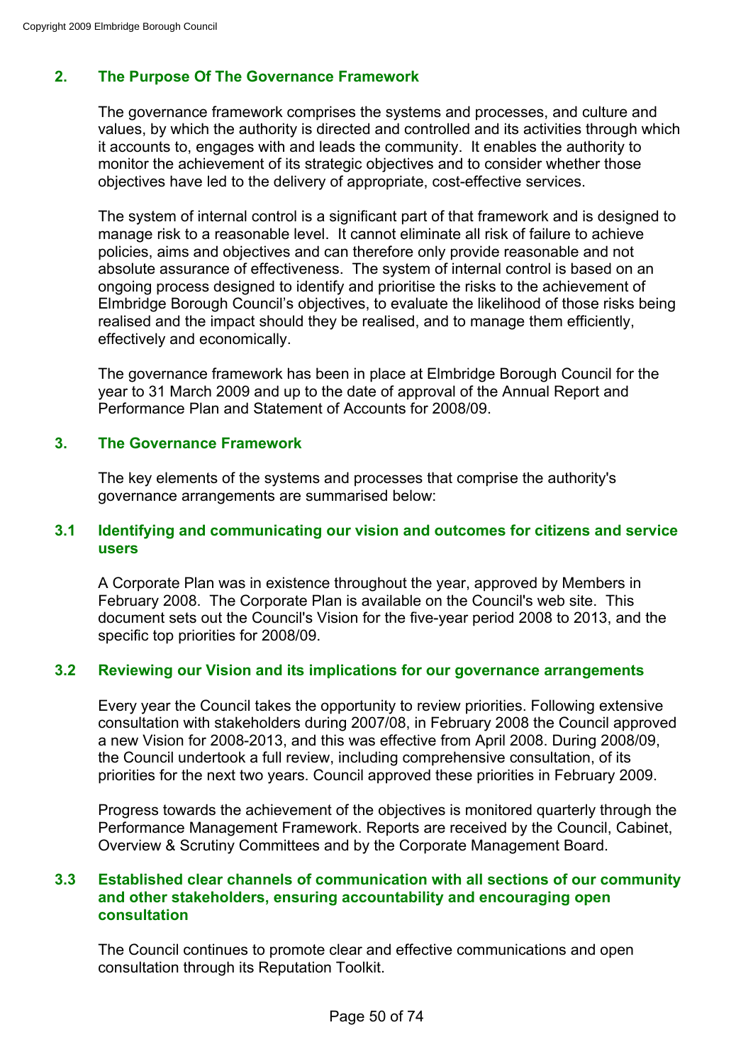## 2. The Purpose Of The Governance Framework

The governance framework comprises the systems and processes, and culture and values, by which the authority is directed and controlled and its activities through which it accounts to, engages with and leads the community. It enables the authority to monitor the achievement of its strategic objectives and to consider whether those objectives have led to the delivery of appropriate, cost-effective services.

The system of internal control is a significant part of that framework and is designed to manage risk to a reasonable level. It cannot eliminate all risk of failure to achieve policies, aims and objectives and can therefore only provide reasonable and not absolute assurance of effectiveness. The system of internal control is based on an ongoing process designed to identify and prioritise the risks to the achievement of Elmbridge Borough Council's objectives, to evaluate the likelihood of those risks being realised and the impact should they be realised, and to manage them efficiently, effectively and economically.

The governance framework has been in place at Elmbridge Borough Council for the year to 31 March 2009 and up to the date of approval of the Annual Report and Performance Plan and Statement of Accounts for 2008/09.

## 3. The Governance Framework

The key elements of the systems and processes that comprise the authority's governance arrangements are summarised below:

### 3.1 Identifying and communicating our vision and outcomes for citizens and service users

A Corporate Plan was in existence throughout the year, approved by Members in February 2008. The Corporate Plan is available on the Council's web site. This document sets out the Council's Vision for the five-year period 2008 to 2013, and the specific top priorities for 2008/09.

### 3.2 Reviewing our Vision and its implications for our governance arrangements

Every year the Council takes the opportunity to review priorities. Following extensive consultation with stakeholders during 2007/08, in February 2008 the Council approved a new Vision for 2008-2013, and this was effective from April 2008. During 2008/09, the Council undertook a full review, including comprehensive consultation, of its priorities for the next two years. Council approved these priorities in February 2009.

Progress towards the achievement of the objectives is monitored quarterly through the Performance Management Framework. Reports are received by the Council, Cabinet, Overview & Scrutiny Committees and by the Corporate Management Board.

### 3.3 Established clear channels of communication with all sections of our community and other stakeholders, ensuring accountability and encouraging open consultation

The Council continues to promote clear and effective communications and open consultation through its Reputation Toolkit.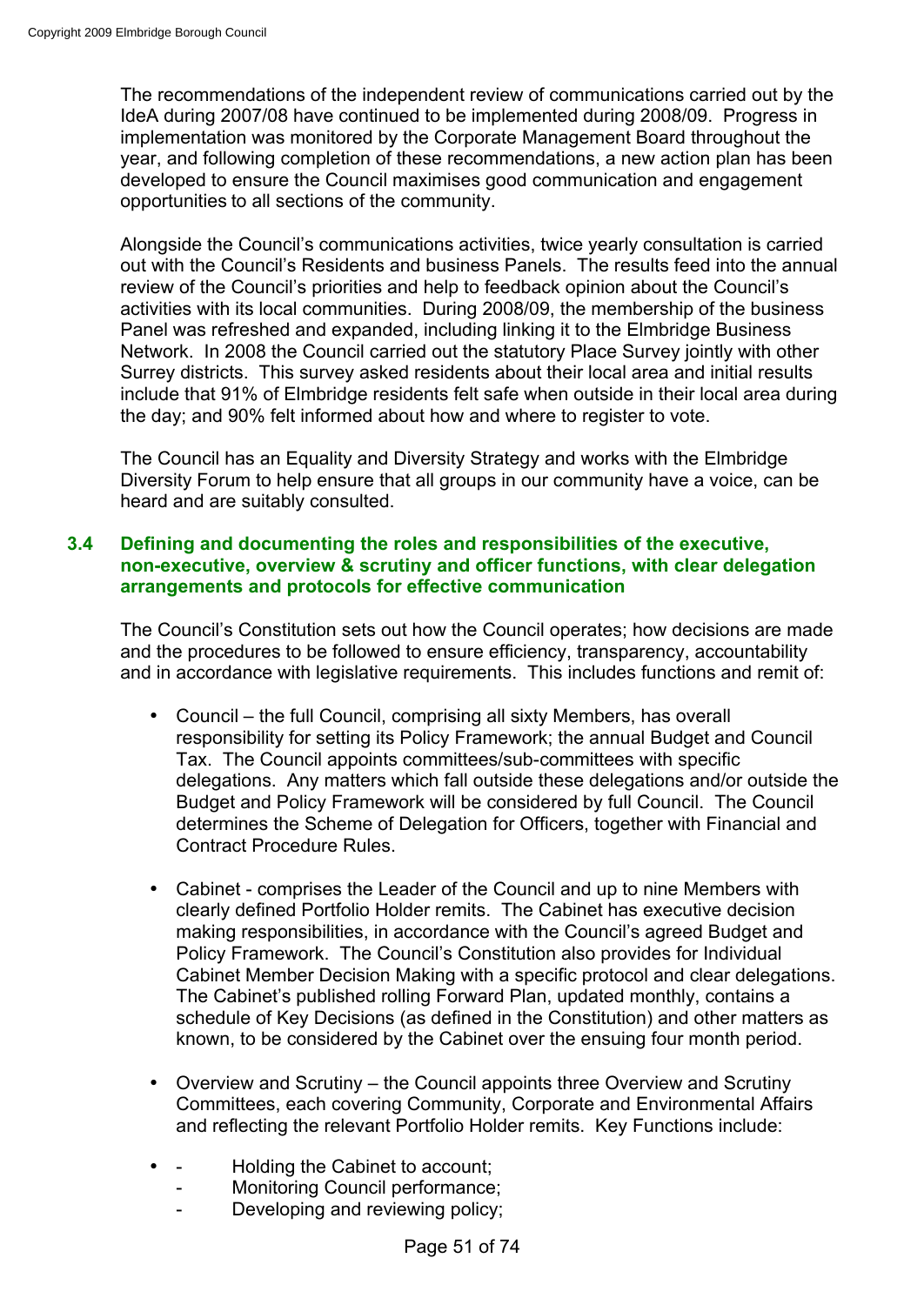The recommendations of the independent review of communications carried out by the IdeA during 2007/08 have continued to be implemented during 2008/09. Progress in implementation was monitored by the Corporate Management Board throughout the year, and following completion of these recommendations, a new action plan has been developed to ensure the Council maximises good communication and engagement opportunities to all sections of the community.

Alongside the Council's communications activities, twice yearly consultation is carried out with the Council's Residents and business Panels. The results feed into the annual review of the Council's priorities and help to feedback opinion about the Council's activities with its local communities. During 2008/09, the membership of the business Panel was refreshed and expanded, including linking it to the Elmbridge Business Network. In 2008 the Council carried out the statutory Place Survey jointly with other Surrey districts. This survey asked residents about their local area and initial results include that 91% of Elmbridge residents felt safe when outside in their local area during the day; and 90% felt informed about how and where to register to vote.

The Council has an Equality and Diversity Strategy and works with the Elmbridge Diversity Forum to help ensure that all groups in our community have a voice, can be heard and are suitably consulted.

### 3.4 Defining and documenting the roles and responsibilities of the executive, non-executive, overview & scrutiny and officer functions, with clear delegation arrangements and protocols for effective communication

The Council's Constitution sets out how the Council operates; how decisions are made and the procedures to be followed to ensure efficiency, transparency, accountability and in accordance with legislative requirements. This includes functions and remit of:

- Council – the full Council, comprising all sixty Members, has overall responsibility for setting its Policy Framework; the annual Budget and Council Tax. The Council appoints committees/sub-committees with specific delegations. Any matters which fall outside these delegations and/or outside the Budget and Policy Framework will be considered by full Council. The Council determines the Scheme of Delegation for Officers, together with Financial and Contract Procedure Rules.

- Cabinet - comprises the Leader of the Council and up to nine Members with clearly defined Portfolio Holder remits. The Cabinet has executive decision making responsibilities, in accordance with the Council's agreed Budget and Policy Framework. The Council's Constitution also provides for Individual Cabinet Member Decision Making with a specific protocol and clear delegations. The Cabinet's published rolling Forward Plan, updated monthly, contains a schedule of Key Decisions (as defined in the Constitution) and other matters as known, to be considered by the Cabinet over the ensuing four month period.

- Overview and Scrutiny – the Council appoints three Overview and Scrutiny Committees, each covering Community, Corporate and Environmental Affairs and reflecting the relevant Portfolio Holder remits. Key Functions include:

- - Holding the Cabinet to account;
  - Monitoring Council performance;
  - Developing and reviewing policy;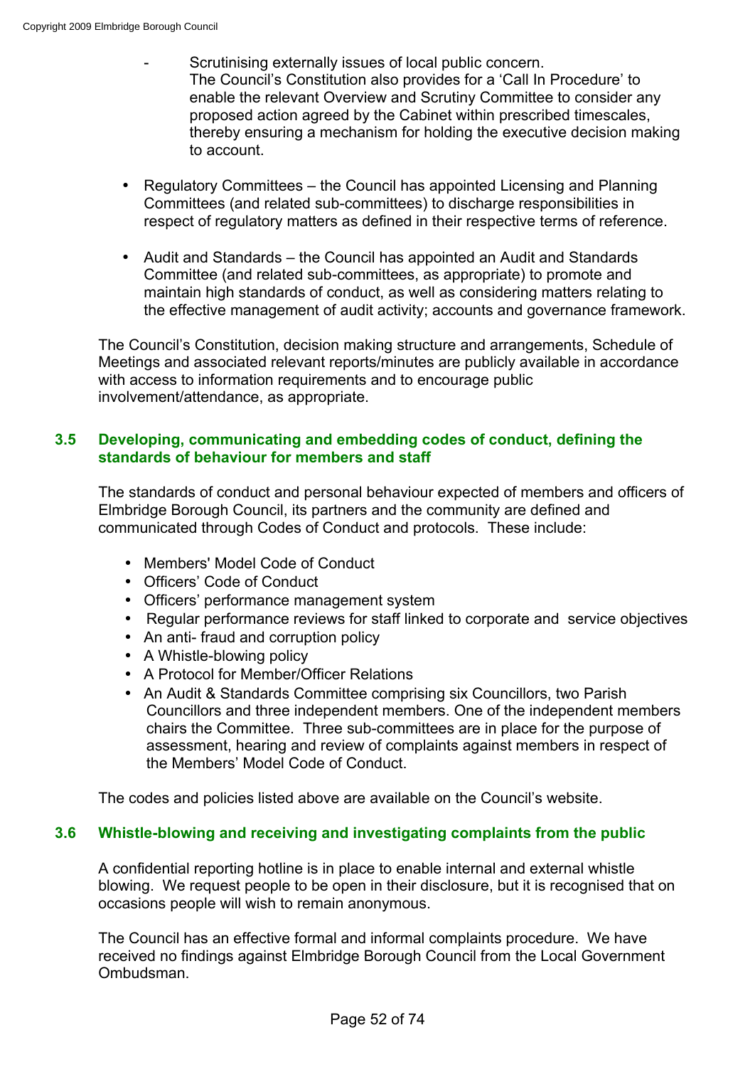- Scrutinising externally issues of local public concern. The Council's Constitution also provides for a 'Call In Procedure' to enable the relevant Overview and Scrutiny Committee to consider any proposed action agreed by the Cabinet within prescribed timescales, thereby ensuring a mechanism for holding the executive decision making to account.

- Regulatory Committees – the Council has appointed Licensing and Planning Committees (and related sub-committees) to discharge responsibilities in respect of regulatory matters as defined in their respective terms of reference.

- Audit and Standards – the Council has appointed an Audit and Standards Committee (and related sub-committees, as appropriate) to promote and maintain high standards of conduct, as well as considering matters relating to the effective management of audit activity; accounts and governance framework.

The Council's Constitution, decision making structure and arrangements, Schedule of Meetings and associated relevant reports/minutes are publicly available in accordance with access to information requirements and to encourage public involvement/attendance, as appropriate.

### 3.5 Developing, communicating and embedding codes of conduct, defining the standards of behaviour for members and staff

The standards of conduct and personal behaviour expected of members and officers of Elmbridge Borough Council, its partners and the community are defined and communicated through Codes of Conduct and protocols. These include:

- Members' Model Code of Conduct
- Officers' Code of Conduct
- Officers' performance management system
- Regular performance reviews for staff linked to corporate and service objectives
- An anti- fraud and corruption policy
- A Whistle-blowing policy
- A Protocol for Member/Officer Relations
- An Audit & Standards Committee comprising six Councillors, two Parish Councillors and three independent members. One of the independent members chairs the Committee. Three sub-committees are in place for the purpose of assessment, hearing and review of complaints against members in respect of the Members' Model Code of Conduct.

The codes and policies listed above are available on the Council's website.

### 3.6 Whistle-blowing and receiving and investigating complaints from the public

A confidential reporting hotline is in place to enable internal and external whistle blowing. We request people to be open in their disclosure, but it is recognised that on occasions people will wish to remain anonymous.

The Council has an effective formal and informal complaints procedure. We have received no findings against Elmbridge Borough Council from the Local Government Ombudsman.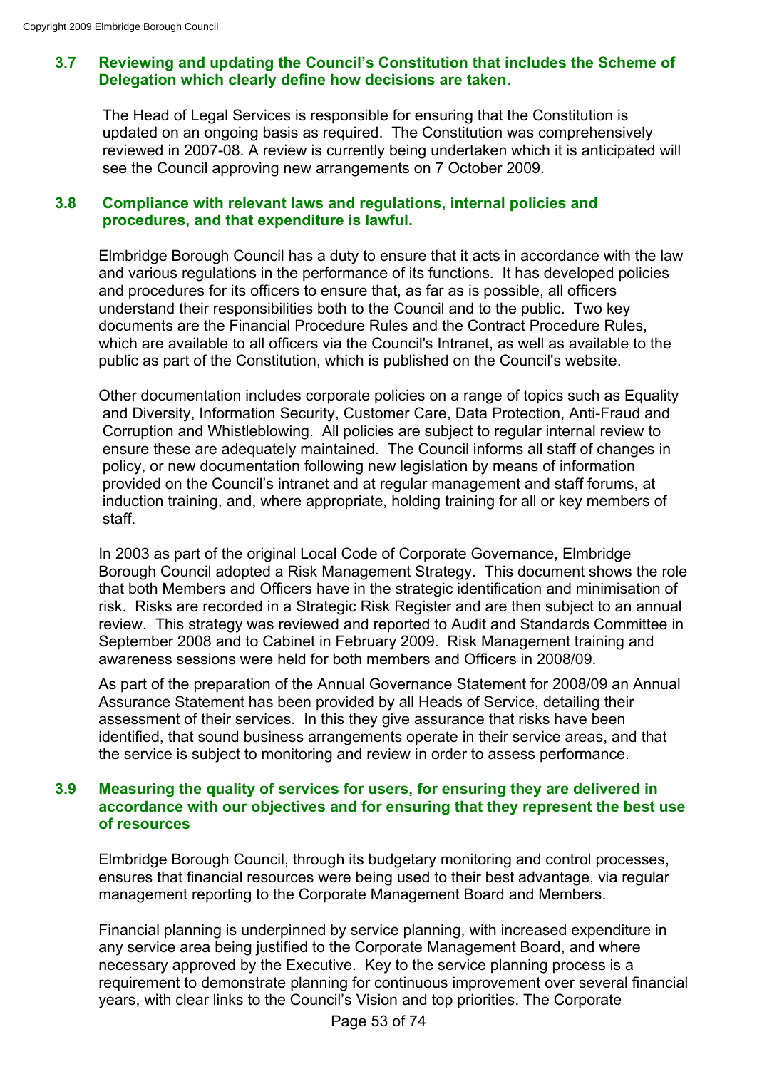### 3.7 Reviewing and updating the Council's Constitution that includes the Scheme of Delegation which clearly define how decisions are taken.

The Head of Legal Services is responsible for ensuring that the Constitution is updated on an ongoing basis as required. The Constitution was comprehensively reviewed in 2007-08. A review is currently being undertaken which it is anticipated will see the Council approving new arrangements on 7 October 2009.

### 3.8 Compliance with relevant laws and regulations, internal policies and procedures, and that expenditure is lawful.

Elmbridge Borough Council has a duty to ensure that it acts in accordance with the law and various regulations in the performance of its functions. It has developed policies and procedures for its officers to ensure that, as far as is possible, all officers understand their responsibilities both to the Council and to the public. Two key documents are the Financial Procedure Rules and the Contract Procedure Rules, which are available to all officers via the Council's Intranet, as well as available to the public as part of the Constitution, which is published on the Council's website.

Other documentation includes corporate policies on a range of topics such as Equality and Diversity, Information Security, Customer Care, Data Protection, Anti-Fraud and Corruption and Whistleblowing. All policies are subject to regular internal review to ensure these are adequately maintained. The Council informs all staff of changes in policy, or new documentation following new legislation by means of information provided on the Council's intranet and at regular management and staff forums, at induction training, and, where appropriate, holding training for all or key members of staff.

In 2003 as part of the original Local Code of Corporate Governance, Elmbridge Borough Council adopted a Risk Management Strategy. This document shows the role that both Members and Officers have in the strategic identification and minimisation of risk. Risks are recorded in a Strategic Risk Register and are then subject to an annual review. This strategy was reviewed and reported to Audit and Standards Committee in September 2008 and to Cabinet in February 2009. Risk Management training and awareness sessions were held for both members and Officers in 2008/09.

As part of the preparation of the Annual Governance Statement for 2008/09 an Annual Assurance Statement has been provided by all Heads of Service, detailing their assessment of their services. In this they give assurance that risks have been identified, that sound business arrangements operate in their service areas, and that the service is subject to monitoring and review in order to assess performance.

### 3.9 Measuring the quality of services for users, for ensuring they are delivered in accordance with our objectives and for ensuring that they represent the best use of resources

Elmbridge Borough Council, through its budgetary monitoring and control processes, ensures that financial resources were being used to their best advantage, via regular management reporting to the Corporate Management Board and Members.

Financial planning is underpinned by service planning, with increased expenditure in any service area being justified to the Corporate Management Board, and where necessary approved by the Executive. Key to the service planning process is a requirement to demonstrate planning for continuous improvement over several financial years, with clear links to the Council's Vision and top priorities. The Corporate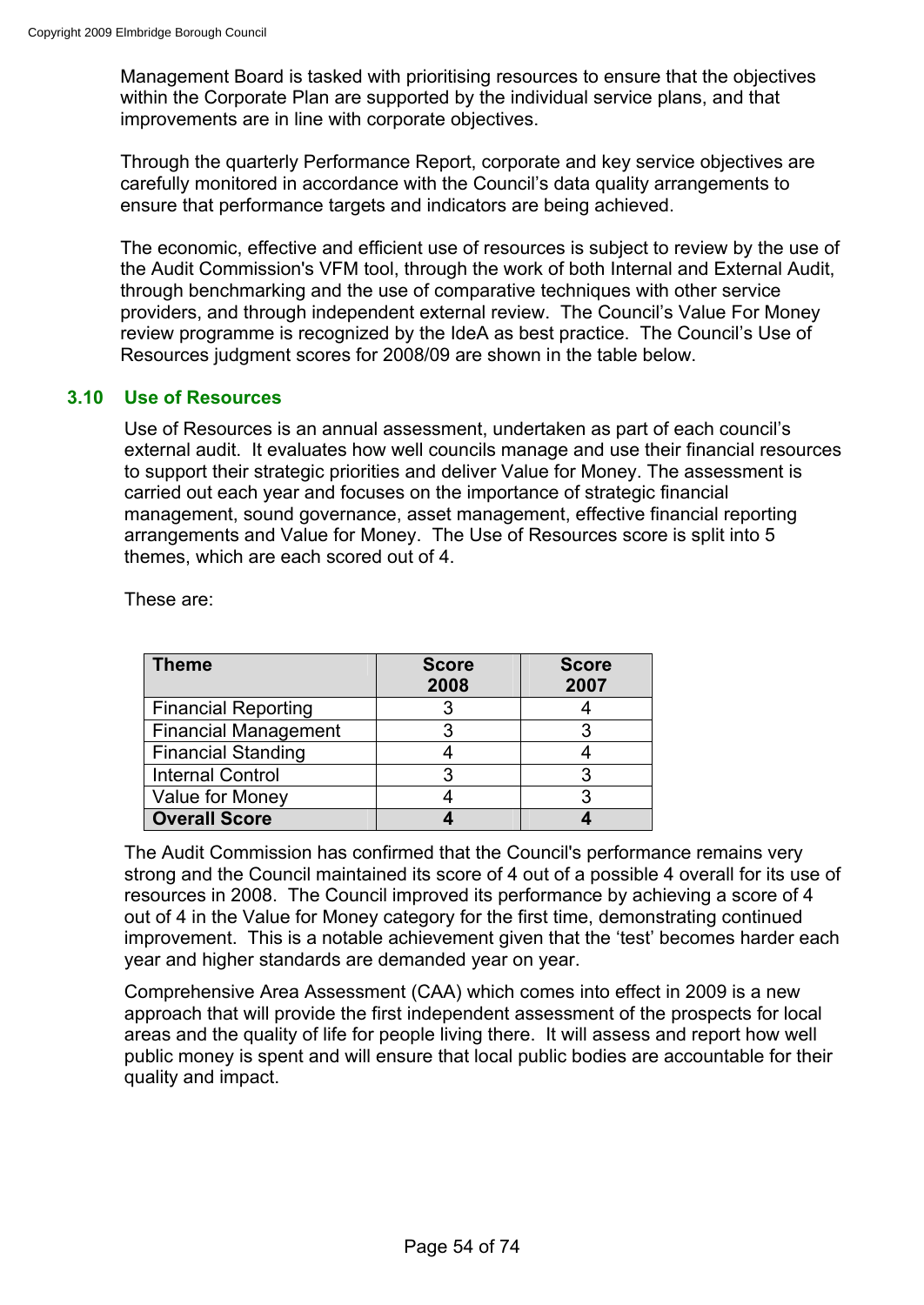Management Board is tasked with prioritising resources to ensure that the objectives within the Corporate Plan are supported by the individual service plans, and that improvements are in line with corporate objectives.

Through the quarterly Performance Report, corporate and key service objectives are carefully monitored in accordance with the Council's data quality arrangements to ensure that performance targets and indicators are being achieved.

The economic, effective and efficient use of resources is subject to review by the use of the Audit Commission's VFM tool, through the work of both Internal and External Audit, through benchmarking and the use of comparative techniques with other service providers, and through independent external review. The Council's Value For Money review programme is recognized by the IdeA as best practice. The Council's Use of Resources judgment scores for 2008/09 are shown in the table below.

### 3.10 Use of Resources

Use of Resources is an annual assessment, undertaken as part of each council's external audit. It evaluates how well councils manage and use their financial resources to support their strategic priorities and deliver Value for Money. The assessment is carried out each year and focuses on the importance of strategic financial management, sound governance, asset management, effective financial reporting arrangements and Value for Money. The Use of Resources score is split into 5 themes, which are each scored out of 4.

These are:

| Theme | Score 2008 | Score 2007 |
|---|---|---|
| Financial Reporting | 3 | 4 |
| Financial Management | 3 | 3 |
| Financial Standing | 4 | 4 |
| Internal Control | 3 | 3 |
| Value for Money | 4 | 3 |
| **Overall Score** | **4** | **4** |

The Audit Commission has confirmed that the Council's performance remains very strong and the Council maintained its score of 4 out of a possible 4 overall for its use of resources in 2008. The Council improved its performance by achieving a score of 4 out of 4 in the Value for Money category for the first time, demonstrating continued improvement. This is a notable achievement given that the 'test' becomes harder each year and higher standards are demanded year on year.

Comprehensive Area Assessment (CAA) which comes into effect in 2009 is a new approach that will provide the first independent assessment of the prospects for local areas and the quality of life for people living there. It will assess and report how well public money is spent and will ensure that local public bodies are accountable for their quality and impact.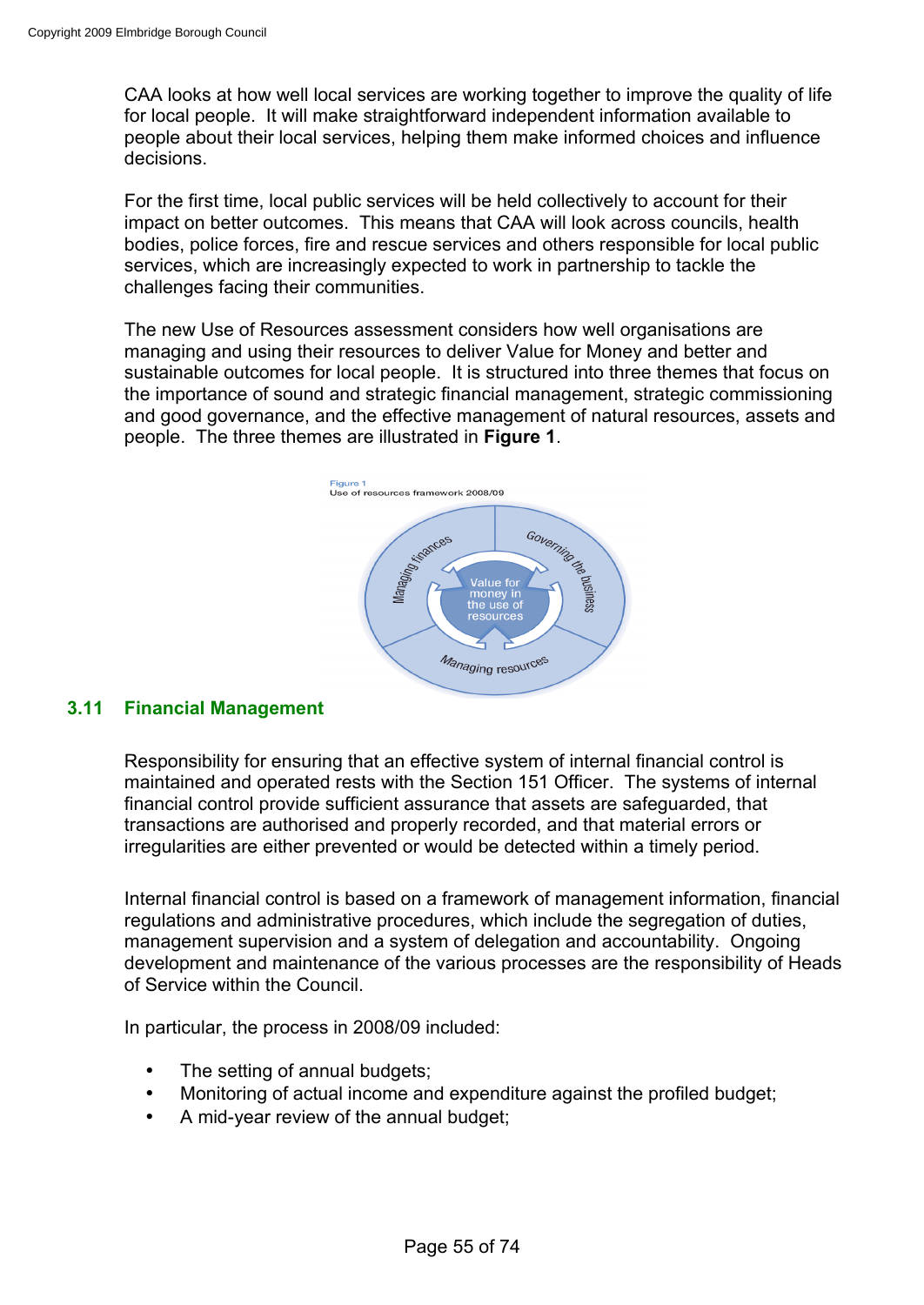CAA looks at how well local services are working together to improve the quality of life for local people. It will make straightforward independent information available to people about their local services, helping them make informed choices and influence decisions.

For the first time, local public services will be held collectively to account for their impact on better outcomes. This means that CAA will look across councils, health bodies, police forces, fire and rescue services and others responsible for local public services, which are increasingly expected to work in partnership to tackle the challenges facing their communities.

The new Use of Resources assessment considers how well organisations are managing and using their resources to deliver Value for Money and better and sustainable outcomes for local people. It is structured into three themes that focus on the importance of sound and strategic financial management, strategic commissioning and good governance, and the effective management of natural resources, assets and people. The three themes are illustrated in **Figure 1**.

Figure 1
Use of resources framework 2008/09

Managing finances

Governing the business

Managing resources

Value for money in the use of resources

### 3.11 Financial Management

Responsibility for ensuring that an effective system of internal financial control is maintained and operated rests with the Section 151 Officer. The systems of internal financial control provide sufficient assurance that assets are safeguarded, that transactions are authorised and properly recorded, and that material errors or irregularities are either prevented or would be detected within a timely period.

Internal financial control is based on a framework of management information, financial regulations and administrative procedures, which include the segregation of duties, management supervision and a system of delegation and accountability. Ongoing development and maintenance of the various processes are the responsibility of Heads of Service within the Council.

In particular, the process in 2008/09 included:

- The setting of annual budgets;
- Monitoring of actual income and expenditure against the profiled budget;
- A mid-year review of the annual budget;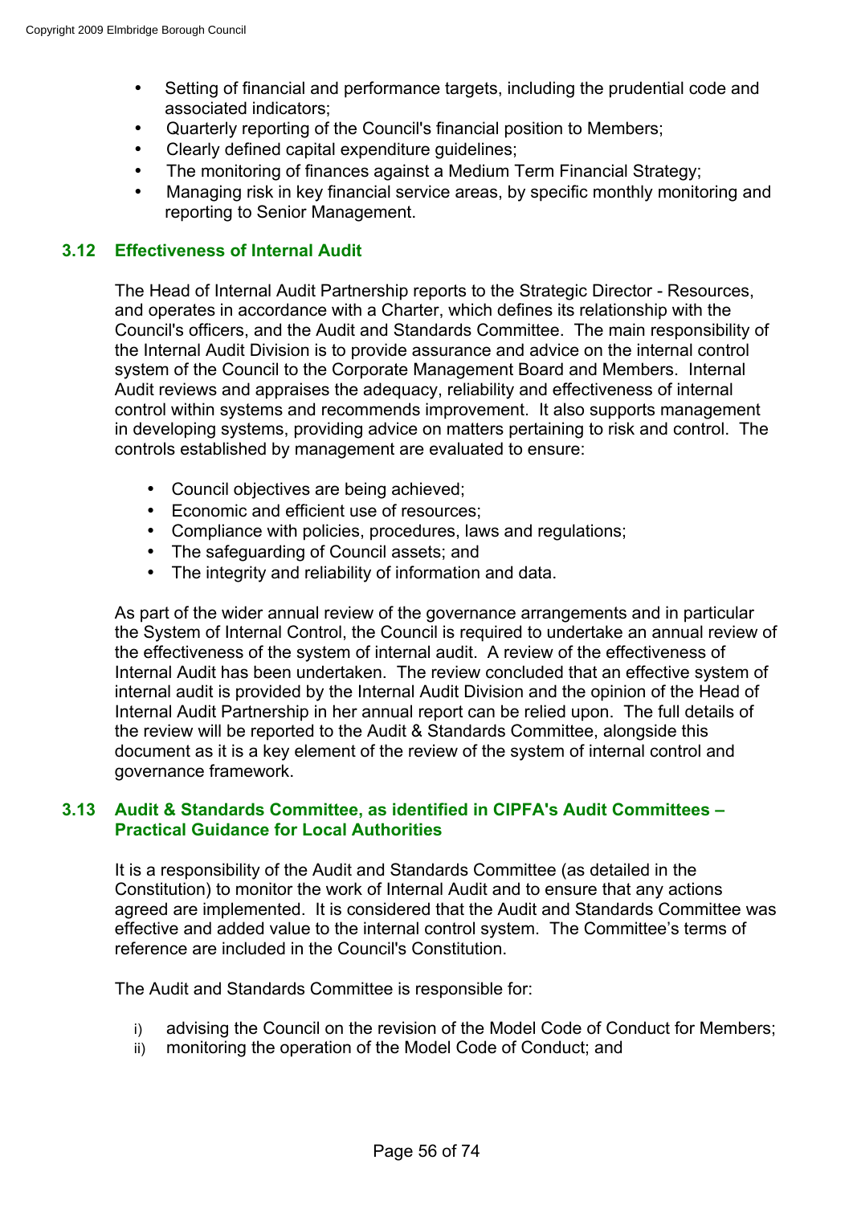- Setting of financial and performance targets, including the prudential code and associated indicators;
- Quarterly reporting of the Council's financial position to Members;
- Clearly defined capital expenditure guidelines;
- The monitoring of finances against a Medium Term Financial Strategy;
- Managing risk in key financial service areas, by specific monthly monitoring and reporting to Senior Management.

### 3.12 Effectiveness of Internal Audit

The Head of Internal Audit Partnership reports to the Strategic Director - Resources, and operates in accordance with a Charter, which defines its relationship with the Council's officers, and the Audit and Standards Committee. The main responsibility of the Internal Audit Division is to provide assurance and advice on the internal control system of the Council to the Corporate Management Board and Members. Internal Audit reviews and appraises the adequacy, reliability and effectiveness of internal control within systems and recommends improvement. It also supports management in developing systems, providing advice on matters pertaining to risk and control. The controls established by management are evaluated to ensure:

- Council objectives are being achieved;
- Economic and efficient use of resources;
- Compliance with policies, procedures, laws and regulations;
- The safeguarding of Council assets; and
- The integrity and reliability of information and data.

As part of the wider annual review of the governance arrangements and in particular the System of Internal Control, the Council is required to undertake an annual review of the effectiveness of the system of internal audit. A review of the effectiveness of Internal Audit has been undertaken. The review concluded that an effective system of internal audit is provided by the Internal Audit Division and the opinion of the Head of Internal Audit Partnership in her annual report can be relied upon. The full details of the review will be reported to the Audit & Standards Committee, alongside this document as it is a key element of the review of the system of internal control and governance framework.

### 3.13 Audit & Standards Committee, as identified in CIPFA's Audit Committees – Practical Guidance for Local Authorities

It is a responsibility of the Audit and Standards Committee (as detailed in the Constitution) to monitor the work of Internal Audit and to ensure that any actions agreed are implemented. It is considered that the Audit and Standards Committee was effective and added value to the internal control system. The Committee's terms of reference are included in the Council's Constitution.

The Audit and Standards Committee is responsible for:

i) advising the Council on the revision of the Model Code of Conduct for Members;
ii) monitoring the operation of the Model Code of Conduct; and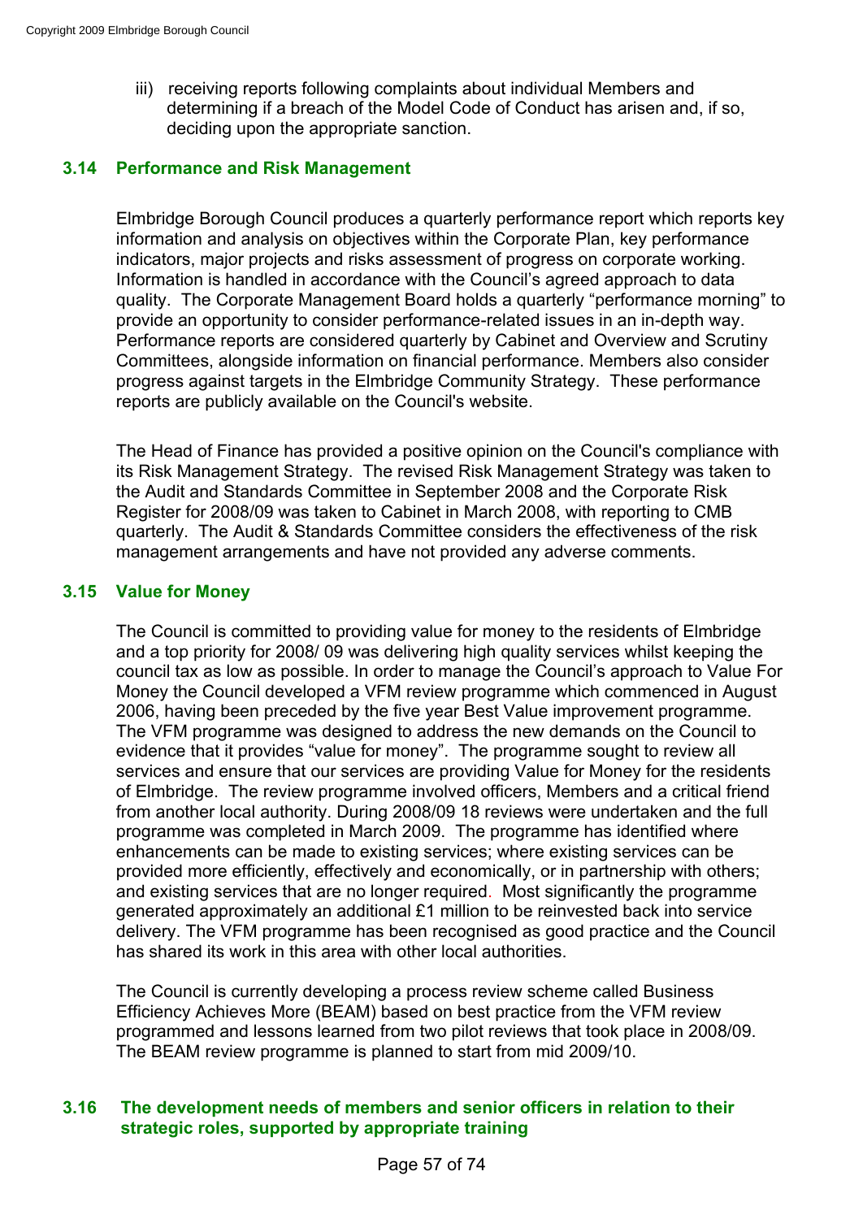iii) receiving reports following complaints about individual Members and determining if a breach of the Model Code of Conduct has arisen and, if so, deciding upon the appropriate sanction.

## 3.14 Performance and Risk Management

Elmbridge Borough Council produces a quarterly performance report which reports key information and analysis on objectives within the Corporate Plan, key performance indicators, major projects and risks assessment of progress on corporate working. Information is handled in accordance with the Council's agreed approach to data quality. The Corporate Management Board holds a quarterly "performance morning" to provide an opportunity to consider performance-related issues in an in-depth way. Performance reports are considered quarterly by Cabinet and Overview and Scrutiny Committees, alongside information on financial performance. Members also consider progress against targets in the Elmbridge Community Strategy. These performance reports are publicly available on the Council's website.

The Head of Finance has provided a positive opinion on the Council's compliance with its Risk Management Strategy. The revised Risk Management Strategy was taken to the Audit and Standards Committee in September 2008 and the Corporate Risk Register for 2008/09 was taken to Cabinet in March 2008, with reporting to CMB quarterly. The Audit & Standards Committee considers the effectiveness of the risk management arrangements and have not provided any adverse comments.

## 3.15 Value for Money

The Council is committed to providing value for money to the residents of Elmbridge and a top priority for 2008/ 09 was delivering high quality services whilst keeping the council tax as low as possible. In order to manage the Council's approach to Value For Money the Council developed a VFM review programme which commenced in August 2006, having been preceded by the five year Best Value improvement programme. The VFM programme was designed to address the new demands on the Council to evidence that it provides "value for money". The programme sought to review all services and ensure that our services are providing Value for Money for the residents of Elmbridge. The review programme involved officers, Members and a critical friend from another local authority. During 2008/09 18 reviews were undertaken and the full programme was completed in March 2009. The programme has identified where enhancements can be made to existing services; where existing services can be provided more efficiently, effectively and economically, or in partnership with others; and existing services that are no longer required. Most significantly the programme generated approximately an additional £1 million to be reinvested back into service delivery. The VFM programme has been recognised as good practice and the Council has shared its work in this area with other local authorities.

The Council is currently developing a process review scheme called Business Efficiency Achieves More (BEAM) based on best practice from the VFM review programmed and lessons learned from two pilot reviews that took place in 2008/09. The BEAM review programme is planned to start from mid 2009/10.

## 3.16 The development needs of members and senior officers in relation to their strategic roles, supported by appropriate training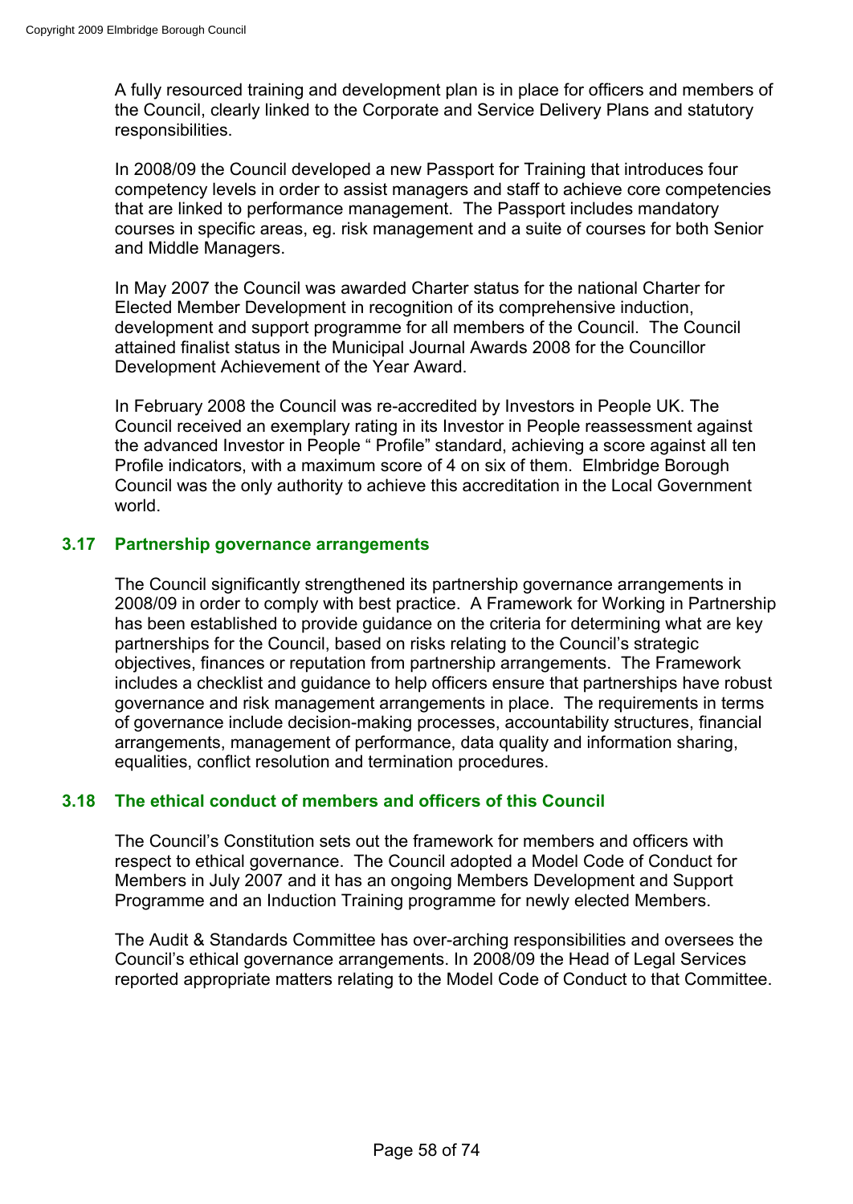A fully resourced training and development plan is in place for officers and members of the Council, clearly linked to the Corporate and Service Delivery Plans and statutory responsibilities.

In 2008/09 the Council developed a new Passport for Training that introduces four competency levels in order to assist managers and staff to achieve core competencies that are linked to performance management. The Passport includes mandatory courses in specific areas, eg. risk management and a suite of courses for both Senior and Middle Managers.

In May 2007 the Council was awarded Charter status for the national Charter for Elected Member Development in recognition of its comprehensive induction, development and support programme for all members of the Council. The Council attained finalist status in the Municipal Journal Awards 2008 for the Councillor Development Achievement of the Year Award.

In February 2008 the Council was re-accredited by Investors in People UK. The Council received an exemplary rating in its Investor in People reassessment against the advanced Investor in People " Profile" standard, achieving a score against all ten Profile indicators, with a maximum score of 4 on six of them. Elmbridge Borough Council was the only authority to achieve this accreditation in the Local Government world.

### 3.17 Partnership governance arrangements

The Council significantly strengthened its partnership governance arrangements in 2008/09 in order to comply with best practice. A Framework for Working in Partnership has been established to provide guidance on the criteria for determining what are key partnerships for the Council, based on risks relating to the Council's strategic objectives, finances or reputation from partnership arrangements. The Framework includes a checklist and guidance to help officers ensure that partnerships have robust governance and risk management arrangements in place. The requirements in terms of governance include decision-making processes, accountability structures, financial arrangements, management of performance, data quality and information sharing, equalities, conflict resolution and termination procedures.

### 3.18 The ethical conduct of members and officers of this Council

The Council's Constitution sets out the framework for members and officers with respect to ethical governance. The Council adopted a Model Code of Conduct for Members in July 2007 and it has an ongoing Members Development and Support Programme and an Induction Training programme for newly elected Members.

The Audit & Standards Committee has over-arching responsibilities and oversees the Council's ethical governance arrangements. In 2008/09 the Head of Legal Services reported appropriate matters relating to the Model Code of Conduct to that Committee.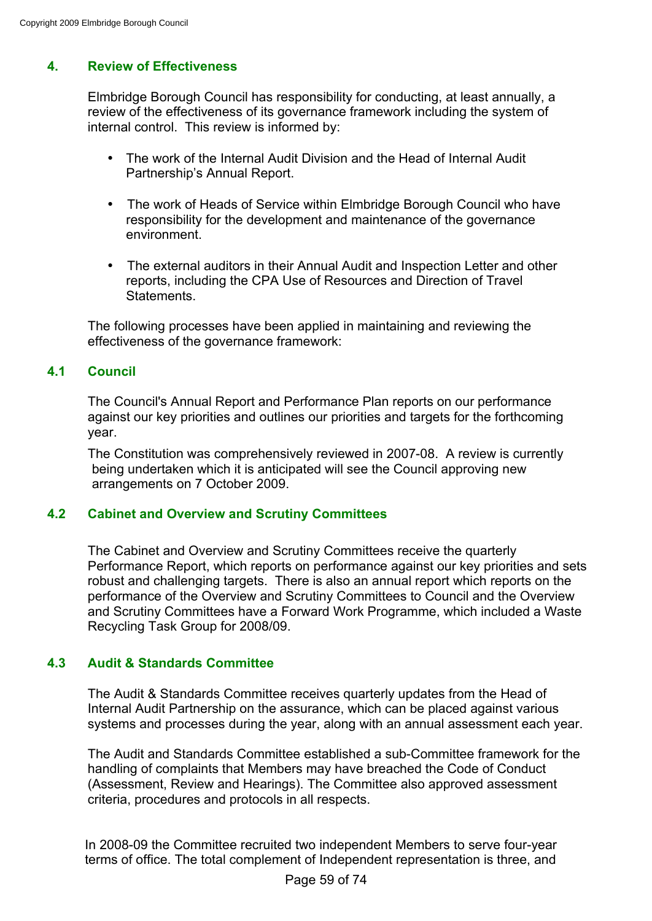## 4. Review of Effectiveness

Elmbridge Borough Council has responsibility for conducting, at least annually, a review of the effectiveness of its governance framework including the system of internal control. This review is informed by:

- The work of the Internal Audit Division and the Head of Internal Audit Partnership's Annual Report.
- The work of Heads of Service within Elmbridge Borough Council who have responsibility for the development and maintenance of the governance environment.
- The external auditors in their Annual Audit and Inspection Letter and other reports, including the CPA Use of Resources and Direction of Travel Statements.

The following processes have been applied in maintaining and reviewing the effectiveness of the governance framework:

### 4.1 Council

The Council's Annual Report and Performance Plan reports on our performance against our key priorities and outlines our priorities and targets for the forthcoming year.

The Constitution was comprehensively reviewed in 2007-08. A review is currently being undertaken which it is anticipated will see the Council approving new arrangements on 7 October 2009.

### 4.2 Cabinet and Overview and Scrutiny Committees

The Cabinet and Overview and Scrutiny Committees receive the quarterly Performance Report, which reports on performance against our key priorities and sets robust and challenging targets. There is also an annual report which reports on the performance of the Overview and Scrutiny Committees to Council and the Overview and Scrutiny Committees have a Forward Work Programme, which included a Waste Recycling Task Group for 2008/09.

### 4.3 Audit & Standards Committee

The Audit & Standards Committee receives quarterly updates from the Head of Internal Audit Partnership on the assurance, which can be placed against various systems and processes during the year, along with an annual assessment each year.

The Audit and Standards Committee established a sub-Committee framework for the handling of complaints that Members may have breached the Code of Conduct (Assessment, Review and Hearings). The Committee also approved assessment criteria, procedures and protocols in all respects.

In 2008-09 the Committee recruited two independent Members to serve four-year terms of office. The total complement of Independent representation is three, and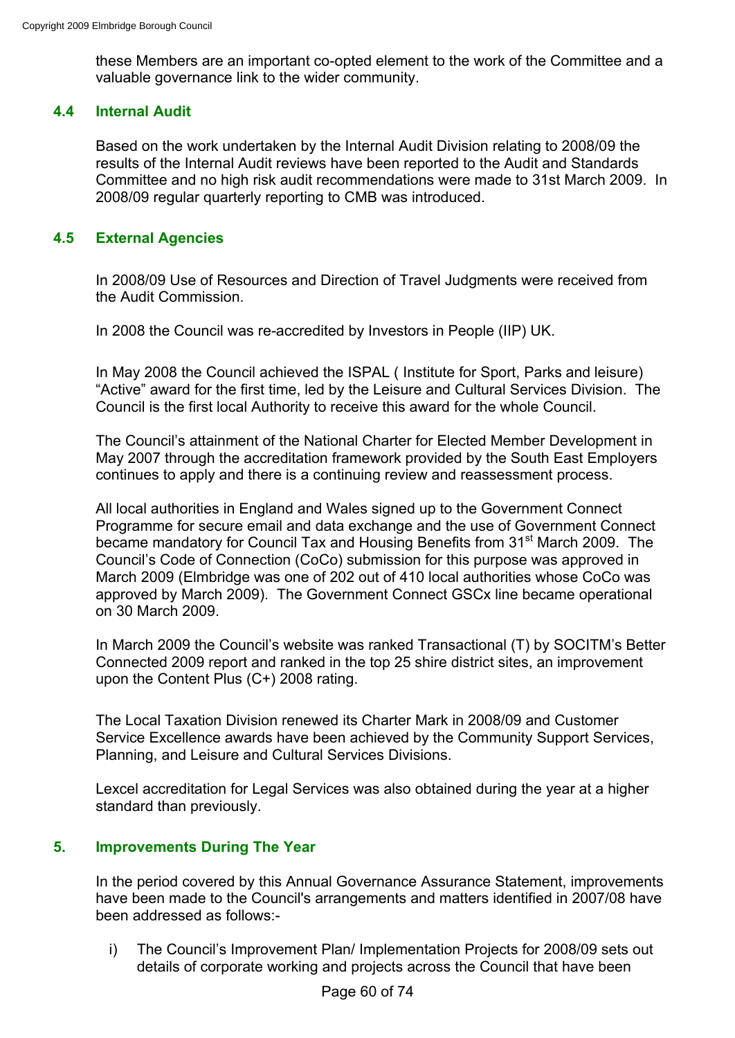these Members are an important co-opted element to the work of the Committee and a valuable governance link to the wider community.

### 4.4 Internal Audit

Based on the work undertaken by the Internal Audit Division relating to 2008/09 the results of the Internal Audit reviews have been reported to the Audit and Standards Committee and no high risk audit recommendations were made to 31st March 2009. In 2008/09 regular quarterly reporting to CMB was introduced.

### 4.5 External Agencies

In 2008/09 Use of Resources and Direction of Travel Judgments were received from the Audit Commission.

In 2008 the Council was re-accredited by Investors in People (IIP) UK.

In May 2008 the Council achieved the ISPAL ( Institute for Sport, Parks and leisure) "Active" award for the first time, led by the Leisure and Cultural Services Division. The Council is the first local Authority to receive this award for the whole Council.

The Council's attainment of the National Charter for Elected Member Development in May 2007 through the accreditation framework provided by the South East Employers continues to apply and there is a continuing review and reassessment process.

All local authorities in England and Wales signed up to the Government Connect Programme for secure email and data exchange and the use of Government Connect became mandatory for Council Tax and Housing Benefits from 31st March 2009. The Council's Code of Connection (CoCo) submission for this purpose was approved in March 2009 (Elmbridge was one of 202 out of 410 local authorities whose CoCo was approved by March 2009). The Government Connect GSCx line became operational on 30 March 2009.

In March 2009 the Council's website was ranked Transactional (T) by SOCITM's Better Connected 2009 report and ranked in the top 25 shire district sites, an improvement upon the Content Plus (C+) 2008 rating.

The Local Taxation Division renewed its Charter Mark in 2008/09 and Customer Service Excellence awards have been achieved by the Community Support Services, Planning, and Leisure and Cultural Services Divisions.

Lexcel accreditation for Legal Services was also obtained during the year at a higher standard than previously.

## 5. Improvements During The Year

In the period covered by this Annual Governance Assurance Statement, improvements have been made to the Council's arrangements and matters identified in 2007/08 have been addressed as follows:-

i) The Council's Improvement Plan/ Implementation Projects for 2008/09 sets out details of corporate working and projects across the Council that have been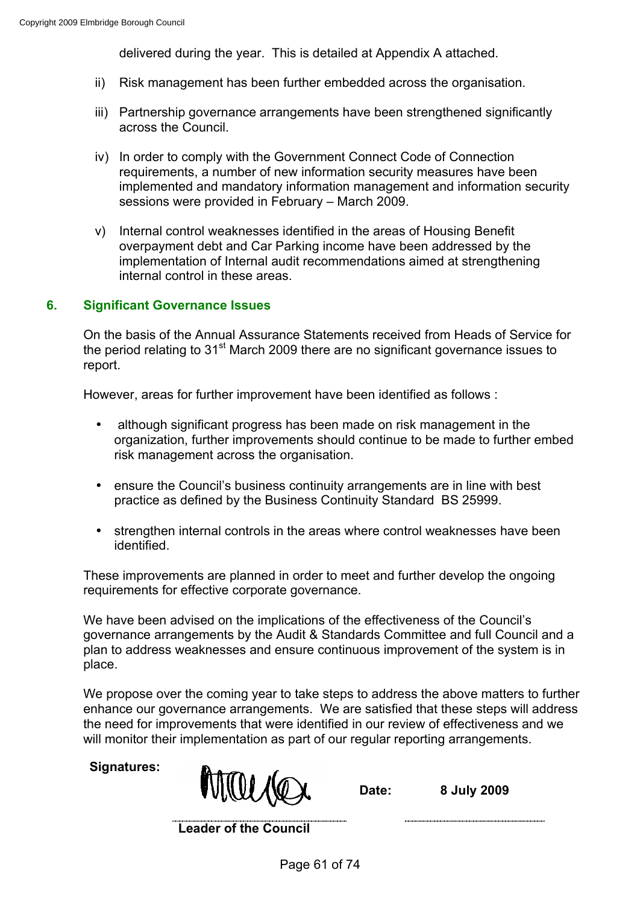delivered during the year. This is detailed at Appendix A attached.

ii) Risk management has been further embedded across the organisation.

iii) Partnership governance arrangements have been strengthened significantly across the Council.

iv) In order to comply with the Government Connect Code of Connection requirements, a number of new information security measures have been implemented and mandatory information management and information security sessions were provided in February – March 2009.

v) Internal control weaknesses identified in the areas of Housing Benefit overpayment debt and Car Parking income have been addressed by the implementation of Internal audit recommendations aimed at strengthening internal control in these areas.

## 6. Significant Governance Issues

On the basis of the Annual Assurance Statements received from Heads of Service for the period relating to 31st March 2009 there are no significant governance issues to report.

However, areas for further improvement have been identified as follows :

- although significant progress has been made on risk management in the organization, further improvements should continue to be made to further embed risk management across the organisation.
- ensure the Council's business continuity arrangements are in line with best practice as defined by the Business Continuity Standard BS 25999.
- strengthen internal controls in the areas where control weaknesses have been identified.

These improvements are planned in order to meet and further develop the ongoing requirements for effective corporate governance.

We have been advised on the implications of the effectiveness of the Council's governance arrangements by the Audit & Standards Committee and full Council and a plan to address weaknesses and ensure continuous improvement of the system is in place.

We propose over the coming year to take steps to address the above matters to further enhance our governance arrangements. We are satisfied that these steps will address the need for improvements that were identified in our review of effectiveness and we will monitor their implementation as part of our regular reporting arrangements.

**Signatures:** **Date:** **8 July 2009**

**Leader of the Council**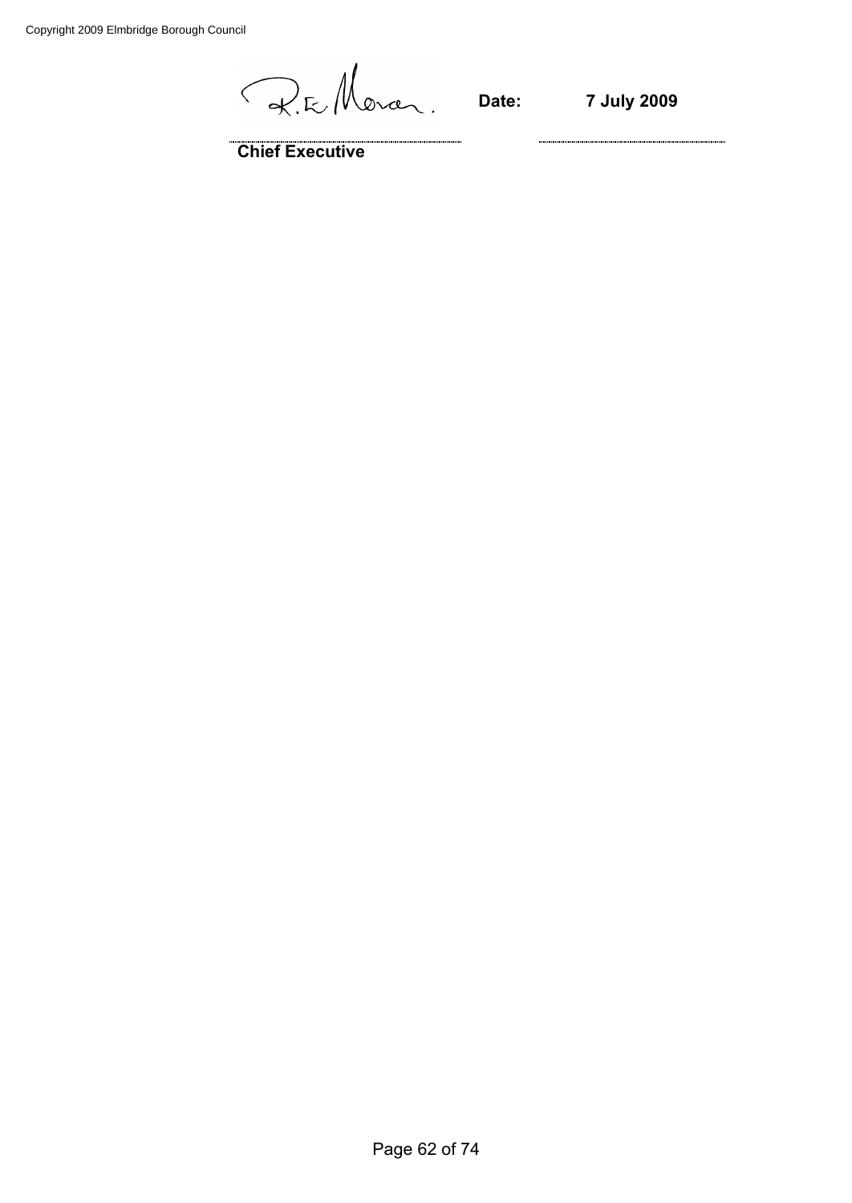R.E. Moran

**Date:** **7 July 2009**

.............................................................................................................

**Chief Executive**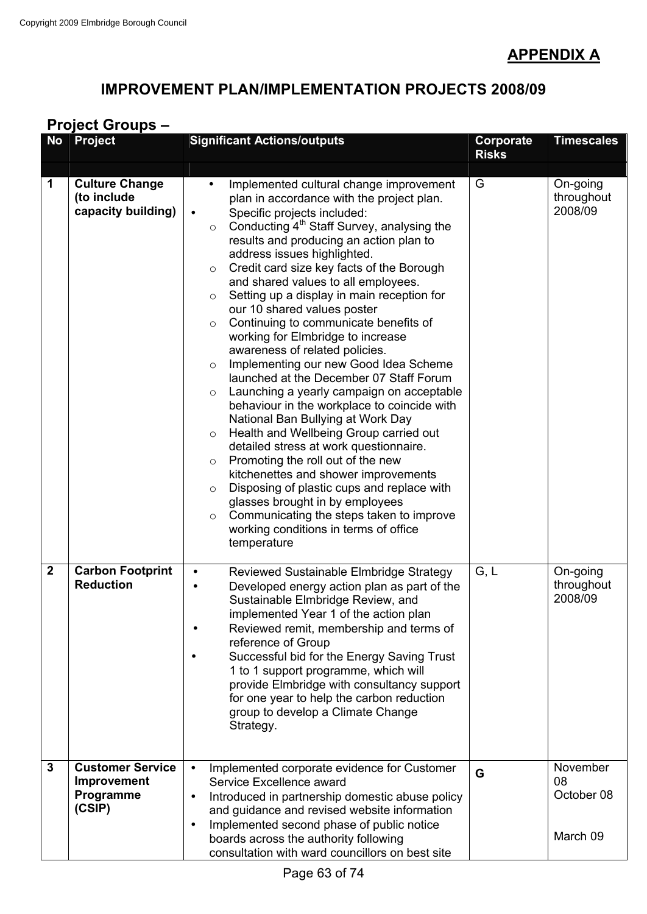## APPENDIX A

## IMPROVEMENT PLAN/IMPLEMENTATION PROJECTS 2008/09

### Project Groups –

| No | Project | Significant Actions/outputs | Corporate Risks | Timescales |
|---|---|---|---|---|
| | | | | |
| 1 | **Culture Change (to include capacity building)** | • Implemented cultural change improvement plan in accordance with the project plan.<br>• Specific projects included:<br>○ Conducting 4th Staff Survey, analysing the results and producing an action plan to address issues highlighted.<br>○ Credit card size key facts of the Borough and shared values to all employees.<br>○ Setting up a display in main reception for our 10 shared values poster<br>○ Continuing to communicate benefits of working for Elmbridge to increase awareness of related policies.<br>○ Implementing our new Good Idea Scheme launched at the December 07 Staff Forum<br>○ Launching a yearly campaign on acceptable behaviour in the workplace to coincide with National Ban Bullying at Work Day<br>○ Health and Wellbeing Group carried out detailed stress at work questionnaire.<br>○ Promoting the roll out of the new kitchenettes and shower improvements<br>○ Disposing of plastic cups and replace with glasses brought in by employees<br>○ Communicating the steps taken to improve working conditions in terms of office temperature | G | On-going throughout 2008/09 |
| 2 | **Carbon Footprint Reduction** | • Reviewed Sustainable Elmbridge Strategy<br>• Developed energy action plan as part of the Sustainable Elmbridge Review, and implemented Year 1 of the action plan<br>• Reviewed remit, membership and terms of reference of Group<br>• Successful bid for the Energy Saving Trust 1 to 1 support programme, which will provide Elmbridge with consultancy support for one year to help the carbon reduction group to develop a Climate Change Strategy. | G, L | On-going throughout 2008/09 |
| 3 | **Customer Service Improvement Programme (CSIP)** | • Implemented corporate evidence for Customer Service Excellence award<br>• Introduced in partnership domestic abuse policy and guidance and revised website information<br>• Implemented second phase of public notice boards across the authority following consultation with ward councillors on best site | **G** | November 08<br>October 08<br><br>March 09 |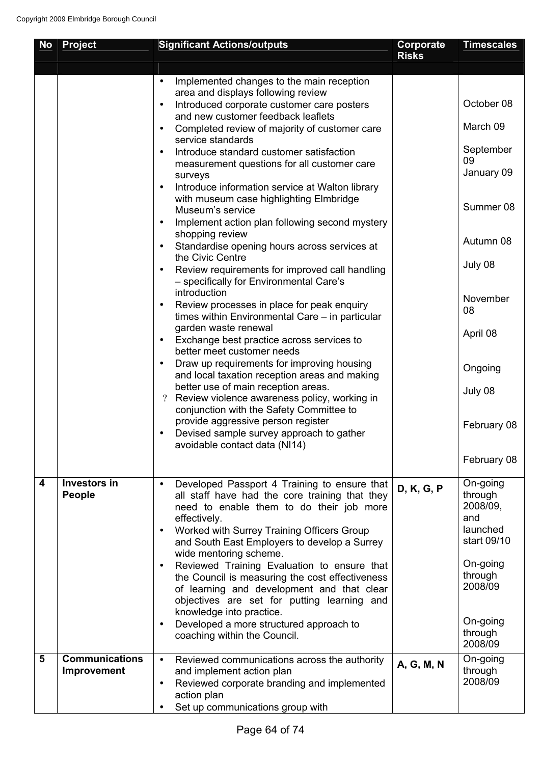Copyright 2009 Elmbridge Borough Council

| No | Project | Significant Actions/outputs | Corporate Risks | Timescales |
|---|---|---|---|---|
| | | • Implemented changes to the main reception area and displays following review<br>• Introduced corporate customer care posters and new customer feedback leaflets<br>• Completed review of majority of customer care service standards<br>• Introduce standard customer satisfaction measurement questions for all customer care surveys<br>• Introduce information service at Walton library with museum case highlighting Elmbridge Museum's service<br>• Implement action plan following second mystery shopping review<br>• Standardise opening hours across services at the Civic Centre<br>• Review requirements for improved call handling – specifically for Environmental Care's introduction<br>• Review processes in place for peak enquiry times within Environmental Care – in particular garden waste renewal<br>• Exchange best practice across services to better meet customer needs<br>• Draw up requirements for improving housing and local taxation reception areas and making better use of main reception areas.<br>? Review violence awareness policy, working in conjunction with the Safety Committee to provide aggressive person register<br>• Devised sample survey approach to gather avoidable contact data (NI14) | | October 08<br>March 09<br>September 09<br>January 09<br>Summer 08<br>Autumn 08<br>July 08<br>November 08<br>April 08<br>Ongoing<br>July 08<br>February 08<br>February 08 |
| 4 | **Investors in People** | • Developed Passport 4 Training to ensure that all staff have had the core training that they need to enable them to do their job more effectively.<br>• Worked with Surrey Training Officers Group and South East Employers to develop a Surrey wide mentoring scheme.<br>• Reviewed Training Evaluation to ensure that the Council is measuring the cost effectiveness of learning and development and that clear objectives are set for putting learning and knowledge into practice.<br>• Developed a more structured approach to coaching within the Council. | **D, K, G, P** | On-going through 2008/09, and launched start 09/10<br>On-going through 2008/09<br>On-going through 2008/09 |
| 5 | **Communications Improvement** | • Reviewed communications across the authority and implement action plan<br>• Reviewed corporate branding and implemented action plan<br>• Set up communications group with | **A, G, M, N** | On-going through 2008/09 |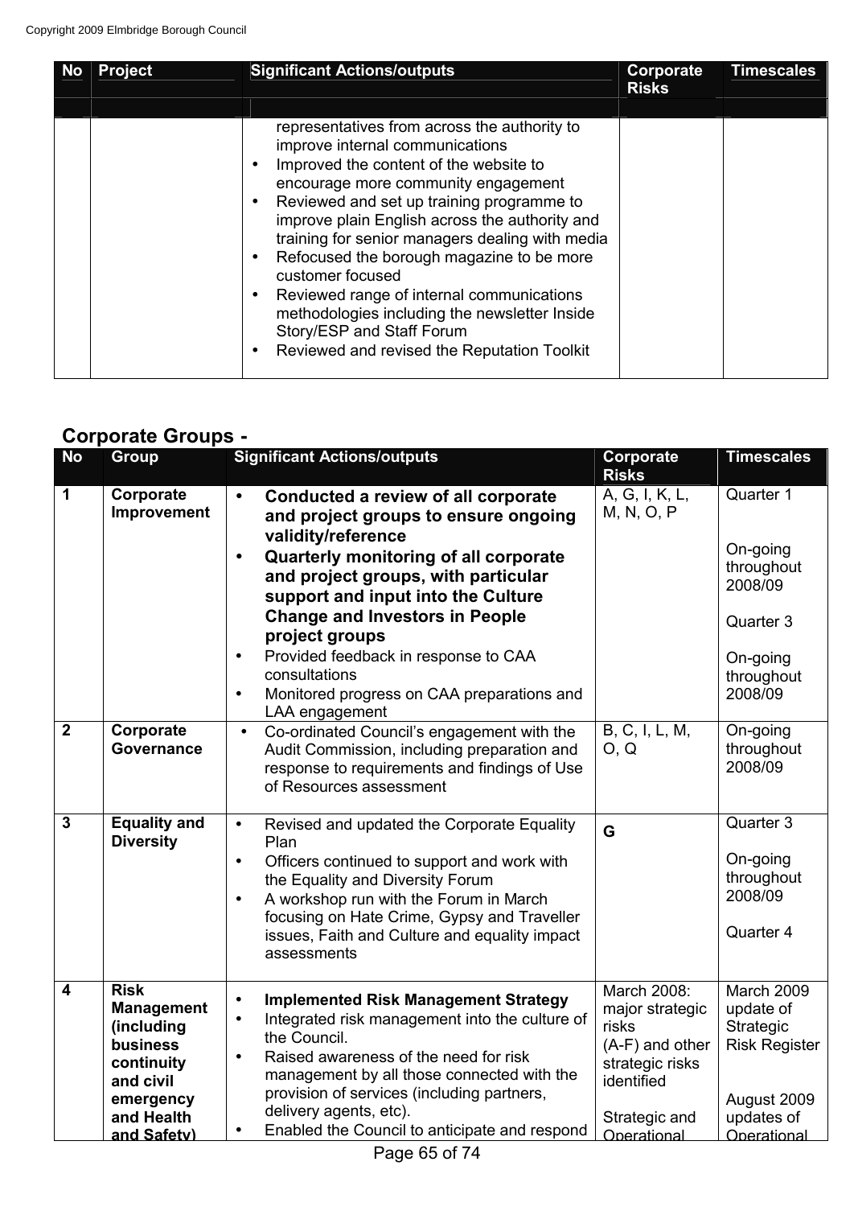| No | Project | Significant Actions/outputs | Corporate Risks | Timescales |
|---|---|---|---|---|
| | | representatives from across the authority to improve internal communications<br>• Improved the content of the website to encourage more community engagement<br>• Reviewed and set up training programme to improve plain English across the authority and training for senior managers dealing with media<br>• Refocused the borough magazine to be more customer focused<br>• Reviewed range of internal communications methodologies including the newsletter Inside Story/ESP and Staff Forum<br>• Reviewed and revised the Reputation Toolkit | | |

## Corporate Groups -

| No | Group | Significant Actions/outputs | Corporate Risks | Timescales |
|---|---|---|---|---|
| 1 | **Corporate Improvement** | • **Conducted a review of all corporate and project groups to ensure ongoing validity/reference**<br>• **Quarterly monitoring of all corporate and project groups, with particular support and input into the Culture Change and Investors in People project groups**<br>• Provided feedback in response to CAA consultations<br>• Monitored progress on CAA preparations and LAA engagement | A, G, I, K, L, M, N, O, P | Quarter 1<br><br>On-going throughout 2008/09<br><br>Quarter 3<br><br>On-going throughout 2008/09 |
| 2 | **Corporate Governance** | • Co-ordinated Council's engagement with the Audit Commission, including preparation and response to requirements and findings of Use of Resources assessment | B, C, I, L, M, O, Q | On-going throughout 2008/09 |
| 3 | **Equality and Diversity** | • Revised and updated the Corporate Equality Plan<br>• Officers continued to support and work with the Equality and Diversity Forum<br>• A workshop run with the Forum in March focusing on Hate Crime, Gypsy and Traveller issues, Faith and Culture and equality impact assessments | **G** | Quarter 3<br><br>On-going throughout 2008/09<br><br>Quarter 4 |
| 4 | **Risk Management (including business continuity and civil emergency and Health and Safety)** | • **Implemented Risk Management Strategy**<br>• Integrated risk management into the culture of the Council.<br>• Raised awareness of the need for risk management by all those connected with the provision of services (including partners, delivery agents, etc).<br>• Enabled the Council to anticipate and respond | March 2008: major strategic risks (A-F) and other strategic risks identified<br><br>Strategic and Operational | March 2009 update of Strategic Risk Register<br><br>August 2009 updates of Operational |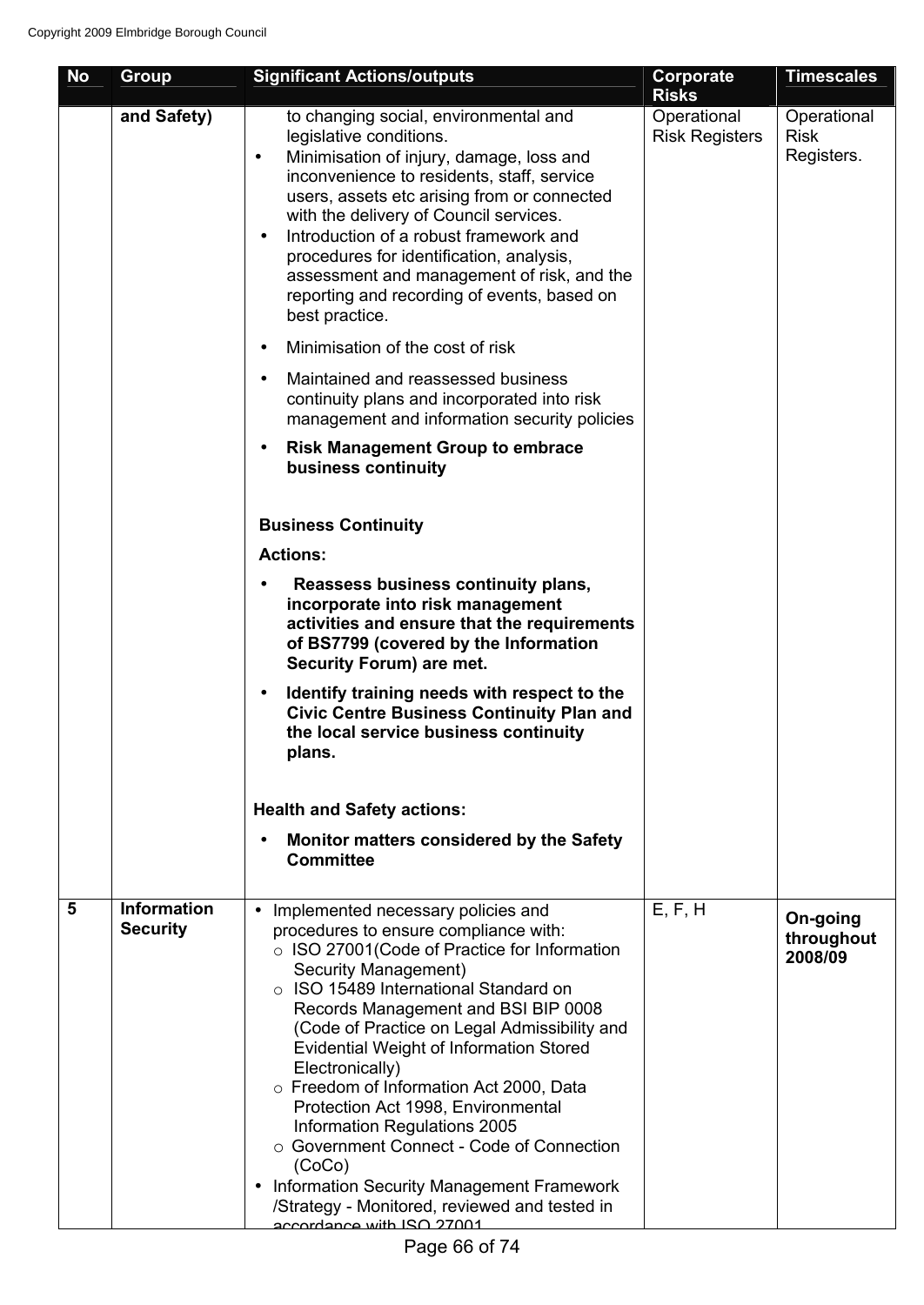| No | Group | Significant Actions/outputs | Corporate Risks | Timescales |
|---|---|---|---|---|
| | **and Safety)** | to changing social, environmental and legislative conditions.<br>• Minimisation of injury, damage, loss and inconvenience to residents, staff, service users, assets etc arising from or connected with the delivery of Council services.<br>• Introduction of a robust framework and procedures for identification, analysis, assessment and management of risk, and the reporting and recording of events, based on best practice.<br>• Minimisation of the cost of risk<br>• Maintained and reassessed business continuity plans and incorporated into risk management and information security policies<br>• **Risk Management Group to embrace business continuity**<br><br>**Business Continuity**<br>**Actions:**<br>• **Reassess business continuity plans, incorporate into risk management activities and ensure that the requirements of BS7799 (covered by the Information Security Forum) are met.**<br>• **Identify training needs with respect to the Civic Centre Business Continuity Plan and the local service business continuity plans.**<br><br>**Health and Safety actions:**<br>• **Monitor matters considered by the Safety Committee** | Operational Risk Registers | Operational Risk Registers. |
| **5** | **Information Security** | • Implemented necessary policies and procedures to ensure compliance with:<br>○ ISO 27001(Code of Practice for Information Security Management)<br>○ ISO 15489 International Standard on Records Management and BSI BIP 0008 (Code of Practice on Legal Admissibility and Evidential Weight of Information Stored Electronically)<br>○ Freedom of Information Act 2000, Data Protection Act 1998, Environmental Information Regulations 2005<br>○ Government Connect - Code of Connection (CoCo)<br>• Information Security Management Framework /Strategy - Monitored, reviewed and tested in accordance with ISO 27001 | E, F, H | **On-going throughout 2008/09** |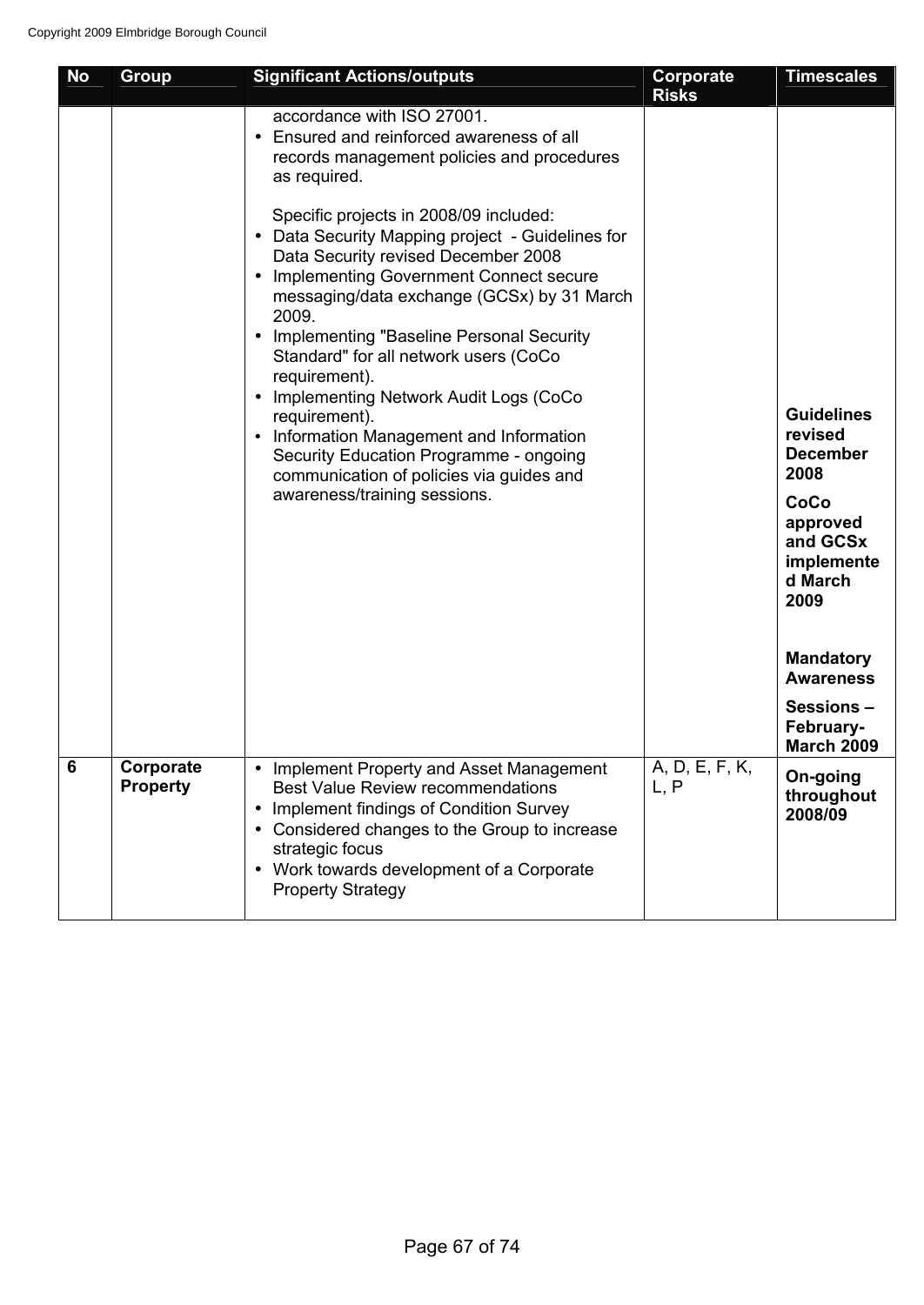| No | Group | Significant Actions/outputs | Corporate Risks | Timescales |
|---|---|---|---|---|
| | | accordance with ISO 27001.<br>• Ensured and reinforced awareness of all records management policies and procedures as required.<br><br>Specific projects in 2008/09 included:<br>• Data Security Mapping project - Guidelines for Data Security revised December 2008<br>• Implementing Government Connect secure messaging/data exchange (GCSx) by 31 March 2009.<br>• Implementing "Baseline Personal Security Standard" for all network users (CoCo requirement).<br>• Implementing Network Audit Logs (CoCo requirement).<br>• Information Management and Information Security Education Programme - ongoing communication of policies via guides and awareness/training sessions. | | **Guidelines revised December 2008**<br>**CoCo approved and GCSx implemented March 2009**<br><br>**Mandatory Awareness**<br>**Sessions – February-March 2009** |
| 6 | **Corporate Property** | • Implement Property and Asset Management Best Value Review recommendations<br>• Implement findings of Condition Survey<br>• Considered changes to the Group to increase strategic focus<br>• Work towards development of a Corporate Property Strategy | A, D, E, F, K, L, P | **On-going throughout 2008/09** |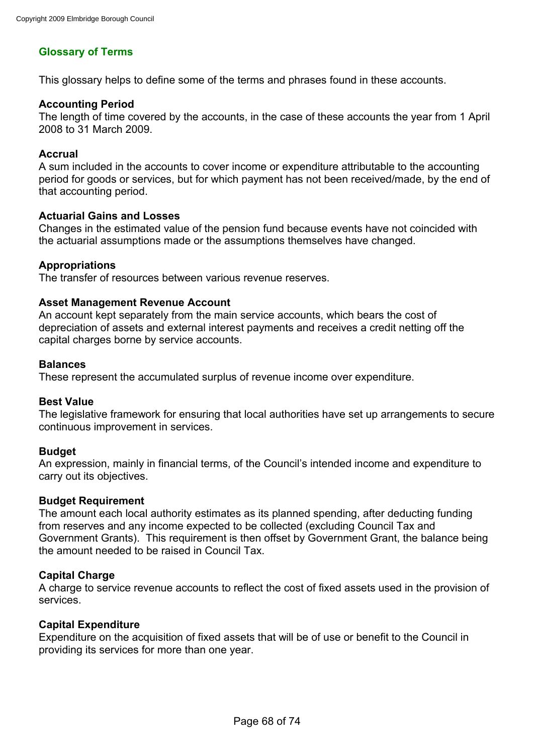## Glossary of Terms

This glossary helps to define some of the terms and phrases found in these accounts.

**Accounting Period**
The length of time covered by the accounts, in the case of these accounts the year from 1 April 2008 to 31 March 2009.

**Accrual**
A sum included in the accounts to cover income or expenditure attributable to the accounting period for goods or services, but for which payment has not been received/made, by the end of that accounting period.

**Actuarial Gains and Losses**
Changes in the estimated value of the pension fund because events have not coincided with the actuarial assumptions made or the assumptions themselves have changed.

**Appropriations**
The transfer of resources between various revenue reserves.

**Asset Management Revenue Account**
An account kept separately from the main service accounts, which bears the cost of depreciation of assets and external interest payments and receives a credit netting off the capital charges borne by service accounts.

**Balances**
These represent the accumulated surplus of revenue income over expenditure.

**Best Value**
The legislative framework for ensuring that local authorities have set up arrangements to secure continuous improvement in services.

**Budget**
An expression, mainly in financial terms, of the Council's intended income and expenditure to carry out its objectives.

**Budget Requirement**
The amount each local authority estimates as its planned spending, after deducting funding from reserves and any income expected to be collected (excluding Council Tax and Government Grants). This requirement is then offset by Government Grant, the balance being the amount needed to be raised in Council Tax.

**Capital Charge**
A charge to service revenue accounts to reflect the cost of fixed assets used in the provision of services.

**Capital Expenditure**
Expenditure on the acquisition of fixed assets that will be of use or benefit to the Council in providing its services for more than one year.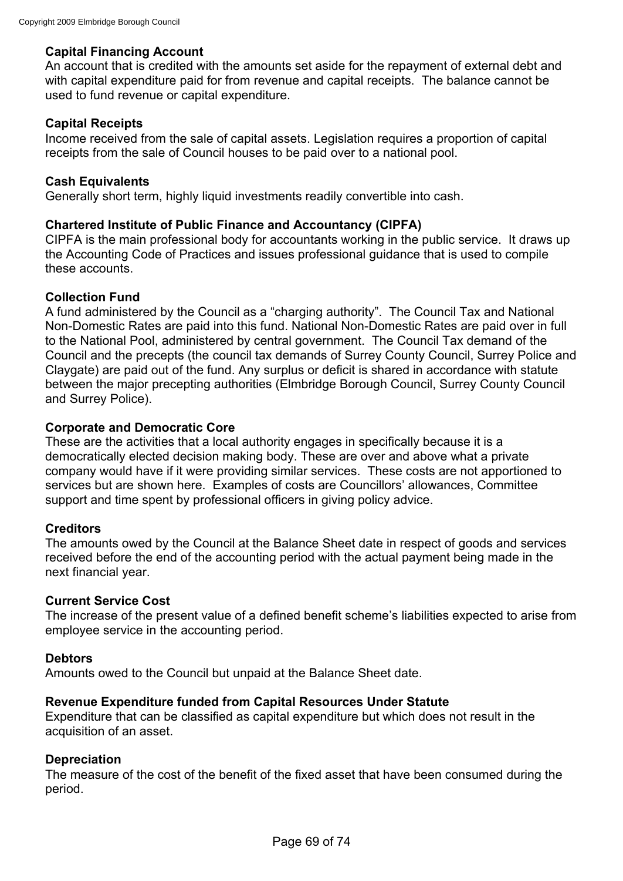**Capital Financing Account**
An account that is credited with the amounts set aside for the repayment of external debt and with capital expenditure paid for from revenue and capital receipts. The balance cannot be used to fund revenue or capital expenditure.

**Capital Receipts**
Income received from the sale of capital assets. Legislation requires a proportion of capital receipts from the sale of Council houses to be paid over to a national pool.

**Cash Equivalents**
Generally short term, highly liquid investments readily convertible into cash.

**Chartered Institute of Public Finance and Accountancy (CIPFA)**
CIPFA is the main professional body for accountants working in the public service. It draws up the Accounting Code of Practices and issues professional guidance that is used to compile these accounts.

**Collection Fund**
A fund administered by the Council as a "charging authority". The Council Tax and National Non-Domestic Rates are paid into this fund. National Non-Domestic Rates are paid over in full to the National Pool, administered by central government. The Council Tax demand of the Council and the precepts (the council tax demands of Surrey County Council, Surrey Police and Claygate) are paid out of the fund. Any surplus or deficit is shared in accordance with statute between the major precepting authorities (Elmbridge Borough Council, Surrey County Council and Surrey Police).

**Corporate and Democratic Core**
These are the activities that a local authority engages in specifically because it is a democratically elected decision making body. These are over and above what a private company would have if it were providing similar services. These costs are not apportioned to services but are shown here. Examples of costs are Councillors' allowances, Committee support and time spent by professional officers in giving policy advice.

**Creditors**
The amounts owed by the Council at the Balance Sheet date in respect of goods and services received before the end of the accounting period with the actual payment being made in the next financial year.

**Current Service Cost**
The increase of the present value of a defined benefit scheme's liabilities expected to arise from employee service in the accounting period.

**Debtors**
Amounts owed to the Council but unpaid at the Balance Sheet date.

**Revenue Expenditure funded from Capital Resources Under Statute**
Expenditure that can be classified as capital expenditure but which does not result in the acquisition of an asset.

**Depreciation**
The measure of the cost of the benefit of the fixed asset that have been consumed during the period.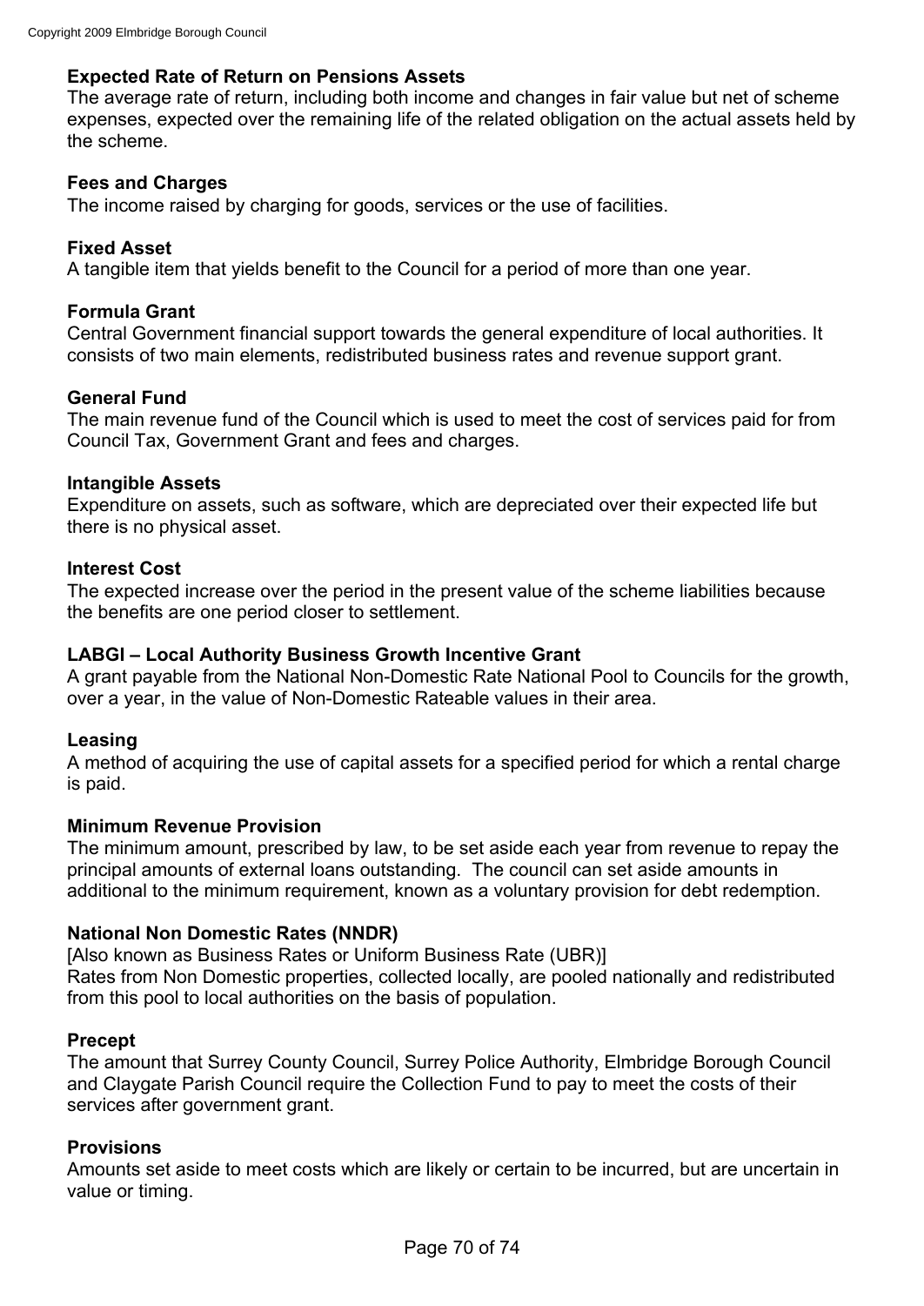**Expected Rate of Return on Pensions Assets**
The average rate of return, including both income and changes in fair value but net of scheme expenses, expected over the remaining life of the related obligation on the actual assets held by the scheme.

**Fees and Charges**
The income raised by charging for goods, services or the use of facilities.

**Fixed Asset**
A tangible item that yields benefit to the Council for a period of more than one year.

**Formula Grant**
Central Government financial support towards the general expenditure of local authorities. It consists of two main elements, redistributed business rates and revenue support grant.

**General Fund**
The main revenue fund of the Council which is used to meet the cost of services paid for from Council Tax, Government Grant and fees and charges.

**Intangible Assets**
Expenditure on assets, such as software, which are depreciated over their expected life but there is no physical asset.

**Interest Cost**
The expected increase over the period in the present value of the scheme liabilities because the benefits are one period closer to settlement.

**LABGI – Local Authority Business Growth Incentive Grant**
A grant payable from the National Non-Domestic Rate National Pool to Councils for the growth, over a year, in the value of Non-Domestic Rateable values in their area.

**Leasing**
A method of acquiring the use of capital assets for a specified period for which a rental charge is paid.

**Minimum Revenue Provision**
The minimum amount, prescribed by law, to be set aside each year from revenue to repay the principal amounts of external loans outstanding. The council can set aside amounts in additional to the minimum requirement, known as a voluntary provision for debt redemption.

**National Non Domestic Rates (NNDR)**
[Also known as Business Rates or Uniform Business Rate (UBR)]
Rates from Non Domestic properties, collected locally, are pooled nationally and redistributed from this pool to local authorities on the basis of population.

**Precept**
The amount that Surrey County Council, Surrey Police Authority, Elmbridge Borough Council and Claygate Parish Council require the Collection Fund to pay to meet the costs of their services after government grant.

**Provisions**
Amounts set aside to meet costs which are likely or certain to be incurred, but are uncertain in value or timing.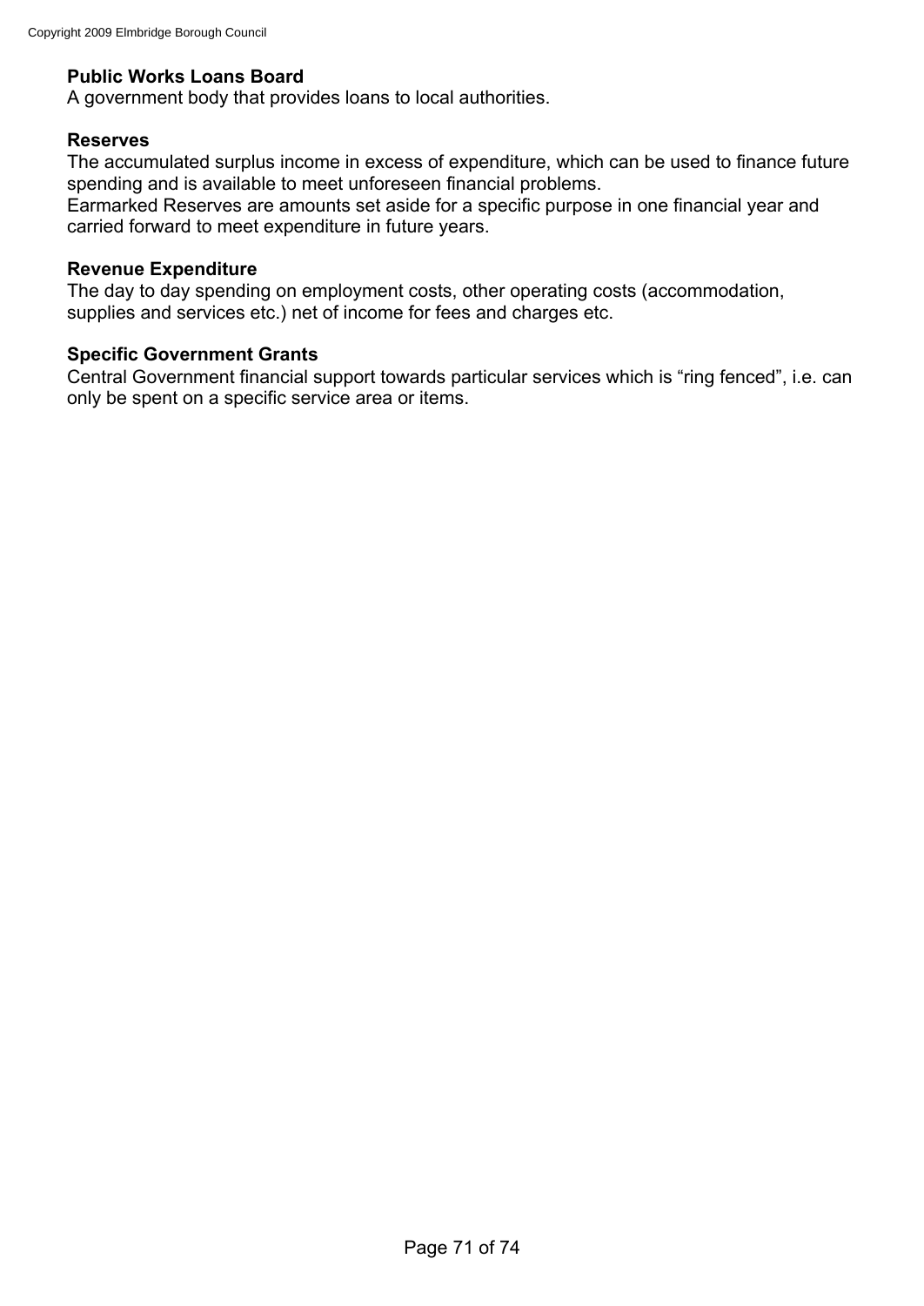**Public Works Loans Board**
A government body that provides loans to local authorities.

**Reserves**
The accumulated surplus income in excess of expenditure, which can be used to finance future spending and is available to meet unforeseen financial problems.
Earmarked Reserves are amounts set aside for a specific purpose in one financial year and carried forward to meet expenditure in future years.

**Revenue Expenditure**
The day to day spending on employment costs, other operating costs (accommodation, supplies and services etc.) net of income for fees and charges etc.

**Specific Government Grants**
Central Government financial support towards particular services which is "ring fenced", i.e. can only be spent on a specific service area or items.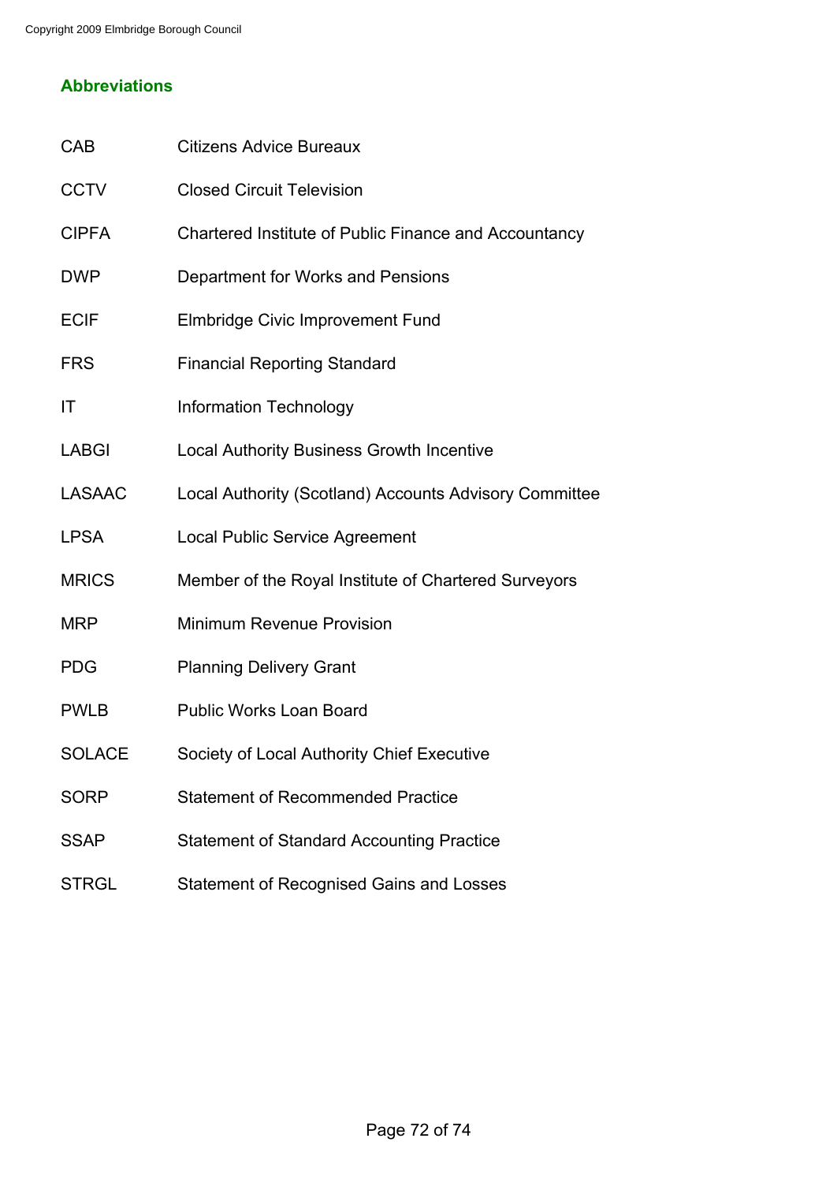## Abbreviations

| | |
|---|---|
| CAB | Citizens Advice Bureaux |
| CCTV | Closed Circuit Television |
| CIPFA | Chartered Institute of Public Finance and Accountancy |
| DWP | Department for Works and Pensions |
| ECIF | Elmbridge Civic Improvement Fund |
| FRS | Financial Reporting Standard |
| IT | Information Technology |
| LABGI | Local Authority Business Growth Incentive |
| LASAAC | Local Authority (Scotland) Accounts Advisory Committee |
| LPSA | Local Public Service Agreement |
| MRICS | Member of the Royal Institute of Chartered Surveyors |
| MRP | Minimum Revenue Provision |
| PDG | Planning Delivery Grant |
| PWLB | Public Works Loan Board |
| SOLACE | Society of Local Authority Chief Executive |
| SORP | Statement of Recommended Practice |
| SSAP | Statement of Standard Accounting Practice |
| STRGL | Statement of Recognised Gains and Losses |